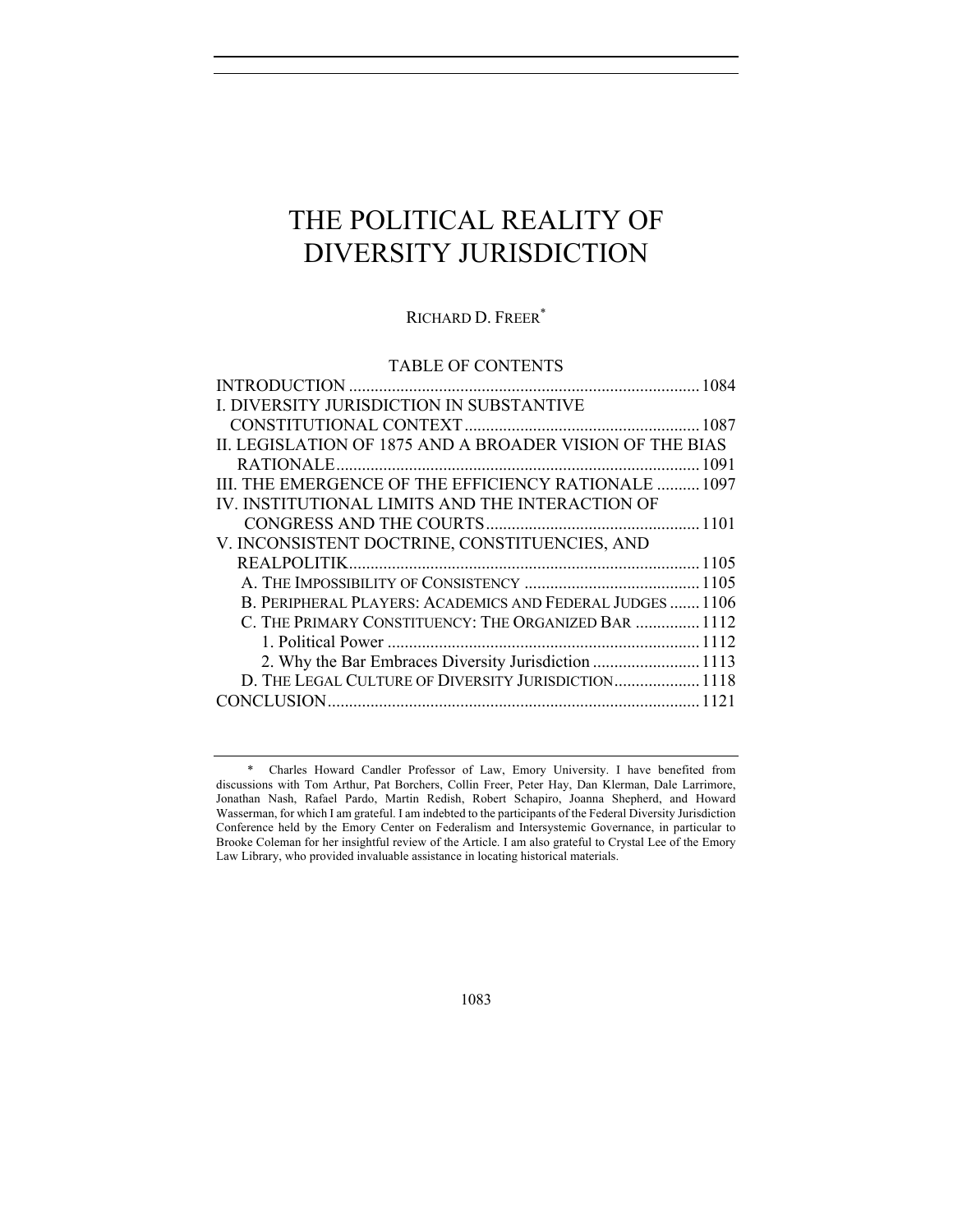# THE POLITICAL REALITY OF DIVERSITY JURISDICTION

RICHARD D. FREER*

TABLE OF CONTENTS

INTRODUCTION .................................................................................. 1084
I. DIVERSITY JURISDICTION IN SUBSTANTIVE CONSTITUTIONAL CONTEXT ....................................................... 1087
II. LEGISLATION OF 1875 AND A BROADER VISION OF THE BIAS RATIONALE ..................................................................................... 1091
III. THE EMERGENCE OF THE EFFICIENCY RATIONALE .......... 1097
IV. INSTITUTIONAL LIMITS AND THE INTERACTION OF CONGRESS AND THE COURTS .................................................. 1101
V. INCONSISTENT DOCTRINE, CONSTITUENCIES, AND REALPOLITIK.................................................................................. 1105
- A. THE IMPOSSIBILITY OF CONSISTENCY ......................................... 1105
- B. PERIPHERAL PLAYERS: ACADEMICS AND FEDERAL JUDGES ....... 1106
- C. THE PRIMARY CONSTITUENCY: THE ORGANIZED BAR ............... 1112
  - 1. Political Power ......................................................................... 1112
  - 2. Why the Bar Embraces Diversity Jurisdiction ......................... 1113
- D. THE LEGAL CULTURE OF DIVERSITY JURISDICTION.................... 1118

CONCLUSION...................................................................................... 1121

---

\* Charles Howard Candler Professor of Law, Emory University. I have benefited from discussions with Tom Arthur, Pat Borchers, Collin Freer, Peter Hay, Dan Klerman, Dale Larrimore, Jonathan Nash, Rafael Pardo, Martin Redish, Robert Schapiro, Joanna Shepherd, and Howard Wasserman, for which I am grateful. I am indebted to the participants of the Federal Diversity Jurisdiction Conference held by the Emory Center on Federalism and Intersystemic Governance, in particular to Brooke Coleman for her insightful review of the Article. I am also grateful to Crystal Lee of the Emory Law Library, who provided invaluable assistance in locating historical materials.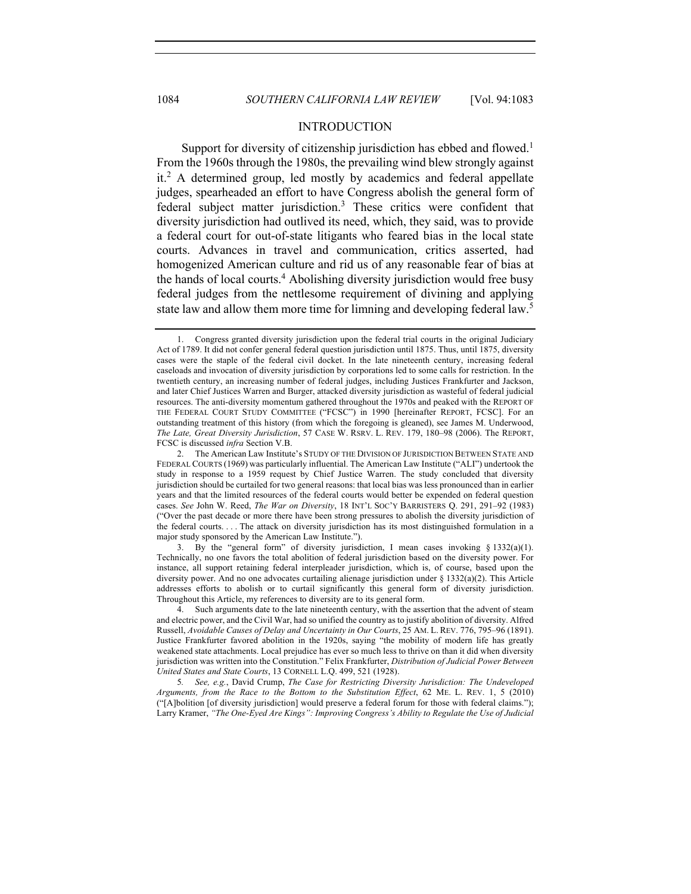## INTRODUCTION

Support for diversity of citizenship jurisdiction has ebbed and flowed.[1] From the 1960s through the 1980s, the prevailing wind blew strongly against it.[2] A determined group, led mostly by academics and federal appellate judges, spearheaded an effort to have Congress abolish the general form of federal subject matter jurisdiction.[3] These critics were confident that diversity jurisdiction had outlived its need, which, they said, was to provide a federal court for out-of-state litigants who feared bias in the local state courts. Advances in travel and communication, critics asserted, had homogenized American culture and rid us of any reasonable fear of bias at the hands of local courts.[4] Abolishing diversity jurisdiction would free busy federal judges from the nettlesome requirement of divining and applying state law and allow them more time for limning and developing federal law.[5]

---

1. Congress granted diversity jurisdiction upon the federal trial courts in the original Judiciary Act of 1789. It did not confer general federal question jurisdiction until 1875. Thus, until 1875, diversity cases were the staple of the federal civil docket. In the late nineteenth century, increasing federal caseloads and invocation of diversity jurisdiction by corporations led to some calls for restriction. In the twentieth century, an increasing number of federal judges, including Justices Frankfurter and Jackson, and later Chief Justices Warren and Burger, attacked diversity jurisdiction as wasteful of federal judicial resources. The anti-diversity momentum gathered throughout the 1970s and peaked with the REPORT OF THE FEDERAL COURT STUDY COMMITTEE ("FCSC") in 1990 [hereinafter REPORT, FCSC]. For an outstanding treatment of this history (from which the foregoing is gleaned), see James M. Underwood, *The Late, Great Diversity Jurisdiction*, 57 CASE W. RSRV. L. REV. 179, 180–98 (2006). The REPORT, FCSC is discussed *infra* Section V.B.

2. The American Law Institute's STUDY OF THE DIVISION OF JURISDICTION BETWEEN STATE AND FEDERAL COURTS (1969) was particularly influential. The American Law Institute ("ALI") undertook the study in response to a 1959 request by Chief Justice Warren. The study concluded that diversity jurisdiction should be curtailed for two general reasons: that local bias was less pronounced than in earlier years and that the limited resources of the federal courts would better be expended on federal question cases. *See* John W. Reed, *The War on Diversity*, 18 INT'L SOC'Y BARRISTERS Q. 291, 291–92 (1983) ("Over the past decade or more there have been strong pressures to abolish the diversity jurisdiction of the federal courts. . . . The attack on diversity jurisdiction has its most distinguished formulation in a major study sponsored by the American Law Institute.").

3. By the "general form" of diversity jurisdiction, I mean cases invoking § 1332(a)(1). Technically, no one favors the total abolition of federal jurisdiction based on the diversity power. For instance, all support retaining federal interpleader jurisdiction, which is, of course, based upon the diversity power. And no one advocates curtailing alienage jurisdiction under § 1332(a)(2). This Article addresses efforts to abolish or to curtail significantly this general form of diversity jurisdiction. Throughout this Article, my references to diversity are to its general form.

4. Such arguments date to the late nineteenth century, with the assertion that the advent of steam and electric power, and the Civil War, had so unified the country as to justify abolition of diversity. Alfred Russell, *Avoidable Causes of Delay and Uncertainty in Our Courts*, 25 AM. L. REV. 776, 795–96 (1891). Justice Frankfurter favored abolition in the 1920s, saying "the mobility of modern life has greatly weakened state attachments. Local prejudice has ever so much less to thrive on than it did when diversity jurisdiction was written into the Constitution." Felix Frankfurter, *Distribution of Judicial Power Between United States and State Courts*, 13 CORNELL L.Q. 499, 521 (1928).

5. *See, e.g.*, David Crump, *The Case for Restricting Diversity Jurisdiction: The Undeveloped Arguments, from the Race to the Bottom to the Substitution Effect*, 62 ME. L. REV. 1, 5 (2010) ("[A]bolition [of diversity jurisdiction] would preserve a federal forum for those with federal claims."); Larry Kramer, *"The One-Eyed Are Kings": Improving Congress's Ability to Regulate the Use of Judicial*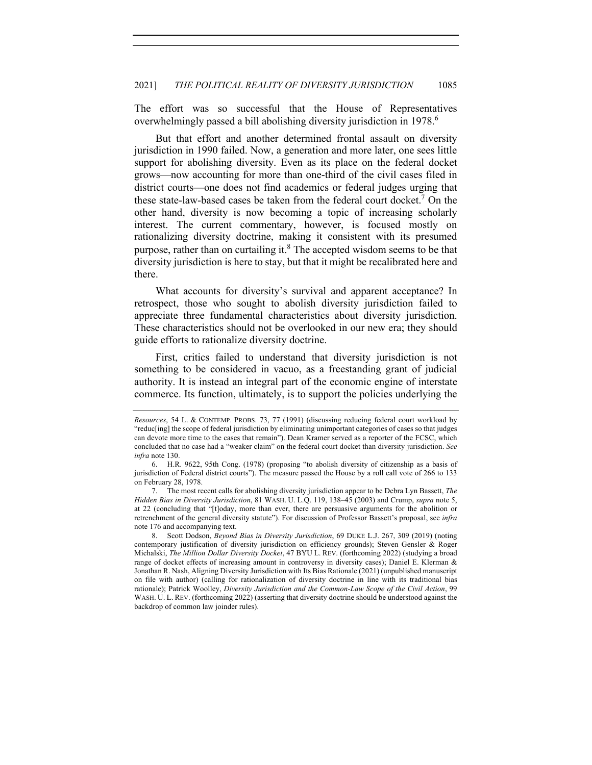The effort was so successful that the House of Representatives overwhelmingly passed a bill abolishing diversity jurisdiction in 1978.[6]

But that effort and another determined frontal assault on diversity jurisdiction in 1990 failed. Now, a generation and more later, one sees little support for abolishing diversity. Even as its place on the federal docket grows—now accounting for more than one-third of the civil cases filed in district courts—one does not find academics or federal judges urging that these state-law-based cases be taken from the federal court docket.[7] On the other hand, diversity is now becoming a topic of increasing scholarly interest. The current commentary, however, is focused mostly on rationalizing diversity doctrine, making it consistent with its presumed purpose, rather than on curtailing it.[8] The accepted wisdom seems to be that diversity jurisdiction is here to stay, but that it might be recalibrated here and there.

What accounts for diversity's survival and apparent acceptance? In retrospect, those who sought to abolish diversity jurisdiction failed to appreciate three fundamental characteristics about diversity jurisdiction. These characteristics should not be overlooked in our new era; they should guide efforts to rationalize diversity doctrine.

First, critics failed to understand that diversity jurisdiction is not something to be considered in vacuo, as a freestanding grant of judicial authority. It is instead an integral part of the economic engine of interstate commerce. Its function, ultimately, is to support the policies underlying the

---

*Resources*, 54 L. & CONTEMP. PROBS. 73, 77 (1991) (discussing reducing federal court workload by "reduc[ing] the scope of federal jurisdiction by eliminating unimportant categories of cases so that judges can devote more time to the cases that remain"). Dean Kramer served as a reporter of the FCSC, which concluded that no case had a "weaker claim" on the federal court docket than diversity jurisdiction. *See infra* note 130.

6. H.R. 9622, 95th Cong. (1978) (proposing "to abolish diversity of citizenship as a basis of jurisdiction of Federal district courts"). The measure passed the House by a roll call vote of 266 to 133 on February 28, 1978.

7. The most recent calls for abolishing diversity jurisdiction appear to be Debra Lyn Bassett, *The Hidden Bias in Diversity Jurisdiction*, 81 WASH. U. L.Q. 119, 138–45 (2003) and Crump, *supra* note 5, at 22 (concluding that "[t]oday, more than ever, there are persuasive arguments for the abolition or retrenchment of the general diversity statute"). For discussion of Professor Bassett's proposal, see *infra* note 176 and accompanying text.

8. Scott Dodson, *Beyond Bias in Diversity Jurisdiction*, 69 DUKE L.J. 267, 309 (2019) (noting contemporary justification of diversity jurisdiction on efficiency grounds); Steven Gensler & Roger Michalski, *The Million Dollar Diversity Docket*, 47 BYU L. REV. (forthcoming 2022) (studying a broad range of docket effects of increasing amount in controversy in diversity cases); Daniel E. Klerman & Jonathan R. Nash, Aligning Diversity Jurisdiction with Its Bias Rationale (2021) (unpublished manuscript on file with author) (calling for rationalization of diversity doctrine in line with its traditional bias rationale); Patrick Woolley, *Diversity Jurisdiction and the Common-Law Scope of the Civil Action*, 99 WASH. U. L. REV. (forthcoming 2022) (asserting that diversity doctrine should be understood against the backdrop of common law joinder rules).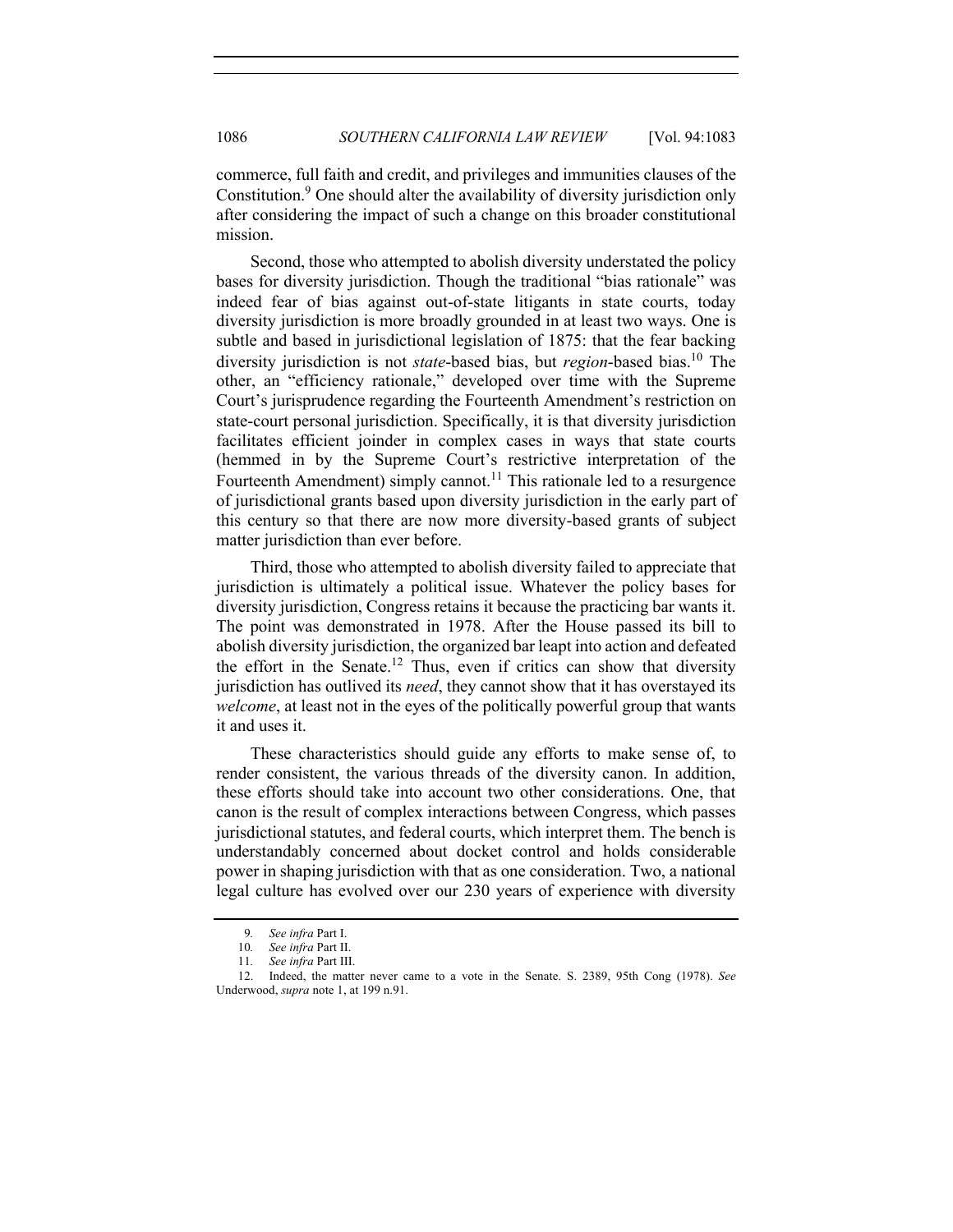commerce, full faith and credit, and privileges and immunities clauses of the Constitution.[9] One should alter the availability of diversity jurisdiction only after considering the impact of such a change on this broader constitutional mission.

Second, those who attempted to abolish diversity understated the policy bases for diversity jurisdiction. Though the traditional "bias rationale" was indeed fear of bias against out-of-state litigants in state courts, today diversity jurisdiction is more broadly grounded in at least two ways. One is subtle and based in jurisdictional legislation of 1875: that the fear backing diversity jurisdiction is not *state*-based bias, but *region*-based bias.[10] The other, an "efficiency rationale," developed over time with the Supreme Court's jurisprudence regarding the Fourteenth Amendment's restriction on state-court personal jurisdiction. Specifically, it is that diversity jurisdiction facilitates efficient joinder in complex cases in ways that state courts (hemmed in by the Supreme Court's restrictive interpretation of the Fourteenth Amendment) simply cannot.[11] This rationale led to a resurgence of jurisdictional grants based upon diversity jurisdiction in the early part of this century so that there are now more diversity-based grants of subject matter jurisdiction than ever before.

Third, those who attempted to abolish diversity failed to appreciate that jurisdiction is ultimately a political issue. Whatever the policy bases for diversity jurisdiction, Congress retains it because the practicing bar wants it. The point was demonstrated in 1978. After the House passed its bill to abolish diversity jurisdiction, the organized bar leapt into action and defeated the effort in the Senate.[12] Thus, even if critics can show that diversity jurisdiction has outlived its *need*, they cannot show that it has overstayed its *welcome*, at least not in the eyes of the politically powerful group that wants it and uses it.

These characteristics should guide any efforts to make sense of, to render consistent, the various threads of the diversity canon. In addition, these efforts should take into account two other considerations. One, that canon is the result of complex interactions between Congress, which passes jurisdictional statutes, and federal courts, which interpret them. The bench is understandably concerned about docket control and holds considerable power in shaping jurisdiction with that as one consideration. Two, a national legal culture has evolved over our 230 years of experience with diversity

---

9. *See infra* Part I.

10. *See infra* Part II.

11. *See infra* Part III.

12. Indeed, the matter never came to a vote in the Senate. S. 2389, 95th Cong (1978). *See* Underwood, *supra* note 1, at 199 n.91.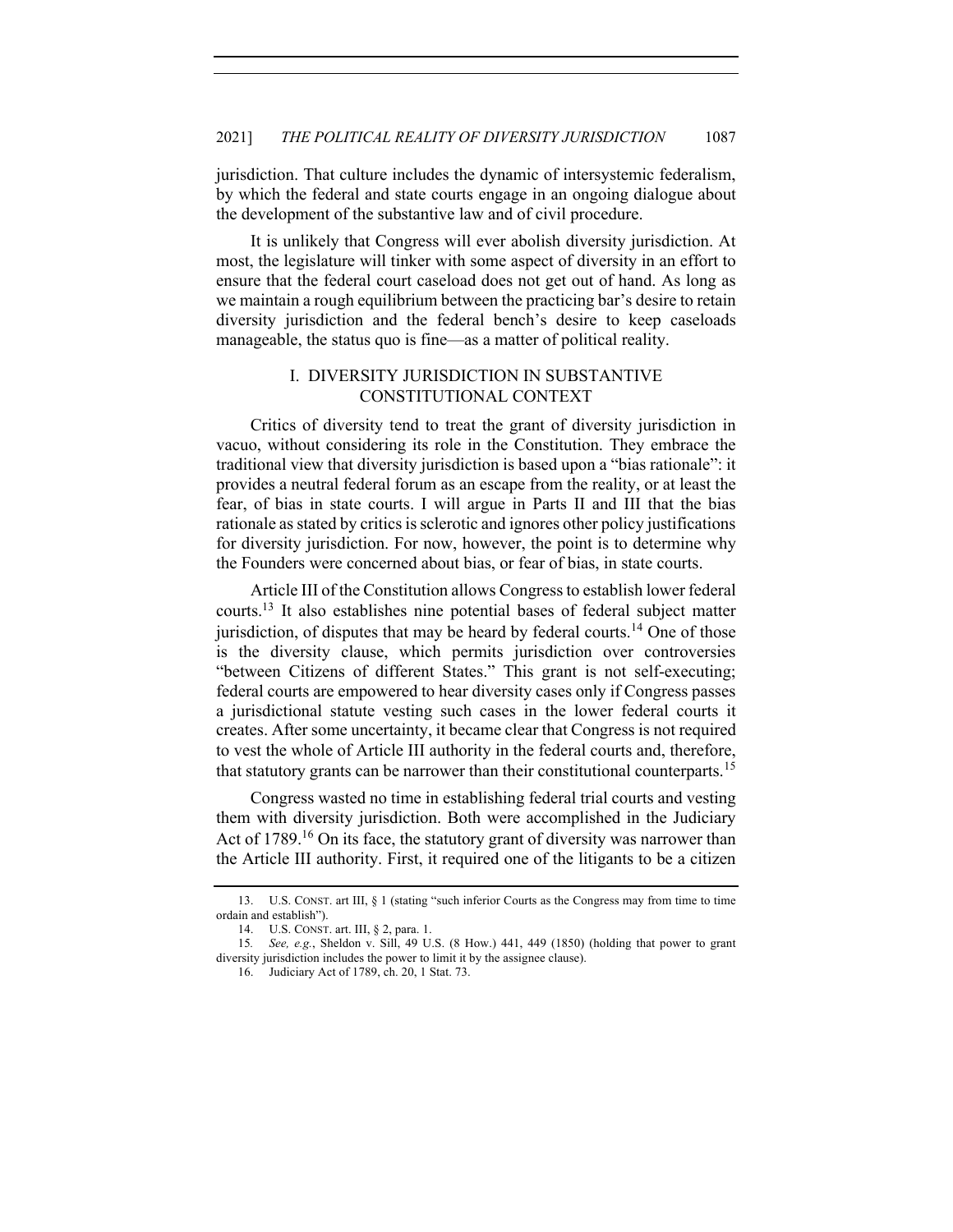jurisdiction. That culture includes the dynamic of intersystemic federalism, by which the federal and state courts engage in an ongoing dialogue about the development of the substantive law and of civil procedure.

It is unlikely that Congress will ever abolish diversity jurisdiction. At most, the legislature will tinker with some aspect of diversity in an effort to ensure that the federal court caseload does not get out of hand. As long as we maintain a rough equilibrium between the practicing bar's desire to retain diversity jurisdiction and the federal bench's desire to keep caseloads manageable, the status quo is fine—as a matter of political reality.

## I. DIVERSITY JURISDICTION IN SUBSTANTIVE CONSTITUTIONAL CONTEXT

Critics of diversity tend to treat the grant of diversity jurisdiction in vacuo, without considering its role in the Constitution. They embrace the traditional view that diversity jurisdiction is based upon a "bias rationale": it provides a neutral federal forum as an escape from the reality, or at least the fear, of bias in state courts. I will argue in Parts II and III that the bias rationale as stated by critics is sclerotic and ignores other policy justifications for diversity jurisdiction. For now, however, the point is to determine why the Founders were concerned about bias, or fear of bias, in state courts.

Article III of the Constitution allows Congress to establish lower federal courts.[13] It also establishes nine potential bases of federal subject matter jurisdiction, of disputes that may be heard by federal courts.[14] One of those is the diversity clause, which permits jurisdiction over controversies "between Citizens of different States." This grant is not self-executing; federal courts are empowered to hear diversity cases only if Congress passes a jurisdictional statute vesting such cases in the lower federal courts it creates. After some uncertainty, it became clear that Congress is not required to vest the whole of Article III authority in the federal courts and, therefore, that statutory grants can be narrower than their constitutional counterparts.[15]

Congress wasted no time in establishing federal trial courts and vesting them with diversity jurisdiction. Both were accomplished in the Judiciary Act of 1789.[16] On its face, the statutory grant of diversity was narrower than the Article III authority. First, it required one of the litigants to be a citizen

---

13. U.S. CONST. art III, § 1 (stating "such inferior Courts as the Congress may from time to time ordain and establish").

14. U.S. CONST. art. III, § 2, para. 1.

15. *See, e.g.*, Sheldon v. Sill, 49 U.S. (8 How.) 441, 449 (1850) (holding that power to grant diversity jurisdiction includes the power to limit it by the assignee clause).

16. Judiciary Act of 1789, ch. 20, 1 Stat. 73.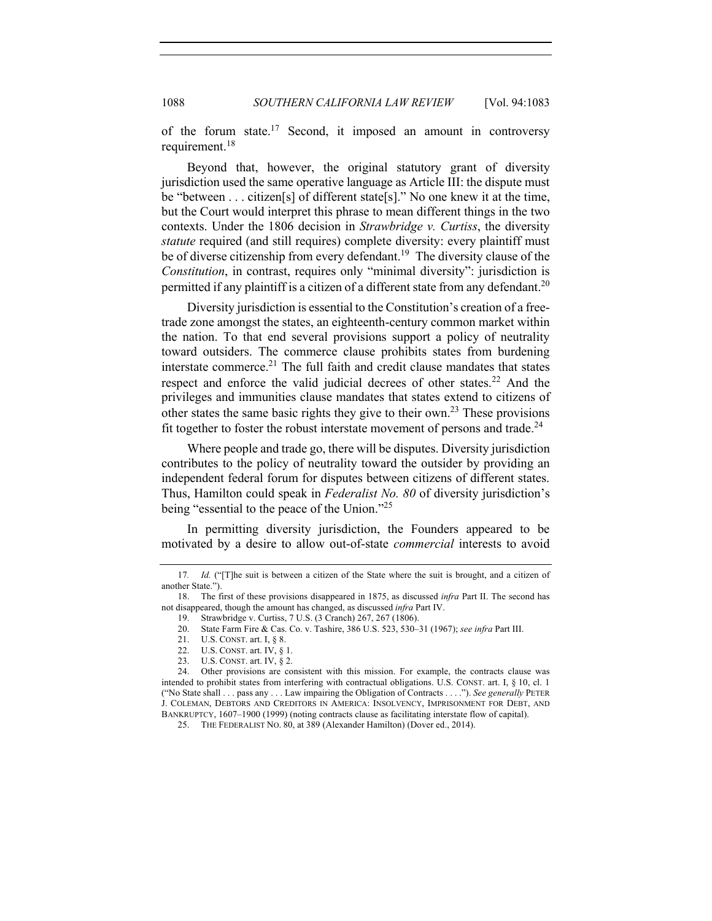of the forum state.[17] Second, it imposed an amount in controversy requirement.[18]

Beyond that, however, the original statutory grant of diversity jurisdiction used the same operative language as Article III: the dispute must be "between . . . citizen[s] of different state[s]." No one knew it at the time, but the Court would interpret this phrase to mean different things in the two contexts. Under the 1806 decision in *Strawbridge v. Curtiss*, the diversity *statute* required (and still requires) complete diversity: every plaintiff must be of diverse citizenship from every defendant.[19] The diversity clause of the *Constitution*, in contrast, requires only "minimal diversity": jurisdiction is permitted if any plaintiff is a citizen of a different state from any defendant.[20]

Diversity jurisdiction is essential to the Constitution's creation of a free-trade zone amongst the states, an eighteenth-century common market within the nation. To that end several provisions support a policy of neutrality toward outsiders. The commerce clause prohibits states from burdening interstate commerce.[21] The full faith and credit clause mandates that states respect and enforce the valid judicial decrees of other states.[22] And the privileges and immunities clause mandates that states extend to citizens of other states the same basic rights they give to their own.[23] These provisions fit together to foster the robust interstate movement of persons and trade.[24]

Where people and trade go, there will be disputes. Diversity jurisdiction contributes to the policy of neutrality toward the outsider by providing an independent federal forum for disputes between citizens of different states. Thus, Hamilton could speak in *Federalist No. 80* of diversity jurisdiction's being "essential to the peace of the Union."[25]

In permitting diversity jurisdiction, the Founders appeared to be motivated by a desire to allow out-of-state *commercial* interests to avoid

---

17. *Id.* ("[T]he suit is between a citizen of the State where the suit is brought, and a citizen of another State.").

18. The first of these provisions disappeared in 1875, as discussed *infra* Part II. The second has not disappeared, though the amount has changed, as discussed *infra* Part IV.

19. Strawbridge v. Curtiss, 7 U.S. (3 Cranch) 267, 267 (1806).

20. State Farm Fire & Cas. Co. v. Tashire, 386 U.S. 523, 530–31 (1967); *see infra* Part III.

21. U.S. CONST. art. I, § 8.

22. U.S. CONST. art. IV, § 1.

23. U.S. CONST. art. IV, § 2.

24. Other provisions are consistent with this mission. For example, the contracts clause was intended to prohibit states from interfering with contractual obligations. U.S. CONST. art. I, § 10, cl. 1 ("No State shall . . . pass any . . . Law impairing the Obligation of Contracts . . . ."). *See generally* PETER J. COLEMAN, DEBTORS AND CREDITORS IN AMERICA: INSOLVENCY, IMPRISONMENT FOR DEBT, AND BANKRUPTCY, 1607–1900 (1999) (noting contracts clause as facilitating interstate flow of capital).

25. THE FEDERALIST NO. 80, at 389 (Alexander Hamilton) (Dover ed., 2014).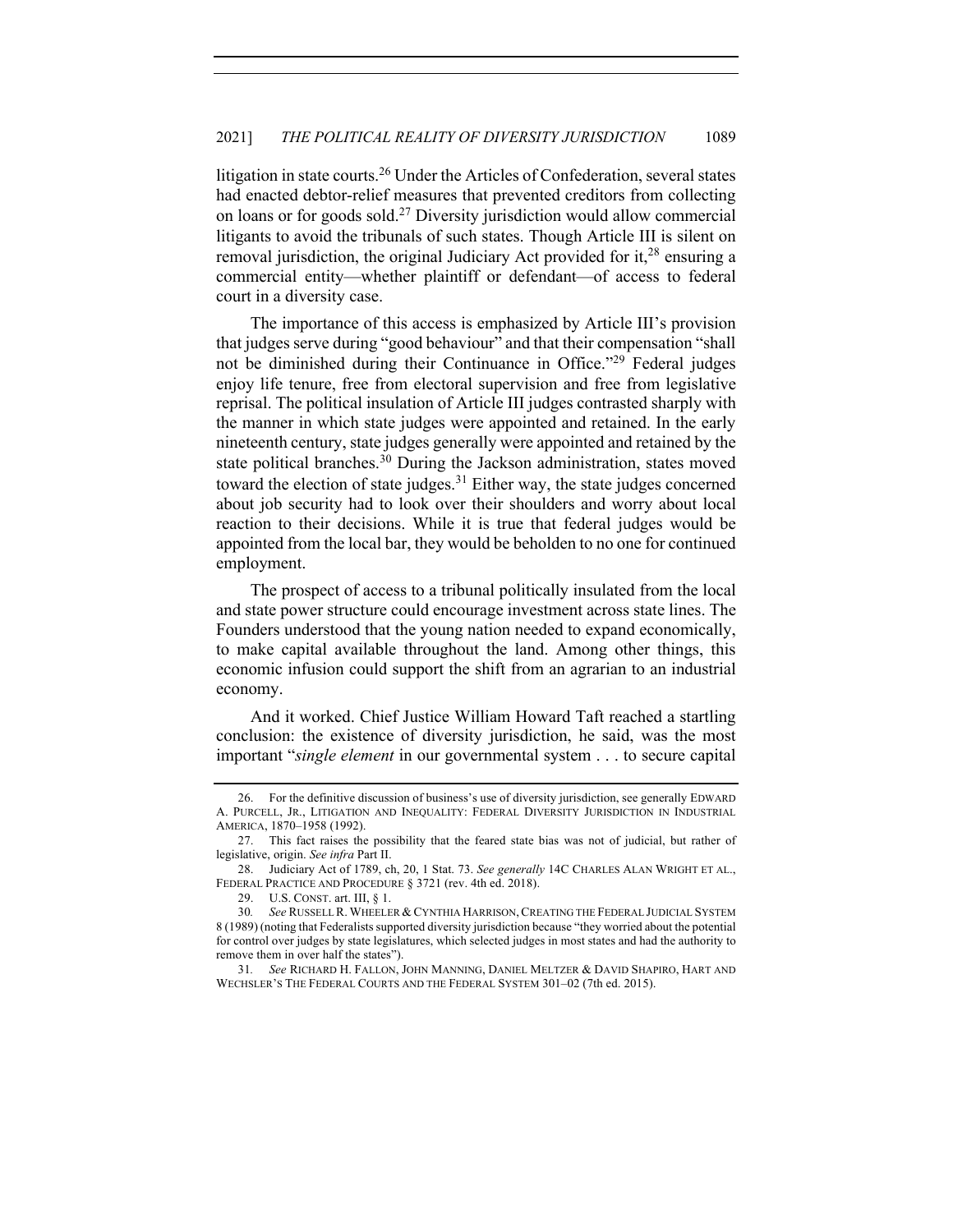litigation in state courts.[26] Under the Articles of Confederation, several states had enacted debtor-relief measures that prevented creditors from collecting on loans or for goods sold.[27] Diversity jurisdiction would allow commercial litigants to avoid the tribunals of such states. Though Article III is silent on removal jurisdiction, the original Judiciary Act provided for it,[28] ensuring a commercial entity—whether plaintiff or defendant—of access to federal court in a diversity case.

The importance of this access is emphasized by Article III's provision that judges serve during "good behaviour" and that their compensation "shall not be diminished during their Continuance in Office."[29] Federal judges enjoy life tenure, free from electoral supervision and free from legislative reprisal. The political insulation of Article III judges contrasted sharply with the manner in which state judges were appointed and retained. In the early nineteenth century, state judges generally were appointed and retained by the state political branches.[30] During the Jackson administration, states moved toward the election of state judges.[31] Either way, the state judges concerned about job security had to look over their shoulders and worry about local reaction to their decisions. While it is true that federal judges would be appointed from the local bar, they would be beholden to no one for continued employment.

The prospect of access to a tribunal politically insulated from the local and state power structure could encourage investment across state lines. The Founders understood that the young nation needed to expand economically, to make capital available throughout the land. Among other things, this economic infusion could support the shift from an agrarian to an industrial economy.

And it worked. Chief Justice William Howard Taft reached a startling conclusion: the existence of diversity jurisdiction, he said, was the most important "*single element* in our governmental system . . . to secure capital

---

26. For the definitive discussion of business's use of diversity jurisdiction, see generally EDWARD A. PURCELL, JR., LITIGATION AND INEQUALITY: FEDERAL DIVERSITY JURISDICTION IN INDUSTRIAL AMERICA, 1870–1958 (1992).

27. This fact raises the possibility that the feared state bias was not of judicial, but rather of legislative, origin. *See infra* Part II.

28. Judiciary Act of 1789, ch, 20, 1 Stat. 73. *See generally* 14C CHARLES ALAN WRIGHT ET AL., FEDERAL PRACTICE AND PROCEDURE § 3721 (rev. 4th ed. 2018).

29. U.S. CONST. art. III, § 1.

30. *See* RUSSELL R. WHEELER & CYNTHIA HARRISON, CREATING THE FEDERAL JUDICIAL SYSTEM 8 (1989) (noting that Federalists supported diversity jurisdiction because "they worried about the potential for control over judges by state legislatures, which selected judges in most states and had the authority to remove them in over half the states").

31. *See* RICHARD H. FALLON, JOHN MANNING, DANIEL MELTZER & DAVID SHAPIRO, HART AND WECHSLER'S THE FEDERAL COURTS AND THE FEDERAL SYSTEM 301–02 (7th ed. 2015).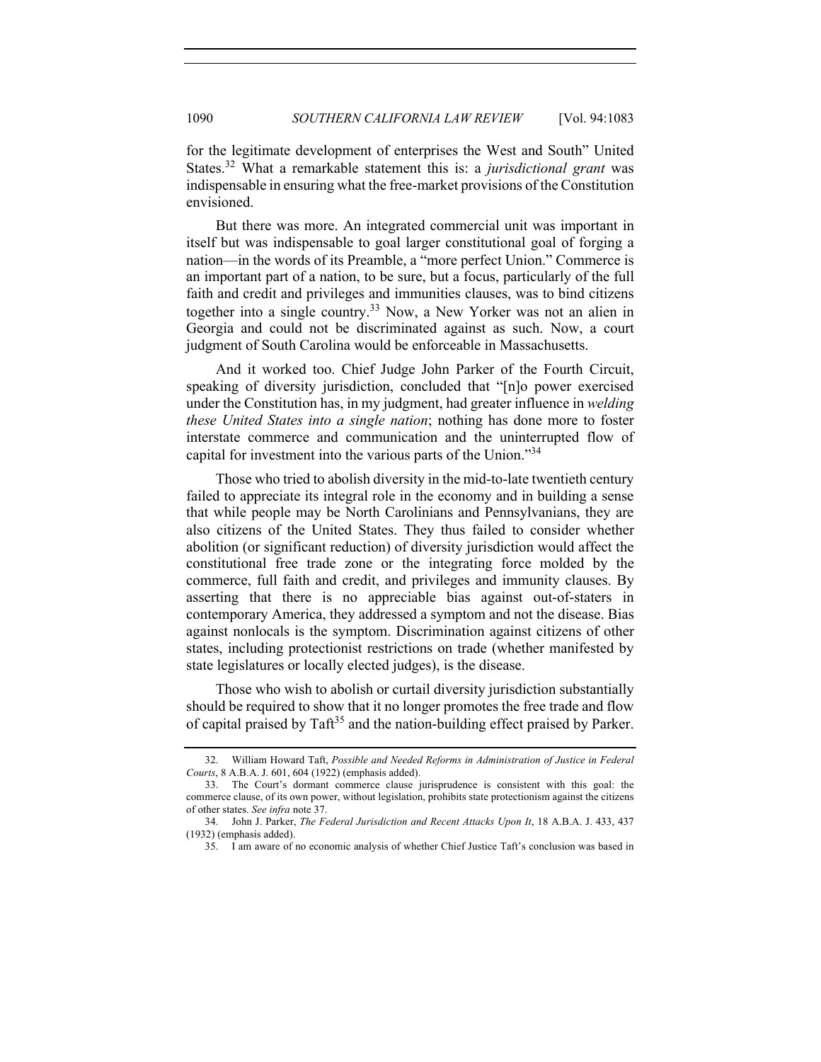for the legitimate development of enterprises the West and South" United States.[32] What a remarkable statement this is: a *jurisdictional grant* was indispensable in ensuring what the free-market provisions of the Constitution envisioned.

But there was more. An integrated commercial unit was important in itself but was indispensable to goal larger constitutional goal of forging a nation—in the words of its Preamble, a "more perfect Union." Commerce is an important part of a nation, to be sure, but a focus, particularly of the full faith and credit and privileges and immunities clauses, was to bind citizens together into a single country.[33] Now, a New Yorker was not an alien in Georgia and could not be discriminated against as such. Now, a court judgment of South Carolina would be enforceable in Massachusetts.

And it worked too. Chief Judge John Parker of the Fourth Circuit, speaking of diversity jurisdiction, concluded that "[n]o power exercised under the Constitution has, in my judgment, had greater influence in *welding these United States into a single nation*; nothing has done more to foster interstate commerce and communication and the uninterrupted flow of capital for investment into the various parts of the Union."[34]

Those who tried to abolish diversity in the mid-to-late twentieth century failed to appreciate its integral role in the economy and in building a sense that while people may be North Carolinians and Pennsylvanians, they are also citizens of the United States. They thus failed to consider whether abolition (or significant reduction) of diversity jurisdiction would affect the constitutional free trade zone or the integrating force molded by the commerce, full faith and credit, and privileges and immunity clauses. By asserting that there is no appreciable bias against out-of-staters in contemporary America, they addressed a symptom and not the disease. Bias against nonlocals is the symptom. Discrimination against citizens of other states, including protectionist restrictions on trade (whether manifested by state legislatures or locally elected judges), is the disease.

Those who wish to abolish or curtail diversity jurisdiction substantially should be required to show that it no longer promotes the free trade and flow of capital praised by Taft[35] and the nation-building effect praised by Parker.

---

32. William Howard Taft, *Possible and Needed Reforms in Administration of Justice in Federal Courts*, 8 A.B.A. J. 601, 604 (1922) (emphasis added).

33. The Court's dormant commerce clause jurisprudence is consistent with this goal: the commerce clause, of its own power, without legislation, prohibits state protectionism against the citizens of other states. *See infra* note 37.

34. John J. Parker, *The Federal Jurisdiction and Recent Attacks Upon It*, 18 A.B.A. J. 433, 437 (1932) (emphasis added).

35. I am aware of no economic analysis of whether Chief Justice Taft's conclusion was based in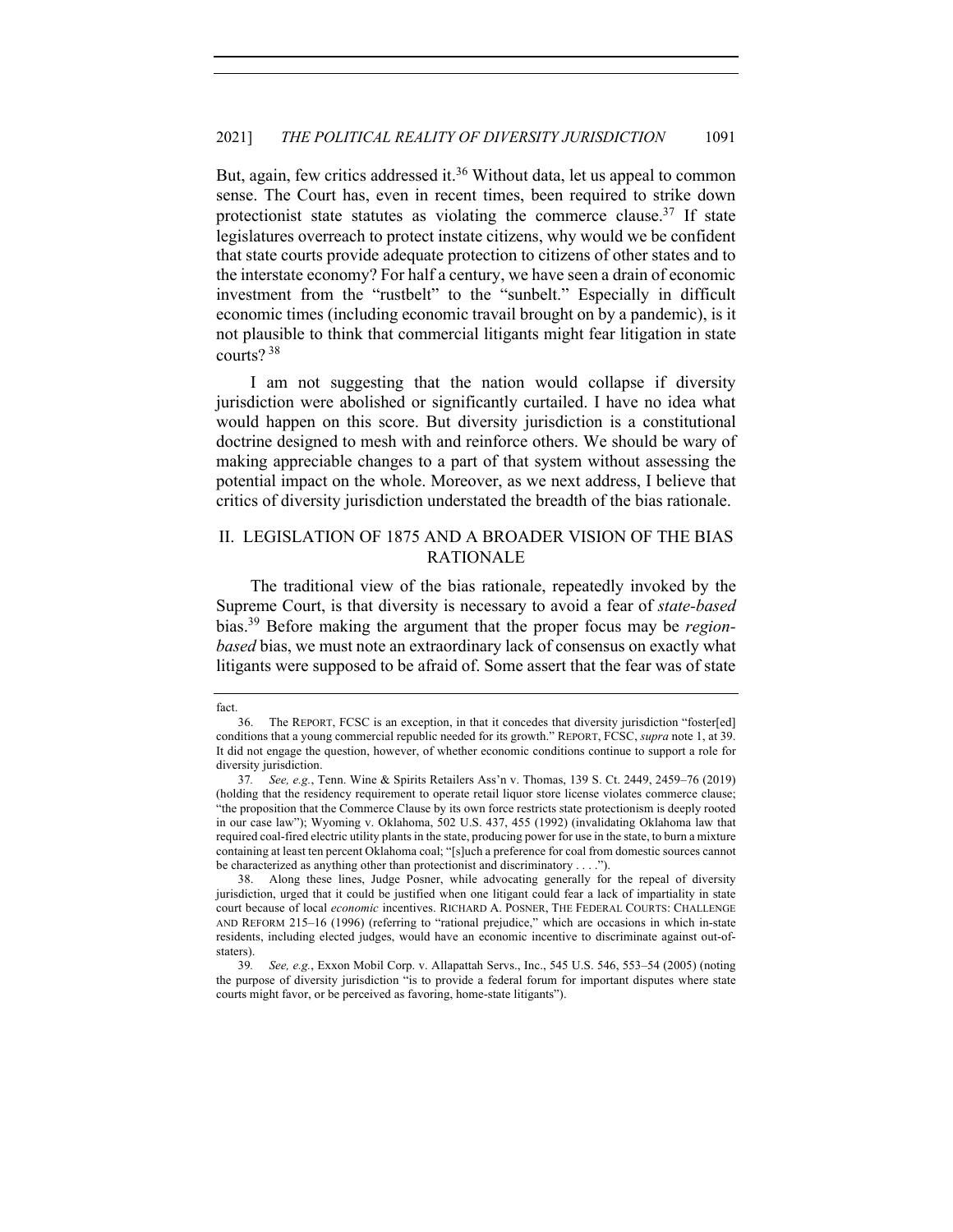But, again, few critics addressed it.[36] Without data, let us appeal to common sense. The Court has, even in recent times, been required to strike down protectionist state statutes as violating the commerce clause.[37] If state legislatures overreach to protect instate citizens, why would we be confident that state courts provide adequate protection to citizens of other states and to the interstate economy? For half a century, we have seen a drain of economic investment from the "rustbelt" to the "sunbelt." Especially in difficult economic times (including economic travail brought on by a pandemic), is it not plausible to think that commercial litigants might fear litigation in state courts?[38]

I am not suggesting that the nation would collapse if diversity jurisdiction were abolished or significantly curtailed. I have no idea what would happen on this score. But diversity jurisdiction is a constitutional doctrine designed to mesh with and reinforce others. We should be wary of making appreciable changes to a part of that system without assessing the potential impact on the whole. Moreover, as we next address, I believe that critics of diversity jurisdiction understated the breadth of the bias rationale.

## II. LEGISLATION OF 1875 AND A BROADER VISION OF THE BIAS RATIONALE

The traditional view of the bias rationale, repeatedly invoked by the Supreme Court, is that diversity is necessary to avoid a fear of *state-based* bias.[39] Before making the argument that the proper focus may be *region-based* bias, we must note an extraordinary lack of consensus on exactly what litigants were supposed to be afraid of. Some assert that the fear was of state

---

fact.

36. The REPORT, FCSC is an exception, in that it concedes that diversity jurisdiction "foster[ed] conditions that a young commercial republic needed for its growth." REPORT, FCSC, *supra* note 1, at 39. It did not engage the question, however, of whether economic conditions continue to support a role for diversity jurisdiction.

37. *See, e.g.*, Tenn. Wine & Spirits Retailers Ass'n v. Thomas, 139 S. Ct. 2449, 2459–76 (2019) (holding that the residency requirement to operate retail liquor store license violates commerce clause; "the proposition that the Commerce Clause by its own force restricts state protectionism is deeply rooted in our case law"); Wyoming v. Oklahoma, 502 U.S. 437, 455 (1992) (invalidating Oklahoma law that required coal-fired electric utility plants in the state, producing power for use in the state, to burn a mixture containing at least ten percent Oklahoma coal; "[s]uch a preference for coal from domestic sources cannot be characterized as anything other than protectionist and discriminatory . . . .").

38. Along these lines, Judge Posner, while advocating generally for the repeal of diversity jurisdiction, urged that it could be justified when one litigant could fear a lack of impartiality in state court because of local *economic* incentives. RICHARD A. POSNER, THE FEDERAL COURTS: CHALLENGE AND REFORM 215–16 (1996) (referring to "rational prejudice," which are occasions in which in-state residents, including elected judges, would have an economic incentive to discriminate against out-of-staters).

39. *See, e.g.*, Exxon Mobil Corp. v. Allapattah Servs., Inc., 545 U.S. 546, 553–54 (2005) (noting the purpose of diversity jurisdiction "is to provide a federal forum for important disputes where state courts might favor, or be perceived as favoring, home-state litigants").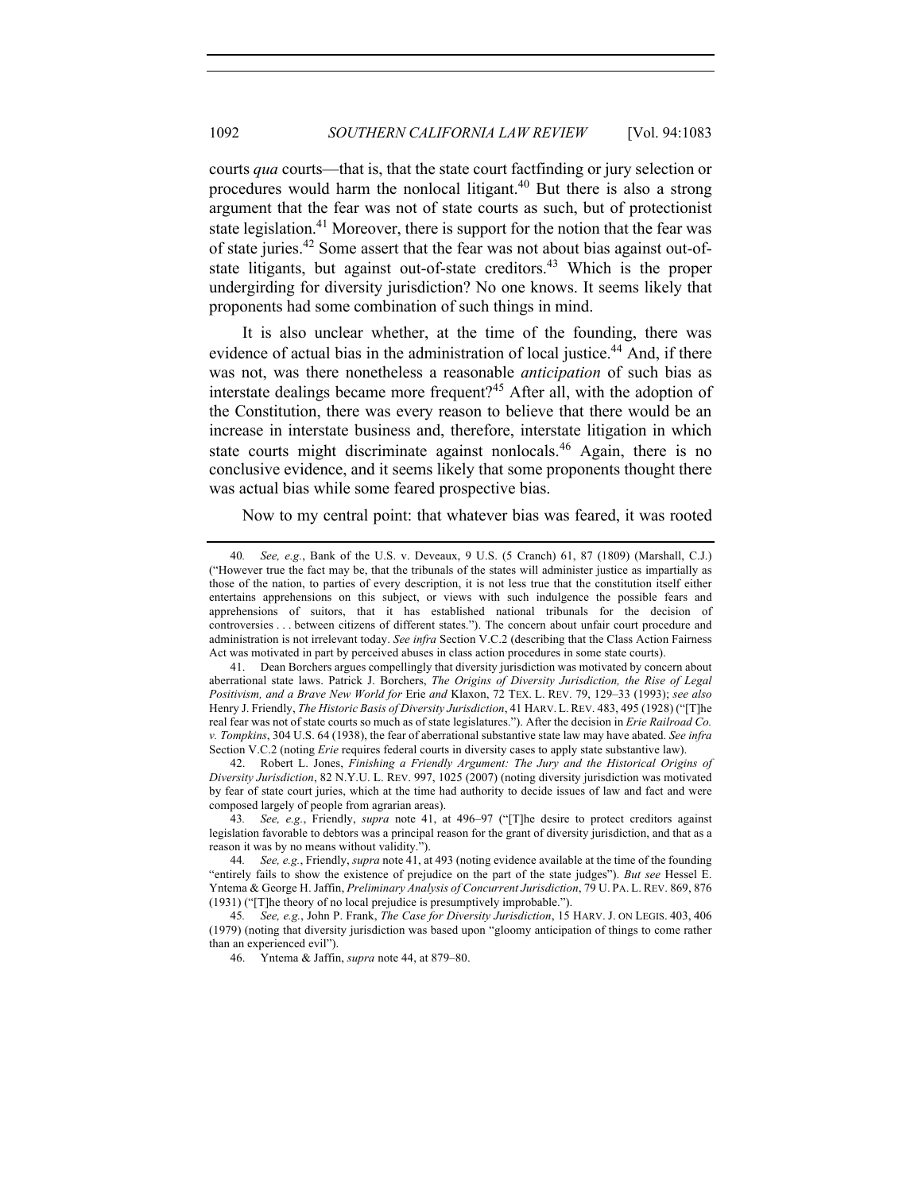courts *qua* courts—that is, that the state court factfinding or jury selection or procedures would harm the nonlocal litigant.[40] But there is also a strong argument that the fear was not of state courts as such, but of protectionist state legislation.[41] Moreover, there is support for the notion that the fear was of state juries.[42] Some assert that the fear was not about bias against out-of-state litigants, but against out-of-state creditors.[43] Which is the proper undergirding for diversity jurisdiction? No one knows. It seems likely that proponents had some combination of such things in mind.

It is also unclear whether, at the time of the founding, there was evidence of actual bias in the administration of local justice.[44] And, if there was not, was there nonetheless a reasonable *anticipation* of such bias as interstate dealings became more frequent?[45] After all, with the adoption of the Constitution, there was every reason to believe that there would be an increase in interstate business and, therefore, interstate litigation in which state courts might discriminate against nonlocals.[46] Again, there is no conclusive evidence, and it seems likely that some proponents thought there was actual bias while some feared prospective bias.

Now to my central point: that whatever bias was feared, it was rooted

---

40. *See, e.g.*, Bank of the U.S. v. Deveaux, 9 U.S. (5 Cranch) 61, 87 (1809) (Marshall, C.J.) ("However true the fact may be, that the tribunals of the states will administer justice as impartially as those of the nation, to parties of every description, it is not less true that the constitution itself either entertains apprehensions on this subject, or views with such indulgence the possible fears and apprehensions of suitors, that it has established national tribunals for the decision of controversies . . . between citizens of different states."). The concern about unfair court procedure and administration is not irrelevant today. *See infra* Section V.C.2 (describing that the Class Action Fairness Act was motivated in part by perceived abuses in class action procedures in some state courts).

41. Dean Borchers argues compellingly that diversity jurisdiction was motivated by concern about aberrational state laws. Patrick J. Borchers, *The Origins of Diversity Jurisdiction, the Rise of Legal Positivism, and a Brave New World for* Erie *and* Klaxon, 72 TEX. L. REV. 79, 129–33 (1993); *see also* Henry J. Friendly, *The Historic Basis of Diversity Jurisdiction*, 41 HARV. L. REV. 483, 495 (1928) ("[T]he real fear was not of state courts so much as of state legislatures."). After the decision in *Erie Railroad Co. v. Tompkins*, 304 U.S. 64 (1938), the fear of aberrational substantive state law may have abated. *See infra* Section V.C.2 (noting *Erie* requires federal courts in diversity cases to apply state substantive law).

42. Robert L. Jones, *Finishing a Friendly Argument: The Jury and the Historical Origins of Diversity Jurisdiction*, 82 N.Y.U. L. REV. 997, 1025 (2007) (noting diversity jurisdiction was motivated by fear of state court juries, which at the time had authority to decide issues of law and fact and were composed largely of people from agrarian areas).

43. *See, e.g.*, Friendly, *supra* note 41, at 496–97 ("[T]he desire to protect creditors against legislation favorable to debtors was a principal reason for the grant of diversity jurisdiction, and that as a reason it was by no means without validity.").

44. *See, e.g.*, Friendly, *supra* note 41, at 493 (noting evidence available at the time of the founding "entirely fails to show the existence of prejudice on the part of the state judges"). *But see* Hessel E. Yntema & George H. Jaffin, *Preliminary Analysis of Concurrent Jurisdiction*, 79 U. PA. L. REV. 869, 876 (1931) ("[T]he theory of no local prejudice is presumptively improbable.").

45. *See, e.g.*, John P. Frank, *The Case for Diversity Jurisdiction*, 15 HARV. J. ON LEGIS. 403, 406 (1979) (noting that diversity jurisdiction was based upon "gloomy anticipation of things to come rather than an experienced evil").

46. Yntema & Jaffin, *supra* note 44, at 879–80.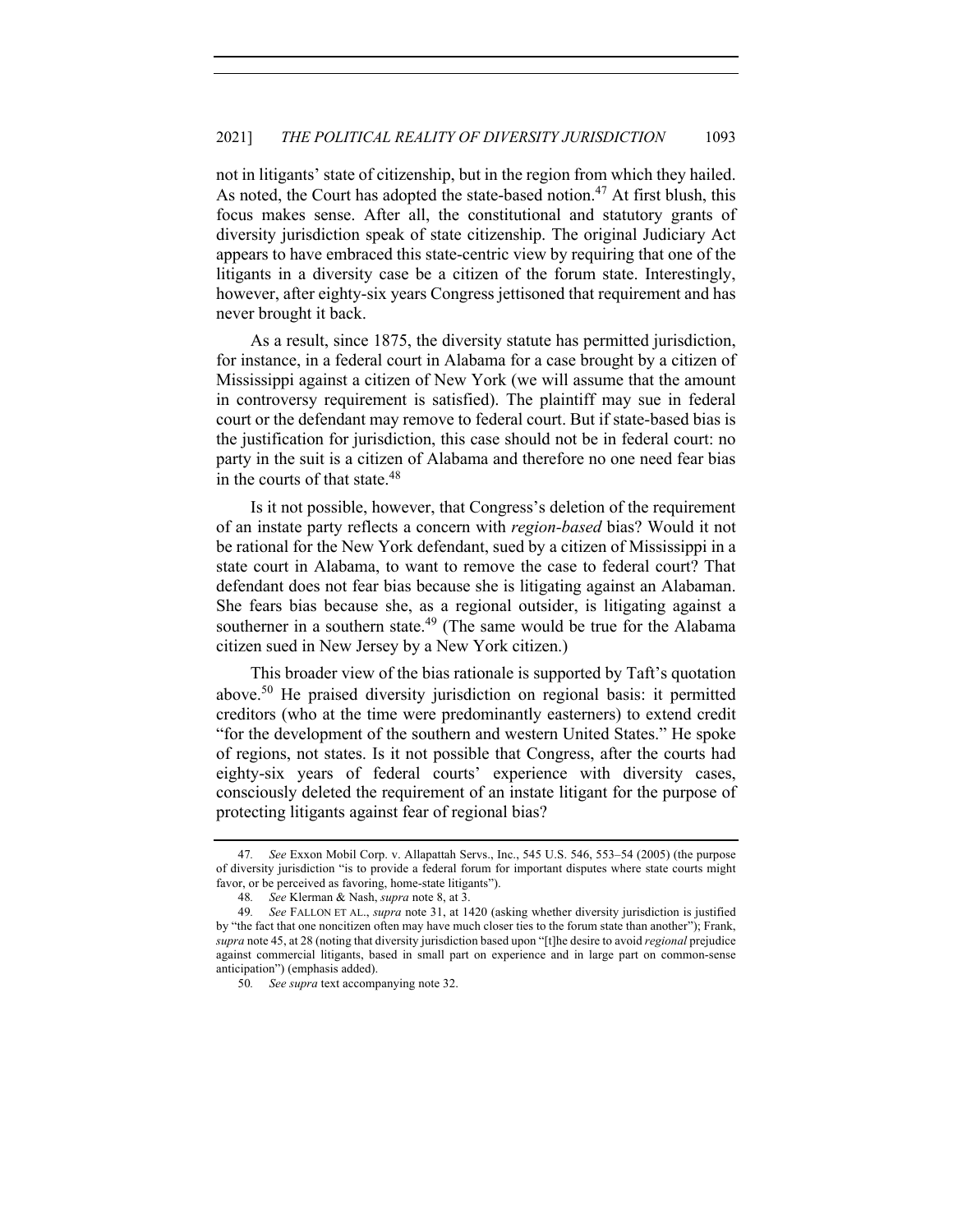not in litigants' state of citizenship, but in the region from which they hailed. As noted, the Court has adopted the state-based notion.[47] At first blush, this focus makes sense. After all, the constitutional and statutory grants of diversity jurisdiction speak of state citizenship. The original Judiciary Act appears to have embraced this state-centric view by requiring that one of the litigants in a diversity case be a citizen of the forum state. Interestingly, however, after eighty-six years Congress jettisoned that requirement and has never brought it back.

As a result, since 1875, the diversity statute has permitted jurisdiction, for instance, in a federal court in Alabama for a case brought by a citizen of Mississippi against a citizen of New York (we will assume that the amount in controversy requirement is satisfied). The plaintiff may sue in federal court or the defendant may remove to federal court. But if state-based bias is the justification for jurisdiction, this case should not be in federal court: no party in the suit is a citizen of Alabama and therefore no one need fear bias in the courts of that state.[48]

Is it not possible, however, that Congress's deletion of the requirement of an instate party reflects a concern with *region-based* bias? Would it not be rational for the New York defendant, sued by a citizen of Mississippi in a state court in Alabama, to want to remove the case to federal court? That defendant does not fear bias because she is litigating against an Alabaman. She fears bias because she, as a regional outsider, is litigating against a southerner in a southern state.[49] (The same would be true for the Alabama citizen sued in New Jersey by a New York citizen.)

This broader view of the bias rationale is supported by Taft's quotation above.[50] He praised diversity jurisdiction on regional basis: it permitted creditors (who at the time were predominantly easterners) to extend credit "for the development of the southern and western United States." He spoke of regions, not states. Is it not possible that Congress, after the courts had eighty-six years of federal courts' experience with diversity cases, consciously deleted the requirement of an instate litigant for the purpose of protecting litigants against fear of regional bias?

---

47. *See* Exxon Mobil Corp. v. Allapattah Servs., Inc., 545 U.S. 546, 553–54 (2005) (the purpose of diversity jurisdiction "is to provide a federal forum for important disputes where state courts might favor, or be perceived as favoring, home-state litigants").

48. *See* Klerman & Nash, *supra* note 8, at 3.

49. *See* FALLON ET AL., *supra* note 31, at 1420 (asking whether diversity jurisdiction is justified by "the fact that one noncitizen often may have much closer ties to the forum state than another"); Frank, *supra* note 45, at 28 (noting that diversity jurisdiction based upon "[t]he desire to avoid *regional* prejudice against commercial litigants, based in small part on experience and in large part on common-sense anticipation") (emphasis added).

50. *See supra* text accompanying note 32.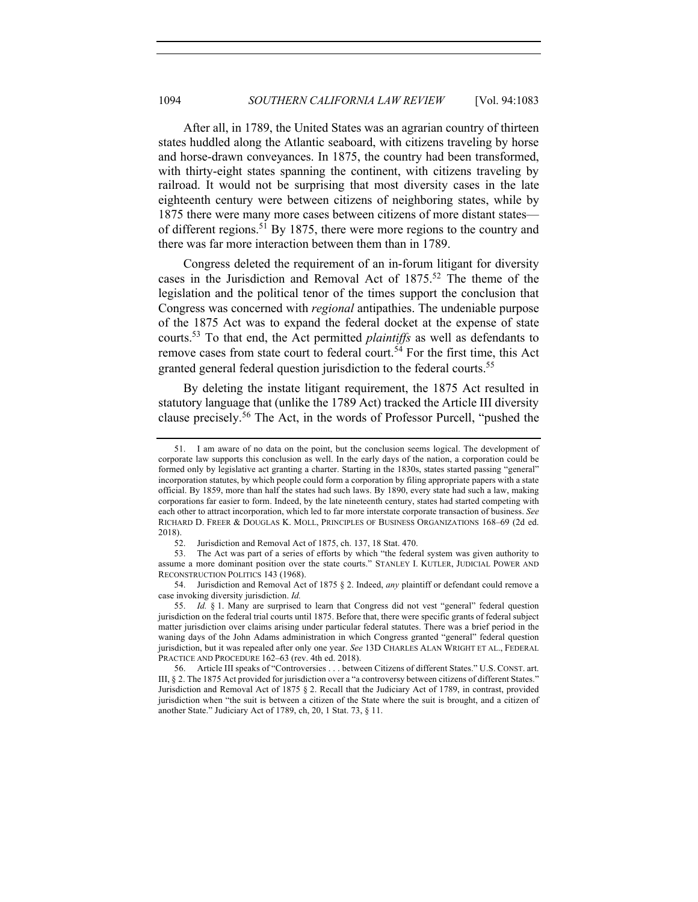After all, in 1789, the United States was an agrarian country of thirteen states huddled along the Atlantic seaboard, with citizens traveling by horse and horse-drawn conveyances. In 1875, the country had been transformed, with thirty-eight states spanning the continent, with citizens traveling by railroad. It would not be surprising that most diversity cases in the late eighteenth century were between citizens of neighboring states, while by 1875 there were many more cases between citizens of more distant states—of different regions.[51] By 1875, there were more regions to the country and there was far more interaction between them than in 1789.

Congress deleted the requirement of an in-forum litigant for diversity cases in the Jurisdiction and Removal Act of 1875.[52] The theme of the legislation and the political tenor of the times support the conclusion that Congress was concerned with *regional* antipathies. The undeniable purpose of the 1875 Act was to expand the federal docket at the expense of state courts.[53] To that end, the Act permitted *plaintiffs* as well as defendants to remove cases from state court to federal court.[54] For the first time, this Act granted general federal question jurisdiction to the federal courts.[55]

By deleting the instate litigant requirement, the 1875 Act resulted in statutory language that (unlike the 1789 Act) tracked the Article III diversity clause precisely.[56] The Act, in the words of Professor Purcell, "pushed the

---

51. I am aware of no data on the point, but the conclusion seems logical. The development of corporate law supports this conclusion as well. In the early days of the nation, a corporation could be formed only by legislative act granting a charter. Starting in the 1830s, states started passing "general" incorporation statutes, by which people could form a corporation by filing appropriate papers with a state official. By 1859, more than half the states had such laws. By 1890, every state had such a law, making corporations far easier to form. Indeed, by the late nineteenth century, states had started competing with each other to attract incorporation, which led to far more interstate corporate transaction of business. *See* RICHARD D. FREER & DOUGLAS K. MOLL, PRINCIPLES OF BUSINESS ORGANIZATIONS 168–69 (2d ed. 2018).

52. Jurisdiction and Removal Act of 1875, ch. 137, 18 Stat. 470.

53. The Act was part of a series of efforts by which "the federal system was given authority to assume a more dominant position over the state courts." STANLEY I. KUTLER, JUDICIAL POWER AND RECONSTRUCTION POLITICS 143 (1968).

54. Jurisdiction and Removal Act of 1875 § 2. Indeed, *any* plaintiff or defendant could remove a case invoking diversity jurisdiction. *Id.*

55. *Id.* § 1. Many are surprised to learn that Congress did not vest "general" federal question jurisdiction on the federal trial courts until 1875. Before that, there were specific grants of federal subject matter jurisdiction over claims arising under particular federal statutes. There was a brief period in the waning days of the John Adams administration in which Congress granted "general" federal question jurisdiction, but it was repealed after only one year. *See* 13D CHARLES ALAN WRIGHT ET AL., FEDERAL PRACTICE AND PROCEDURE 162–63 (rev. 4th ed. 2018).

56. Article III speaks of "Controversies . . . between Citizens of different States." U.S. CONST. art. III, § 2. The 1875 Act provided for jurisdiction over a "a controversy between citizens of different States." Jurisdiction and Removal Act of 1875 § 2. Recall that the Judiciary Act of 1789, in contrast, provided jurisdiction when "the suit is between a citizen of the State where the suit is brought, and a citizen of another State." Judiciary Act of 1789, ch, 20, 1 Stat. 73, § 11.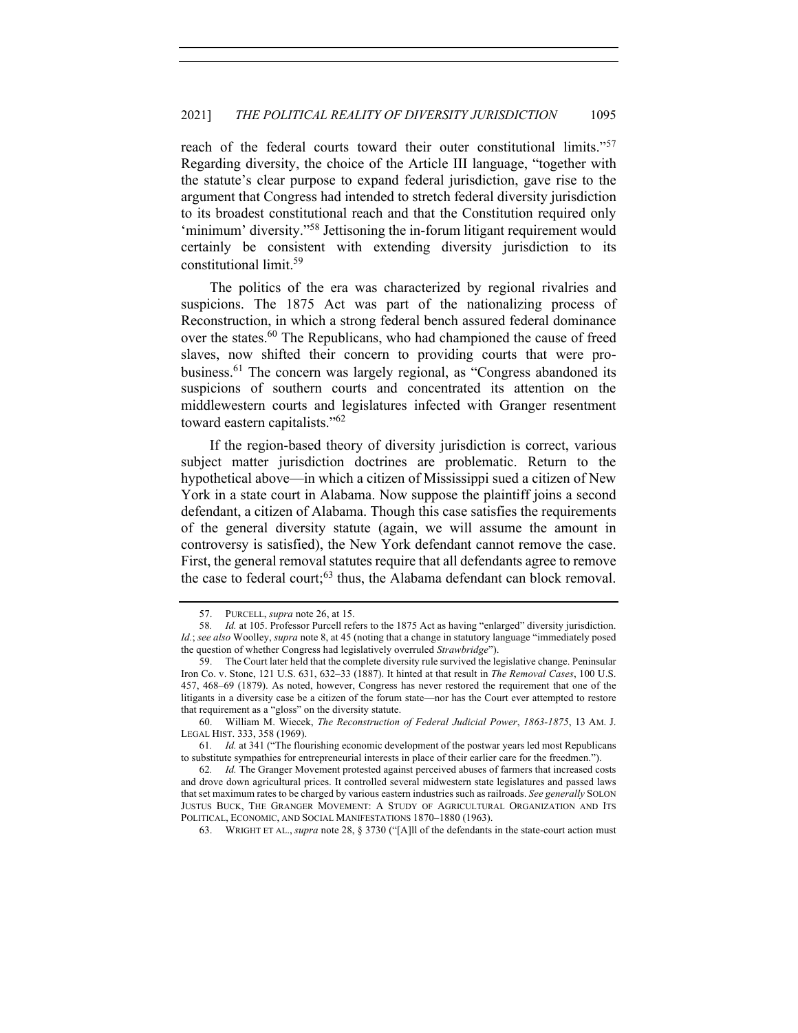reach of the federal courts toward their outer constitutional limits."[57] Regarding diversity, the choice of the Article III language, "together with the statute's clear purpose to expand federal jurisdiction, gave rise to the argument that Congress had intended to stretch federal diversity jurisdiction to its broadest constitutional reach and that the Constitution required only 'minimum' diversity."[58] Jettisoning the in-forum litigant requirement would certainly be consistent with extending diversity jurisdiction to its constitutional limit.[59]

The politics of the era was characterized by regional rivalries and suspicions. The 1875 Act was part of the nationalizing process of Reconstruction, in which a strong federal bench assured federal dominance over the states.[60] The Republicans, who had championed the cause of freed slaves, now shifted their concern to providing courts that were pro-business.[61] The concern was largely regional, as "Congress abandoned its suspicions of southern courts and concentrated its attention on the middlewestern courts and legislatures infected with Granger resentment toward eastern capitalists."[62]

If the region-based theory of diversity jurisdiction is correct, various subject matter jurisdiction doctrines are problematic. Return to the hypothetical above—in which a citizen of Mississippi sued a citizen of New York in a state court in Alabama. Now suppose the plaintiff joins a second defendant, a citizen of Alabama. Though this case satisfies the requirements of the general diversity statute (again, we will assume the amount in controversy is satisfied), the New York defendant cannot remove the case. First, the general removal statutes require that all defendants agree to remove the case to federal court;[63] thus, the Alabama defendant can block removal.

---

57. PURCELL, *supra* note 26, at 15.

58. *Id.* at 105. Professor Purcell refers to the 1875 Act as having "enlarged" diversity jurisdiction. *Id.*; *see also* Woolley, *supra* note 8, at 45 (noting that a change in statutory language "immediately posed the question of whether Congress had legislatively overruled *Strawbridge*").

59. The Court later held that the complete diversity rule survived the legislative change. Peninsular Iron Co. v. Stone, 121 U.S. 631, 632–33 (1887). It hinted at that result in *The Removal Cases*, 100 U.S. 457, 468–69 (1879). As noted, however, Congress has never restored the requirement that one of the litigants in a diversity case be a citizen of the forum state—nor has the Court ever attempted to restore that requirement as a "gloss" on the diversity statute.

60. William M. Wiecek, *The Reconstruction of Federal Judicial Power*, *1863-1875*, 13 AM. J. LEGAL HIST. 333, 358 (1969).

61. *Id.* at 341 ("The flourishing economic development of the postwar years led most Republicans to substitute sympathies for entrepreneurial interests in place of their earlier care for the freedmen.").

62. *Id.* The Granger Movement protested against perceived abuses of farmers that increased costs and drove down agricultural prices. It controlled several midwestern state legislatures and passed laws that set maximum rates to be charged by various eastern industries such as railroads. *See generally* SOLON JUSTUS BUCK, THE GRANGER MOVEMENT: A STUDY OF AGRICULTURAL ORGANIZATION AND ITS POLITICAL, ECONOMIC, AND SOCIAL MANIFESTATIONS 1870–1880 (1963).

63. WRIGHT ET AL., *supra* note 28, § 3730 ("[A]ll of the defendants in the state-court action must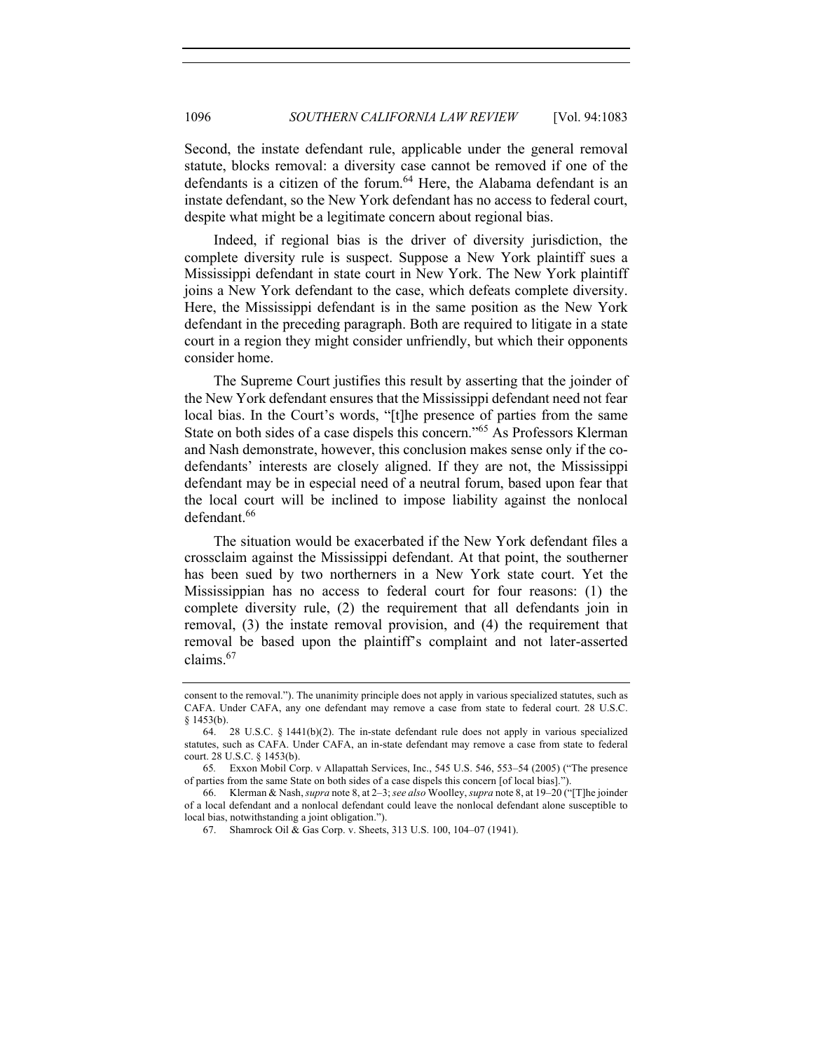Second, the instate defendant rule, applicable under the general removal statute, blocks removal: a diversity case cannot be removed if one of the defendants is a citizen of the forum.[64] Here, the Alabama defendant is an instate defendant, so the New York defendant has no access to federal court, despite what might be a legitimate concern about regional bias.

Indeed, if regional bias is the driver of diversity jurisdiction, the complete diversity rule is suspect. Suppose a New York plaintiff sues a Mississippi defendant in state court in New York. The New York plaintiff joins a New York defendant to the case, which defeats complete diversity. Here, the Mississippi defendant is in the same position as the New York defendant in the preceding paragraph. Both are required to litigate in a state court in a region they might consider unfriendly, but which their opponents consider home.

The Supreme Court justifies this result by asserting that the joinder of the New York defendant ensures that the Mississippi defendant need not fear local bias. In the Court's words, "[t]he presence of parties from the same State on both sides of a case dispels this concern."[65] As Professors Klerman and Nash demonstrate, however, this conclusion makes sense only if the co-defendants' interests are closely aligned. If they are not, the Mississippi defendant may be in especial need of a neutral forum, based upon fear that the local court will be inclined to impose liability against the nonlocal defendant.[66]

The situation would be exacerbated if the New York defendant files a crossclaim against the Mississippi defendant. At that point, the southerner has been sued by two northerners in a New York state court. Yet the Mississippian has no access to federal court for four reasons: (1) the complete diversity rule, (2) the requirement that all defendants join in removal, (3) the instate removal provision, and (4) the requirement that removal be based upon the plaintiff's complaint and not later-asserted claims.[67]

---

consent to the removal."). The unanimity principle does not apply in various specialized statutes, such as CAFA. Under CAFA, any one defendant may remove a case from state to federal court. 28 U.S.C. § 1453(b).

64. 28 U.S.C. § 1441(b)(2). The in-state defendant rule does not apply in various specialized statutes, such as CAFA. Under CAFA, an in-state defendant may remove a case from state to federal court. 28 U.S.C. § 1453(b).

65. Exxon Mobil Corp. v Allapattah Services, Inc., 545 U.S. 546, 553–54 (2005) ("The presence of parties from the same State on both sides of a case dispels this concern [of local bias].").

66. Klerman & Nash, *supra* note 8, at 2–3; *see also* Woolley, *supra* note 8, at 19–20 ("[T]he joinder of a local defendant and a nonlocal defendant could leave the nonlocal defendant alone susceptible to local bias, notwithstanding a joint obligation.").

67. Shamrock Oil & Gas Corp. v. Sheets, 313 U.S. 100, 104–07 (1941).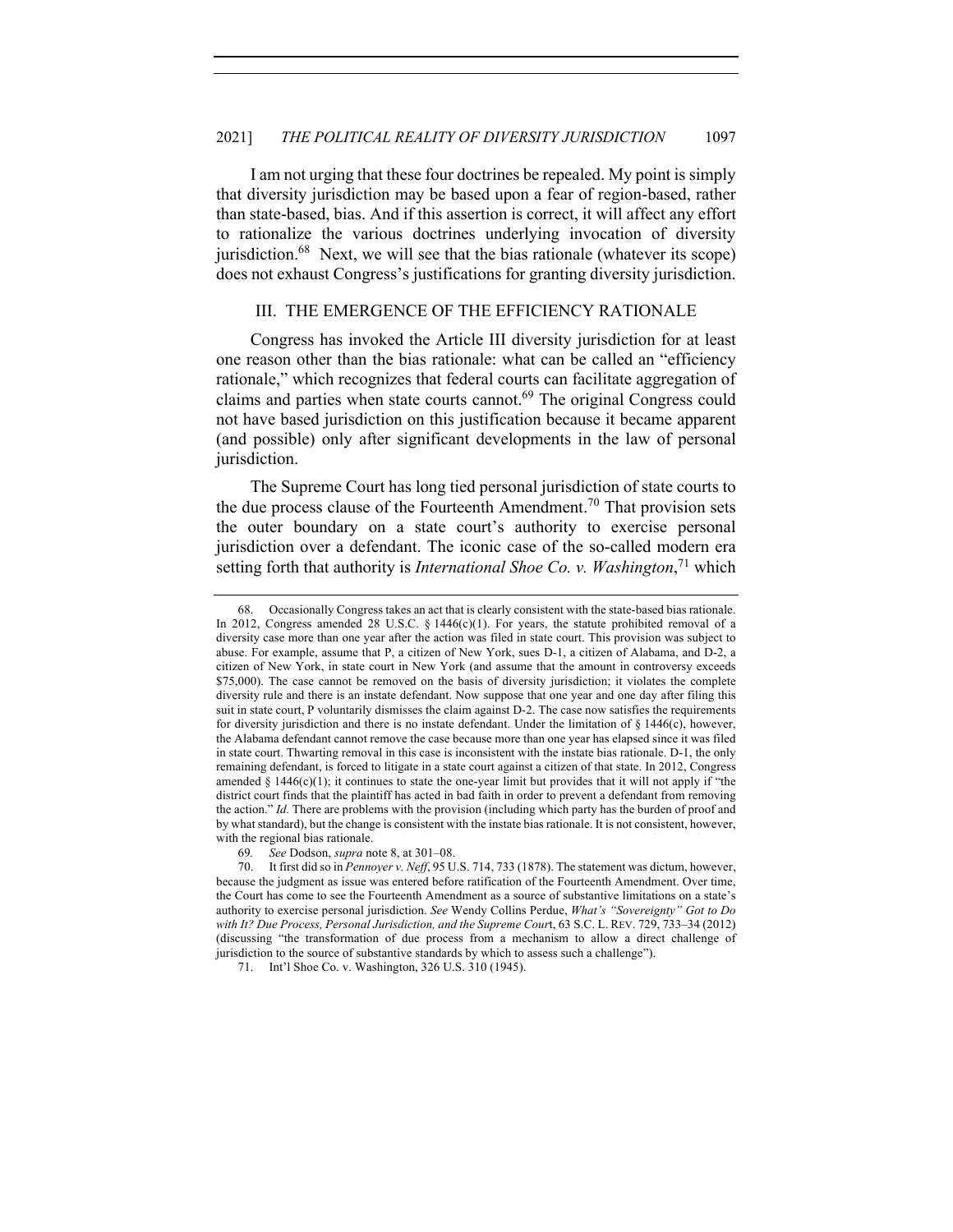I am not urging that these four doctrines be repealed. My point is simply that diversity jurisdiction may be based upon a fear of region-based, rather than state-based, bias. And if this assertion is correct, it will affect any effort to rationalize the various doctrines underlying invocation of diversity jurisdiction.[68] Next, we will see that the bias rationale (whatever its scope) does not exhaust Congress's justifications for granting diversity jurisdiction.

## III. THE EMERGENCE OF THE EFFICIENCY RATIONALE

Congress has invoked the Article III diversity jurisdiction for at least one reason other than the bias rationale: what can be called an "efficiency rationale," which recognizes that federal courts can facilitate aggregation of claims and parties when state courts cannot.[69] The original Congress could not have based jurisdiction on this justification because it became apparent (and possible) only after significant developments in the law of personal jurisdiction.

The Supreme Court has long tied personal jurisdiction of state courts to the due process clause of the Fourteenth Amendment.[70] That provision sets the outer boundary on a state court's authority to exercise personal jurisdiction over a defendant. The iconic case of the so-called modern era setting forth that authority is *International Shoe Co. v. Washington*,[71] which

---

68. Occasionally Congress takes an act that is clearly consistent with the state-based bias rationale. In 2012, Congress amended 28 U.S.C. § 1446(c)(1). For years, the statute prohibited removal of a diversity case more than one year after the action was filed in state court. This provision was subject to abuse. For example, assume that P, a citizen of New York, sues D-1, a citizen of Alabama, and D-2, a citizen of New York, in state court in New York (and assume that the amount in controversy exceeds $75,000). The case cannot be removed on the basis of diversity jurisdiction; it violates the complete diversity rule and there is an instate defendant. Now suppose that one year and one day after filing this suit in state court, P voluntarily dismisses the claim against D-2. The case now satisfies the requirements for diversity jurisdiction and there is no instate defendant. Under the limitation of § 1446(c), however, the Alabama defendant cannot remove the case because more than one year has elapsed since it was filed in state court. Thwarting removal in this case is inconsistent with the instate bias rationale. D-1, the only remaining defendant, is forced to litigate in a state court against a citizen of that state. In 2012, Congress amended § 1446(c)(1); it continues to state the one-year limit but provides that it will not apply if "the district court finds that the plaintiff has acted in bad faith in order to prevent a defendant from removing the action." *Id.* There are problems with the provision (including which party has the burden of proof and by what standard), but the change is consistent with the instate bias rationale. It is not consistent, however, with the regional bias rationale.

69. *See* Dodson, *supra* note 8, at 301–08.

70. It first did so in *Pennoyer v. Neff*, 95 U.S. 714, 733 (1878). The statement was dictum, however, because the judgment as issue was entered before ratification of the Fourteenth Amendment. Over time, the Court has come to see the Fourteenth Amendment as a source of substantive limitations on a state's authority to exercise personal jurisdiction. *See* Wendy Collins Perdue, *What's "Sovereignty" Got to Do with It? Due Process, Personal Jurisdiction, and the Supreme Court*, 63 S.C. L. REV. 729, 733–34 (2012) (discussing "the transformation of due process from a mechanism to allow a direct challenge of jurisdiction to the source of substantive standards by which to assess such a challenge").

71. Int'l Shoe Co. v. Washington, 326 U.S. 310 (1945).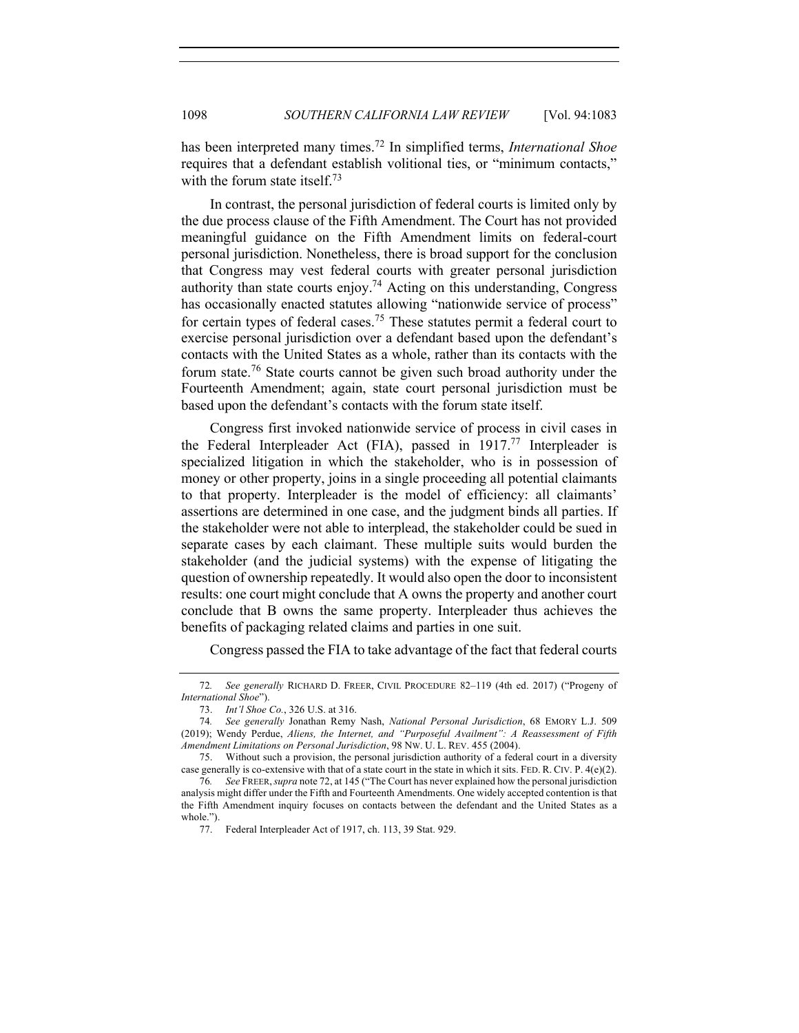has been interpreted many times.[72] In simplified terms, *International Shoe* requires that a defendant establish volitional ties, or "minimum contacts," with the forum state itself.[73]

In contrast, the personal jurisdiction of federal courts is limited only by the due process clause of the Fifth Amendment. The Court has not provided meaningful guidance on the Fifth Amendment limits on federal-court personal jurisdiction. Nonetheless, there is broad support for the conclusion that Congress may vest federal courts with greater personal jurisdiction authority than state courts enjoy.[74] Acting on this understanding, Congress has occasionally enacted statutes allowing "nationwide service of process" for certain types of federal cases.[75] These statutes permit a federal court to exercise personal jurisdiction over a defendant based upon the defendant's contacts with the United States as a whole, rather than its contacts with the forum state.[76] State courts cannot be given such broad authority under the Fourteenth Amendment; again, state court personal jurisdiction must be based upon the defendant's contacts with the forum state itself.

Congress first invoked nationwide service of process in civil cases in the Federal Interpleader Act (FIA), passed in 1917.[77] Interpleader is specialized litigation in which the stakeholder, who is in possession of money or other property, joins in a single proceeding all potential claimants to that property. Interpleader is the model of efficiency: all claimants' assertions are determined in one case, and the judgment binds all parties. If the stakeholder were not able to interplead, the stakeholder could be sued in separate cases by each claimant. These multiple suits would burden the stakeholder (and the judicial systems) with the expense of litigating the question of ownership repeatedly. It would also open the door to inconsistent results: one court might conclude that A owns the property and another court conclude that B owns the same property. Interpleader thus achieves the benefits of packaging related claims and parties in one suit.

Congress passed the FIA to take advantage of the fact that federal courts

---

72. *See generally* RICHARD D. FREER, CIVIL PROCEDURE 82–119 (4th ed. 2017) ("Progeny of *International Shoe*").

73. *Int'l Shoe Co.*, 326 U.S. at 316.

74. *See generally* Jonathan Remy Nash, *National Personal Jurisdiction*, 68 EMORY L.J. 509 (2019); Wendy Perdue, *Aliens, the Internet, and "Purposeful Availment": A Reassessment of Fifth Amendment Limitations on Personal Jurisdiction*, 98 NW. U. L. REV. 455 (2004).

75. Without such a provision, the personal jurisdiction authority of a federal court in a diversity case generally is co-extensive with that of a state court in the state in which it sits. FED. R. CIV. P. 4(e)(2).

76. *See* FREER, *supra* note 72, at 145 ("The Court has never explained how the personal jurisdiction analysis might differ under the Fifth and Fourteenth Amendments. One widely accepted contention is that the Fifth Amendment inquiry focuses on contacts between the defendant and the United States as a whole.").

77. Federal Interpleader Act of 1917, ch. 113, 39 Stat. 929.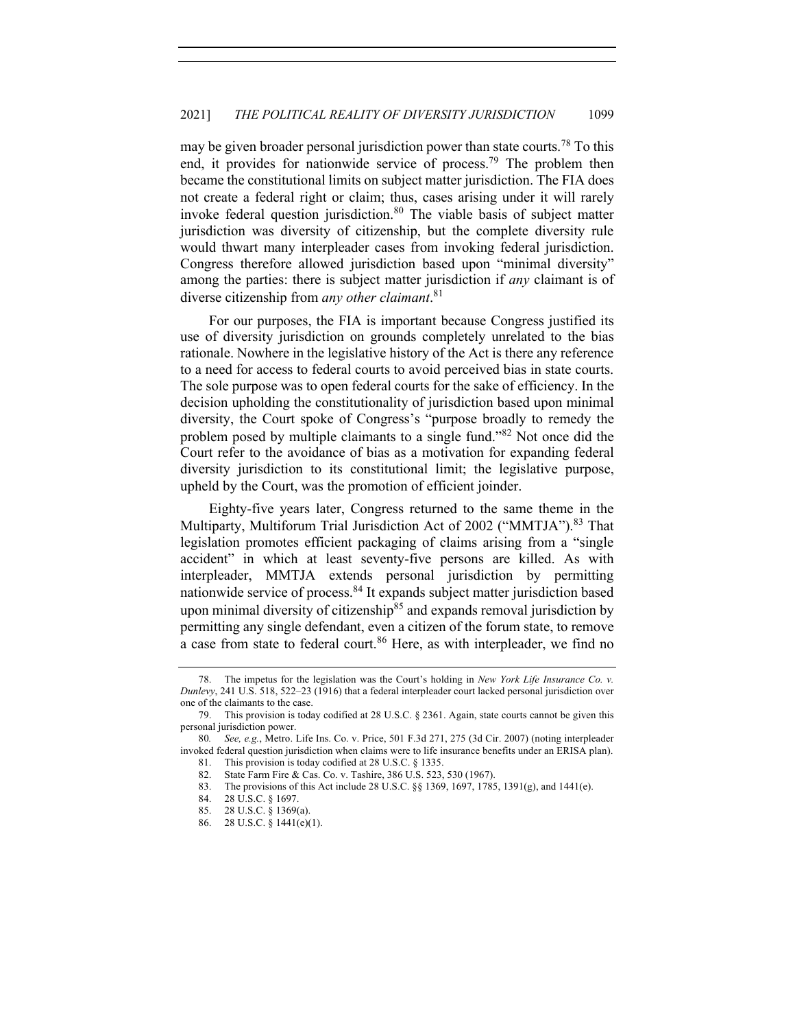may be given broader personal jurisdiction power than state courts.[78] To this end, it provides for nationwide service of process.[79] The problem then became the constitutional limits on subject matter jurisdiction. The FIA does not create a federal right or claim; thus, cases arising under it will rarely invoke federal question jurisdiction.[80] The viable basis of subject matter jurisdiction was diversity of citizenship, but the complete diversity rule would thwart many interpleader cases from invoking federal jurisdiction. Congress therefore allowed jurisdiction based upon "minimal diversity" among the parties: there is subject matter jurisdiction if *any* claimant is of diverse citizenship from *any other claimant*.[81]

For our purposes, the FIA is important because Congress justified its use of diversity jurisdiction on grounds completely unrelated to the bias rationale. Nowhere in the legislative history of the Act is there any reference to a need for access to federal courts to avoid perceived bias in state courts. The sole purpose was to open federal courts for the sake of efficiency. In the decision upholding the constitutionality of jurisdiction based upon minimal diversity, the Court spoke of Congress's "purpose broadly to remedy the problem posed by multiple claimants to a single fund."[82] Not once did the Court refer to the avoidance of bias as a motivation for expanding federal diversity jurisdiction to its constitutional limit; the legislative purpose, upheld by the Court, was the promotion of efficient joinder.

Eighty-five years later, Congress returned to the same theme in the Multiparty, Multiforum Trial Jurisdiction Act of 2002 ("MMTJA").[83] That legislation promotes efficient packaging of claims arising from a "single accident" in which at least seventy-five persons are killed. As with interpleader, MMTJA extends personal jurisdiction by permitting nationwide service of process.[84] It expands subject matter jurisdiction based upon minimal diversity of citizenship[85] and expands removal jurisdiction by permitting any single defendant, even a citizen of the forum state, to remove a case from state to federal court.[86] Here, as with interpleader, we find no

---

78. The impetus for the legislation was the Court's holding in *New York Life Insurance Co. v. Dunlevy*, 241 U.S. 518, 522–23 (1916) that a federal interpleader court lacked personal jurisdiction over one of the claimants to the case.

79. This provision is today codified at 28 U.S.C. § 2361. Again, state courts cannot be given this personal jurisdiction power.

80. *See, e.g.*, Metro. Life Ins. Co. v. Price, 501 F.3d 271, 275 (3d Cir. 2007) (noting interpleader invoked federal question jurisdiction when claims were to life insurance benefits under an ERISA plan).

81. This provision is today codified at 28 U.S.C. § 1335.

82. State Farm Fire & Cas. Co. v. Tashire, 386 U.S. 523, 530 (1967).

83. The provisions of this Act include 28 U.S.C. §§ 1369, 1697, 1785, 1391(g), and 1441(e).

84. 28 U.S.C. § 1697.

85. 28 U.S.C. § 1369(a).

86. 28 U.S.C. § 1441(e)(1).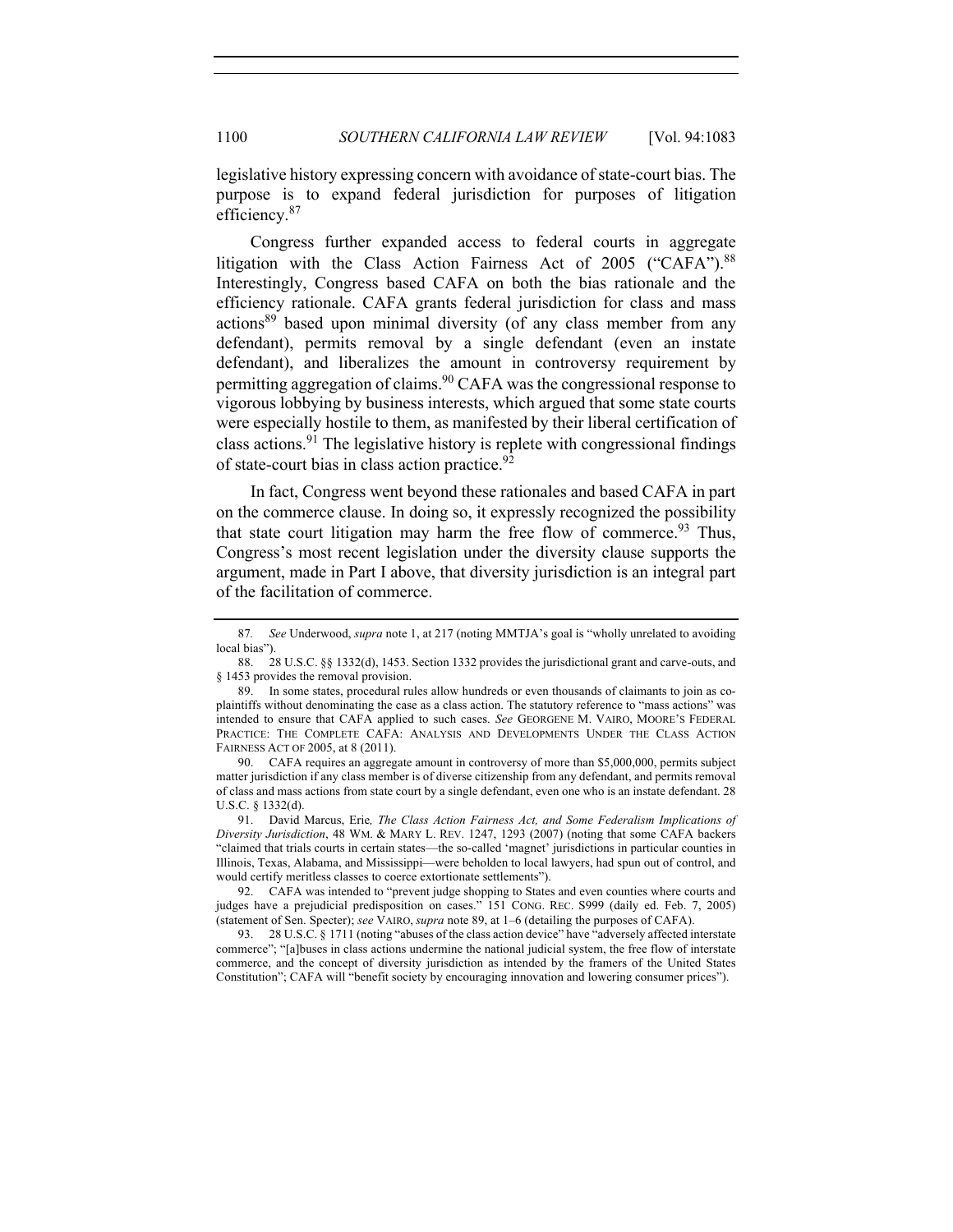legislative history expressing concern with avoidance of state-court bias. The purpose is to expand federal jurisdiction for purposes of litigation efficiency.[87]

Congress further expanded access to federal courts in aggregate litigation with the Class Action Fairness Act of 2005 ("CAFA").[88] Interestingly, Congress based CAFA on both the bias rationale and the efficiency rationale. CAFA grants federal jurisdiction for class and mass actions[89] based upon minimal diversity (of any class member from any defendant), permits removal by a single defendant (even an instate defendant), and liberalizes the amount in controversy requirement by permitting aggregation of claims.[90] CAFA was the congressional response to vigorous lobbying by business interests, which argued that some state courts were especially hostile to them, as manifested by their liberal certification of class actions.[91] The legislative history is replete with congressional findings of state-court bias in class action practice.[92]

In fact, Congress went beyond these rationales and based CAFA in part on the commerce clause. In doing so, it expressly recognized the possibility that state court litigation may harm the free flow of commerce.[93] Thus, Congress's most recent legislation under the diversity clause supports the argument, made in Part I above, that diversity jurisdiction is an integral part of the facilitation of commerce.

---

87. *See* Underwood, *supra* note 1, at 217 (noting MMTJA's goal is "wholly unrelated to avoiding local bias").

88. 28 U.S.C. §§ 1332(d), 1453. Section 1332 provides the jurisdictional grant and carve-outs, and § 1453 provides the removal provision.

89. In some states, procedural rules allow hundreds or even thousands of claimants to join as co-plaintiffs without denominating the case as a class action. The statutory reference to "mass actions" was intended to ensure that CAFA applied to such cases. *See* GEORGENE M. VAIRO, MOORE'S FEDERAL PRACTICE: THE COMPLETE CAFA: ANALYSIS AND DEVELOPMENTS UNDER THE CLASS ACTION FAIRNESS ACT OF 2005, at 8 (2011).

90. CAFA requires an aggregate amount in controversy of more than $5,000,000, permits subject matter jurisdiction if any class member is of diverse citizenship from any defendant, and permits removal of class and mass actions from state court by a single defendant, even one who is an instate defendant. 28 U.S.C. § 1332(d).

91. David Marcus, Erie*, The Class Action Fairness Act, and Some Federalism Implications of Diversity Jurisdiction*, 48 WM. & MARY L. REV. 1247, 1293 (2007) (noting that some CAFA backers "claimed that trials courts in certain states—the so-called 'magnet' jurisdictions in particular counties in Illinois, Texas, Alabama, and Mississippi—were beholden to local lawyers, had spun out of control, and would certify meritless classes to coerce extortionate settlements").

92. CAFA was intended to "prevent judge shopping to States and even counties where courts and judges have a prejudicial predisposition on cases." 151 CONG. REC. S999 (daily ed. Feb. 7, 2005) (statement of Sen. Specter); *see* VAIRO, *supra* note 89, at 1–6 (detailing the purposes of CAFA).

93. 28 U.S.C. § 1711 (noting "abuses of the class action device" have "adversely affected interstate commerce"; "[a]buses in class actions undermine the national judicial system, the free flow of interstate commerce, and the concept of diversity jurisdiction as intended by the framers of the United States Constitution"; CAFA will "benefit society by encouraging innovation and lowering consumer prices").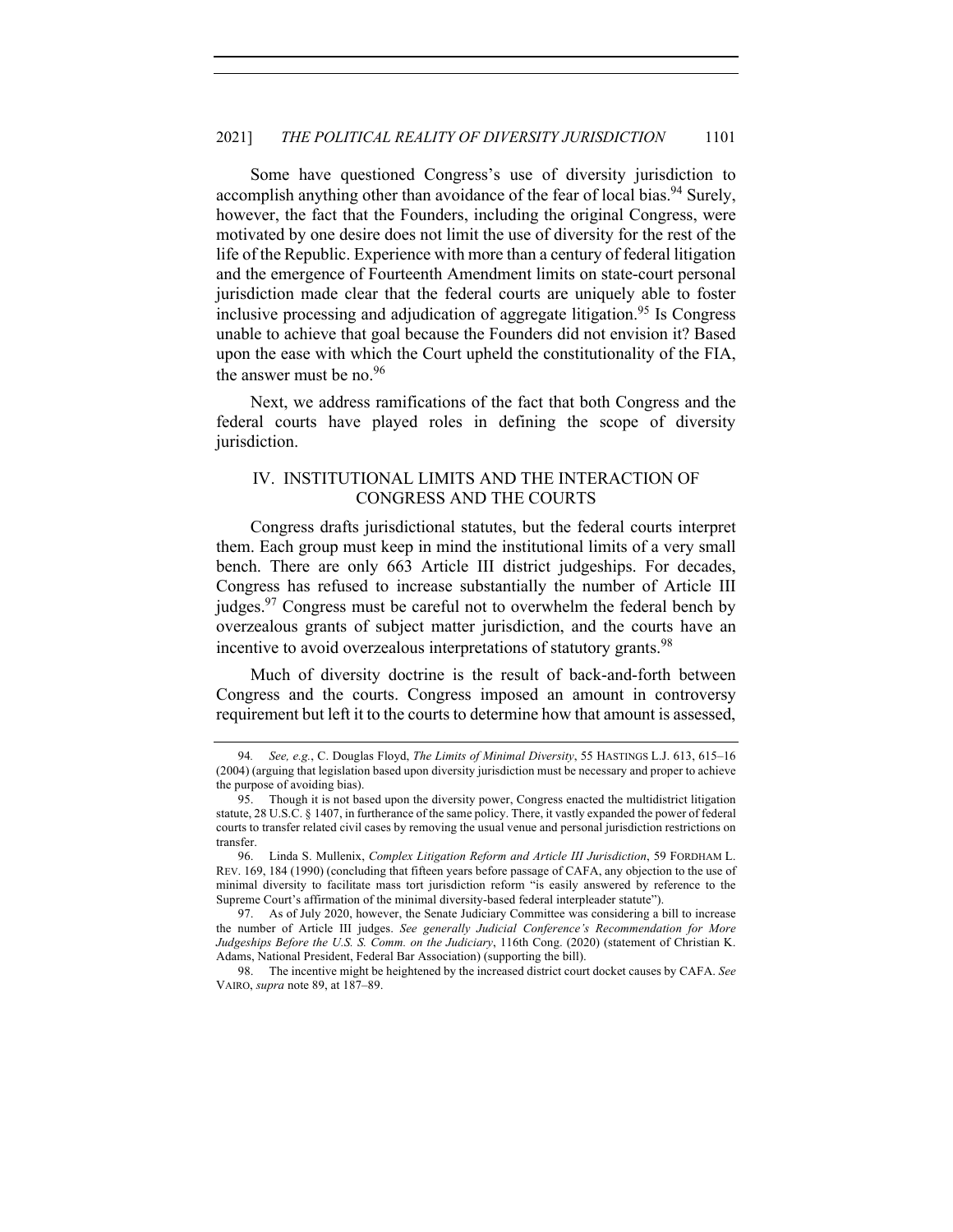Some have questioned Congress's use of diversity jurisdiction to accomplish anything other than avoidance of the fear of local bias.[94] Surely, however, the fact that the Founders, including the original Congress, were motivated by one desire does not limit the use of diversity for the rest of the life of the Republic. Experience with more than a century of federal litigation and the emergence of Fourteenth Amendment limits on state-court personal jurisdiction made clear that the federal courts are uniquely able to foster inclusive processing and adjudication of aggregate litigation.[95] Is Congress unable to achieve that goal because the Founders did not envision it? Based upon the ease with which the Court upheld the constitutionality of the FIA, the answer must be no.[96]

Next, we address ramifications of the fact that both Congress and the federal courts have played roles in defining the scope of diversity jurisdiction.

## IV. INSTITUTIONAL LIMITS AND THE INTERACTION OF CONGRESS AND THE COURTS

Congress drafts jurisdictional statutes, but the federal courts interpret them. Each group must keep in mind the institutional limits of a very small bench. There are only 663 Article III district judgeships. For decades, Congress has refused to increase substantially the number of Article III judges.[97] Congress must be careful not to overwhelm the federal bench by overzealous grants of subject matter jurisdiction, and the courts have an incentive to avoid overzealous interpretations of statutory grants.[98]

Much of diversity doctrine is the result of back-and-forth between Congress and the courts. Congress imposed an amount in controversy requirement but left it to the courts to determine how that amount is assessed,

---

94. *See, e.g.*, C. Douglas Floyd, *The Limits of Minimal Diversity*, 55 HASTINGS L.J. 613, 615–16 (2004) (arguing that legislation based upon diversity jurisdiction must be necessary and proper to achieve the purpose of avoiding bias).

95. Though it is not based upon the diversity power, Congress enacted the multidistrict litigation statute, 28 U.S.C. § 1407, in furtherance of the same policy. There, it vastly expanded the power of federal courts to transfer related civil cases by removing the usual venue and personal jurisdiction restrictions on transfer.

96. Linda S. Mullenix, *Complex Litigation Reform and Article III Jurisdiction*, 59 FORDHAM L. REV. 169, 184 (1990) (concluding that fifteen years before passage of CAFA, any objection to the use of minimal diversity to facilitate mass tort jurisdiction reform "is easily answered by reference to the Supreme Court's affirmation of the minimal diversity-based federal interpleader statute").

97. As of July 2020, however, the Senate Judiciary Committee was considering a bill to increase the number of Article III judges. *See generally Judicial Conference's Recommendation for More Judgeships Before the U.S. S. Comm. on the Judiciary*, 116th Cong. (2020) (statement of Christian K. Adams, National President, Federal Bar Association) (supporting the bill).

98. The incentive might be heightened by the increased district court docket causes by CAFA. *See* VAIRO, *supra* note 89, at 187–89.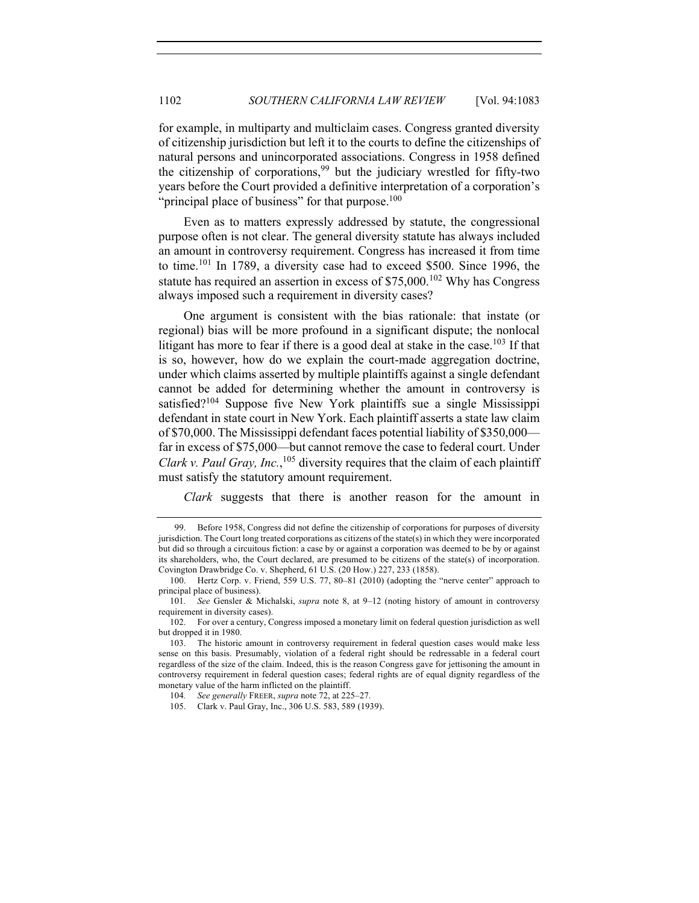for example, in multiparty and multiclaim cases. Congress granted diversity of citizenship jurisdiction but left it to the courts to define the citizenships of natural persons and unincorporated associations. Congress in 1958 defined the citizenship of corporations,[99] but the judiciary wrestled for fifty-two years before the Court provided a definitive interpretation of a corporation's "principal place of business" for that purpose.[100]

Even as to matters expressly addressed by statute, the congressional purpose often is not clear. The general diversity statute has always included an amount in controversy requirement. Congress has increased it from time to time.[101] In 1789, a diversity case had to exceed \$500. Since 1996, the statute has required an assertion in excess of \$75,000.[102] Why has Congress always imposed such a requirement in diversity cases?

One argument is consistent with the bias rationale: that instate (or regional) bias will be more profound in a significant dispute; the nonlocal litigant has more to fear if there is a good deal at stake in the case.[103] If that is so, however, how do we explain the court-made aggregation doctrine, under which claims asserted by multiple plaintiffs against a single defendant cannot be added for determining whether the amount in controversy is satisfied?[104] Suppose five New York plaintiffs sue a single Mississippi defendant in state court in New York. Each plaintiff asserts a state law claim of \$70,000. The Mississippi defendant faces potential liability of \$350,000—far in excess of \$75,000—but cannot remove the case to federal court. Under *Clark v. Paul Gray, Inc.*,[105] diversity requires that the claim of each plaintiff must satisfy the statutory amount requirement.

*Clark* suggests that there is another reason for the amount in

---

99. Before 1958, Congress did not define the citizenship of corporations for purposes of diversity jurisdiction. The Court long treated corporations as citizens of the state(s) in which they were incorporated but did so through a circuitous fiction: a case by or against a corporation was deemed to be by or against its shareholders, who, the Court declared, are presumed to be citizens of the state(s) of incorporation. Covington Drawbridge Co. v. Shepherd, 61 U.S. (20 How.) 227, 233 (1858).

100. Hertz Corp. v. Friend, 559 U.S. 77, 80–81 (2010) (adopting the "nerve center" approach to principal place of business).

101. *See* Gensler & Michalski, *supra* note 8, at 9–12 (noting history of amount in controversy requirement in diversity cases).

102. For over a century, Congress imposed a monetary limit on federal question jurisdiction as well but dropped it in 1980.

103. The historic amount in controversy requirement in federal question cases would make less sense on this basis. Presumably, violation of a federal right should be redressable in a federal court regardless of the size of the claim. Indeed, this is the reason Congress gave for jettisoning the amount in controversy requirement in federal question cases; federal rights are of equal dignity regardless of the monetary value of the harm inflicted on the plaintiff.

104. *See generally* FREER, *supra* note 72, at 225–27.

105. Clark v. Paul Gray, Inc., 306 U.S. 583, 589 (1939).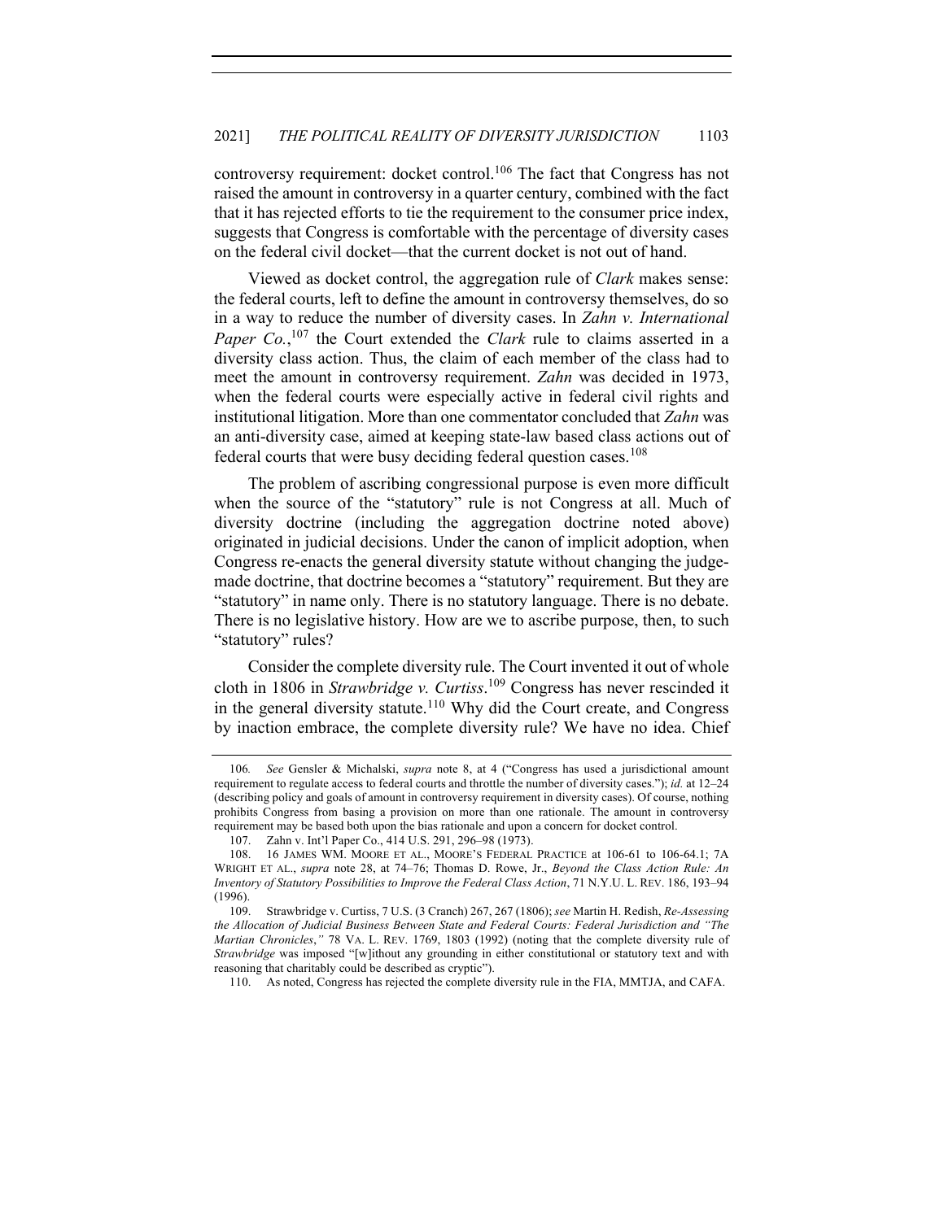controversy requirement: docket control.[106] The fact that Congress has not raised the amount in controversy in a quarter century, combined with the fact that it has rejected efforts to tie the requirement to the consumer price index, suggests that Congress is comfortable with the percentage of diversity cases on the federal civil docket—that the current docket is not out of hand.

Viewed as docket control, the aggregation rule of *Clark* makes sense: the federal courts, left to define the amount in controversy themselves, do so in a way to reduce the number of diversity cases. In *Zahn v. International Paper Co.*,[107] the Court extended the *Clark* rule to claims asserted in a diversity class action. Thus, the claim of each member of the class had to meet the amount in controversy requirement. *Zahn* was decided in 1973, when the federal courts were especially active in federal civil rights and institutional litigation. More than one commentator concluded that *Zahn* was an anti-diversity case, aimed at keeping state-law based class actions out of federal courts that were busy deciding federal question cases.[108]

The problem of ascribing congressional purpose is even more difficult when the source of the "statutory" rule is not Congress at all. Much of diversity doctrine (including the aggregation doctrine noted above) originated in judicial decisions. Under the canon of implicit adoption, when Congress re-enacts the general diversity statute without changing the judge-made doctrine, that doctrine becomes a "statutory" requirement. But they are "statutory" in name only. There is no statutory language. There is no debate. There is no legislative history. How are we to ascribe purpose, then, to such "statutory" rules?

Consider the complete diversity rule. The Court invented it out of whole cloth in 1806 in *Strawbridge v. Curtiss*.[109] Congress has never rescinded it in the general diversity statute.[110] Why did the Court create, and Congress by inaction embrace, the complete diversity rule? We have no idea. Chief

---

106. *See* Gensler & Michalski, *supra* note 8, at 4 ("Congress has used a jurisdictional amount requirement to regulate access to federal courts and throttle the number of diversity cases."); *id.* at 12–24 (describing policy and goals of amount in controversy requirement in diversity cases). Of course, nothing prohibits Congress from basing a provision on more than one rationale. The amount in controversy requirement may be based both upon the bias rationale and upon a concern for docket control.

107. Zahn v. Int'l Paper Co., 414 U.S. 291, 296–98 (1973).

108. 16 JAMES WM. MOORE ET AL., MOORE'S FEDERAL PRACTICE at 106-61 to 106-64.1; 7A WRIGHT ET AL., *supra* note 28, at 74–76; Thomas D. Rowe, Jr., *Beyond the Class Action Rule: An Inventory of Statutory Possibilities to Improve the Federal Class Action*, 71 N.Y.U. L. REV. 186, 193–94 (1996).

109. Strawbridge v. Curtiss, 7 U.S. (3 Cranch) 267, 267 (1806); *see* Martin H. Redish, *Re-Assessing the Allocation of Judicial Business Between State and Federal Courts: Federal Jurisdiction and "The Martian Chronicles*,*"* 78 VA. L. REV. 1769, 1803 (1992) (noting that the complete diversity rule of *Strawbridge* was imposed "[w]ithout any grounding in either constitutional or statutory text and with reasoning that charitably could be described as cryptic").

110. As noted, Congress has rejected the complete diversity rule in the FIA, MMTJA, and CAFA.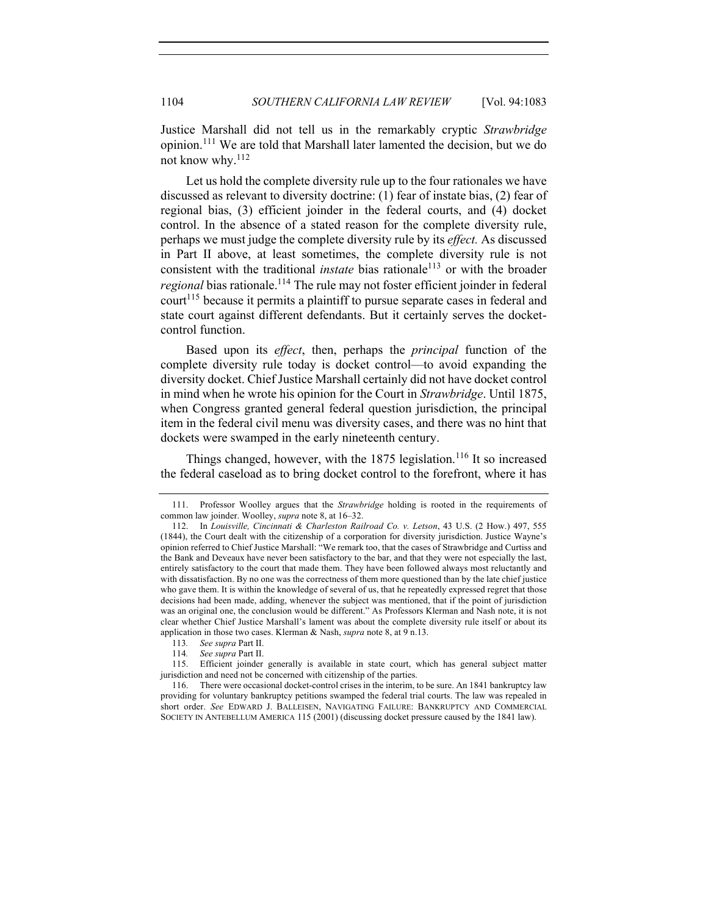Justice Marshall did not tell us in the remarkably cryptic *Strawbridge* opinion.[111] We are told that Marshall later lamented the decision, but we do not know why.[112]

Let us hold the complete diversity rule up to the four rationales we have discussed as relevant to diversity doctrine: (1) fear of instate bias, (2) fear of regional bias, (3) efficient joinder in the federal courts, and (4) docket control. In the absence of a stated reason for the complete diversity rule, perhaps we must judge the complete diversity rule by its *effect.* As discussed in Part II above, at least sometimes, the complete diversity rule is not consistent with the traditional *instate* bias rationale[113] or with the broader *regional* bias rationale.[114] The rule may not foster efficient joinder in federal court[115] because it permits a plaintiff to pursue separate cases in federal and state court against different defendants. But it certainly serves the docket-control function.

Based upon its *effect*, then, perhaps the *principal* function of the complete diversity rule today is docket control—to avoid expanding the diversity docket. Chief Justice Marshall certainly did not have docket control in mind when he wrote his opinion for the Court in *Strawbridge*. Until 1875, when Congress granted general federal question jurisdiction, the principal item in the federal civil menu was diversity cases, and there was no hint that dockets were swamped in the early nineteenth century.

Things changed, however, with the 1875 legislation.[116] It so increased the federal caseload as to bring docket control to the forefront, where it has

---

111. Professor Woolley argues that the *Strawbridge* holding is rooted in the requirements of common law joinder. Woolley, *supra* note 8, at 16–32.

112. In *Louisville, Cincinnati & Charleston Railroad Co. v. Letson*, 43 U.S. (2 How.) 497, 555 (1844), the Court dealt with the citizenship of a corporation for diversity jurisdiction. Justice Wayne's opinion referred to Chief Justice Marshall: "We remark too, that the cases of Strawbridge and Curtiss and the Bank and Deveaux have never been satisfactory to the bar, and that they were not especially the last, entirely satisfactory to the court that made them. They have been followed always most reluctantly and with dissatisfaction. By no one was the correctness of them more questioned than by the late chief justice who gave them. It is within the knowledge of several of us, that he repeatedly expressed regret that those decisions had been made, adding, whenever the subject was mentioned, that if the point of jurisdiction was an original one, the conclusion would be different." As Professors Klerman and Nash note, it is not clear whether Chief Justice Marshall's lament was about the complete diversity rule itself or about its application in those two cases. Klerman & Nash, *supra* note 8, at 9 n.13.

113. *See supra* Part II.

114. *See supra* Part II.

115. Efficient joinder generally is available in state court, which has general subject matter jurisdiction and need not be concerned with citizenship of the parties.

116. There were occasional docket-control crises in the interim, to be sure. An 1841 bankruptcy law providing for voluntary bankruptcy petitions swamped the federal trial courts. The law was repealed in short order. *See* EDWARD J. BALLEISEN, NAVIGATING FAILURE: BANKRUPTCY AND COMMERCIAL SOCIETY IN ANTEBELLUM AMERICA 115 (2001) (discussing docket pressure caused by the 1841 law).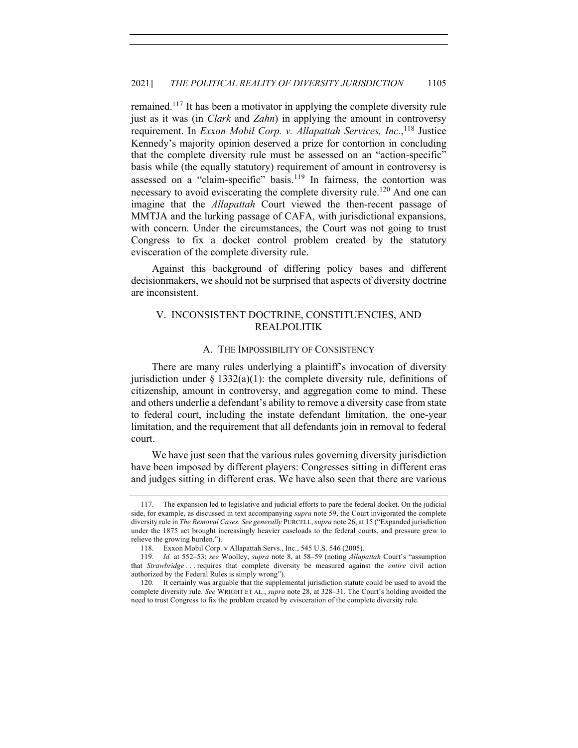remained.[117] It has been a motivator in applying the complete diversity rule just as it was (in *Clark* and *Zahn*) in applying the amount in controversy requirement. In *Exxon Mobil Corp. v. Allapattah Services, Inc.*,[118] Justice Kennedy's majority opinion deserved a prize for contortion in concluding that the complete diversity rule must be assessed on an "action-specific" basis while (the equally statutory) requirement of amount in controversy is assessed on a "claim-specific" basis.[119] In fairness, the contortion was necessary to avoid eviscerating the complete diversity rule.[120] And one can imagine that the *Allapattah* Court viewed the then-recent passage of MMTJA and the lurking passage of CAFA, with jurisdictional expansions, with concern. Under the circumstances, the Court was not going to trust Congress to fix a docket control problem created by the statutory evisceration of the complete diversity rule.

Against this background of differing policy bases and different decisionmakers, we should not be surprised that aspects of diversity doctrine are inconsistent.

## V. INCONSISTENT DOCTRINE, CONSTITUENCIES, AND REALPOLITIK

### A. THE IMPOSSIBILITY OF CONSISTENCY

There are many rules underlying a plaintiff's invocation of diversity jurisdiction under § 1332(a)(1): the complete diversity rule, definitions of citizenship, amount in controversy, and aggregation come to mind. These and others underlie a defendant's ability to remove a diversity case from state to federal court, including the instate defendant limitation, the one-year limitation, and the requirement that all defendants join in removal to federal court.

We have just seen that the various rules governing diversity jurisdiction have been imposed by different players: Congresses sitting in different eras and judges sitting in different eras. We have also seen that there are various

---

117. The expansion led to legislative and judicial efforts to pare the federal docket. On the judicial side, for example, as discussed in text accompanying *supra* note 59, the Court invigorated the complete diversity rule in *The Removal Cases*. *See generally* PURCELL, *supra* note 26, at 15 ("Expanded jurisdiction under the 1875 act brought increasingly heavier caseloads to the federal courts, and pressure grew to relieve the growing burden.").

118. Exxon Mobil Corp. v Allapattah Servs., Inc., 545 U.S. 546 (2005).

119. *Id.* at 552–53; *see* Woolley, *supra* note 8, at 58–59 (noting *Allapattah* Court's "assumption that *Strawbridge* . . . requires that complete diversity be measured against the *entire* civil action authorized by the Federal Rules is simply wrong").

120. It certainly was arguable that the supplemental jurisdiction statute could be used to avoid the complete diversity rule. *See* WRIGHT ET AL., *supra* note 28, at 328–31. The Court's holding avoided the need to trust Congress to fix the problem created by evisceration of the complete diversity rule.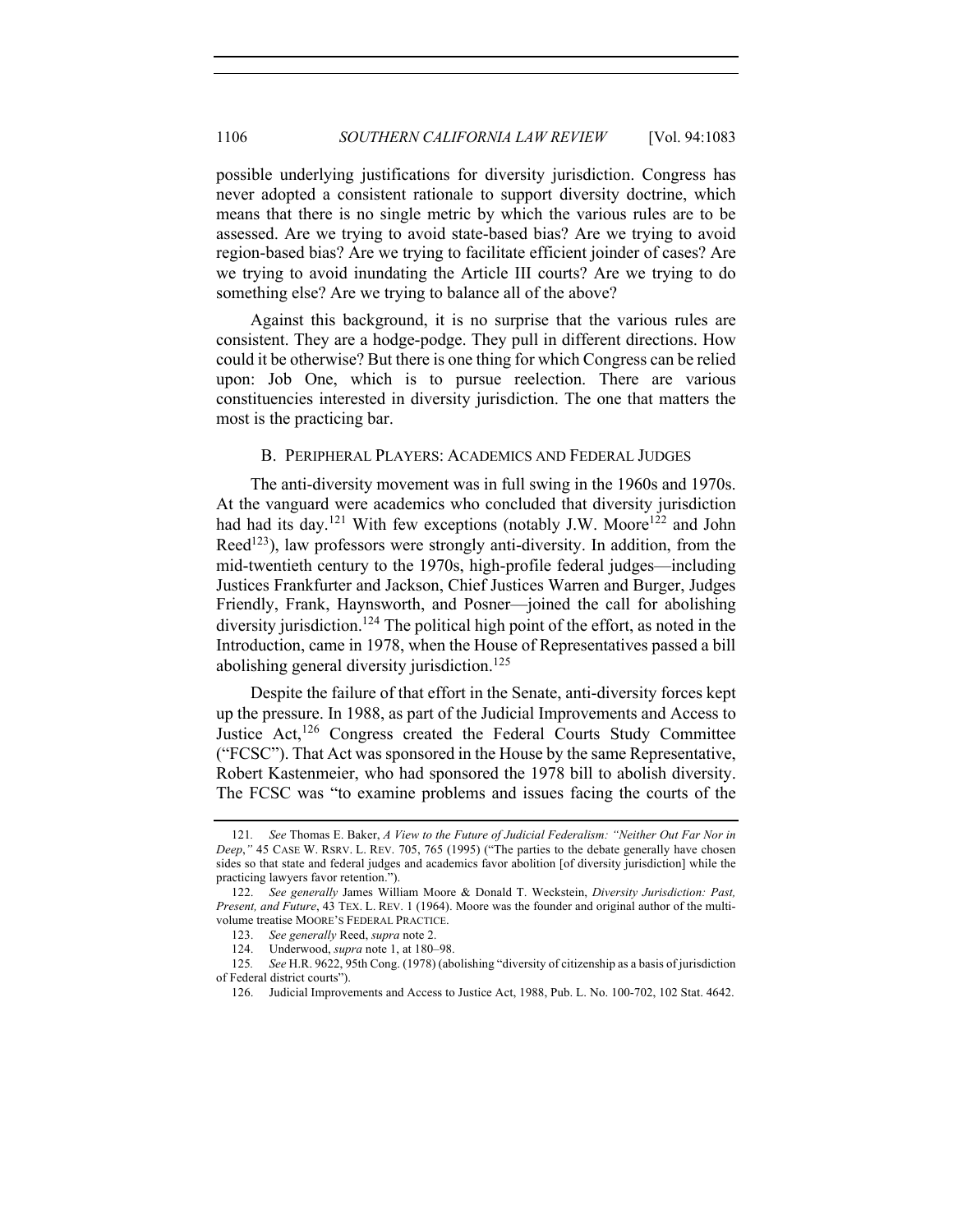possible underlying justifications for diversity jurisdiction. Congress has never adopted a consistent rationale to support diversity doctrine, which means that there is no single metric by which the various rules are to be assessed. Are we trying to avoid state-based bias? Are we trying to avoid region-based bias? Are we trying to facilitate efficient joinder of cases? Are we trying to avoid inundating the Article III courts? Are we trying to do something else? Are we trying to balance all of the above?

Against this background, it is no surprise that the various rules are consistent. They are a hodge-podge. They pull in different directions. How could it be otherwise? But there is one thing for which Congress can be relied upon: Job One, which is to pursue reelection. There are various constituencies interested in diversity jurisdiction. The one that matters the most is the practicing bar.

### B. Peripheral Players: Academics and Federal Judges

The anti-diversity movement was in full swing in the 1960s and 1970s. At the vanguard were academics who concluded that diversity jurisdiction had had its day.[121] With few exceptions (notably J.W. Moore[122] and John Reed[123]), law professors were strongly anti-diversity. In addition, from the mid-twentieth century to the 1970s, high-profile federal judges—including Justices Frankfurter and Jackson, Chief Justices Warren and Burger, Judges Friendly, Frank, Haynsworth, and Posner—joined the call for abolishing diversity jurisdiction.[124] The political high point of the effort, as noted in the Introduction, came in 1978, when the House of Representatives passed a bill abolishing general diversity jurisdiction.[125]

Despite the failure of that effort in the Senate, anti-diversity forces kept up the pressure. In 1988, as part of the Judicial Improvements and Access to Justice Act,[126] Congress created the Federal Courts Study Committee ("FCSC"). That Act was sponsored in the House by the same Representative, Robert Kastenmeier, who had sponsored the 1978 bill to abolish diversity. The FCSC was "to examine problems and issues facing the courts of the

---

121. *See* Thomas E. Baker, *A View to the Future of Judicial Federalism: "Neither Out Far Nor in Deep*,*"* 45 Case W. Rsrv. L. Rev. 705, 765 (1995) ("The parties to the debate generally have chosen sides so that state and federal judges and academics favor abolition [of diversity jurisdiction] while the practicing lawyers favor retention.").

122. *See generally* James William Moore & Donald T. Weckstein, *Diversity Jurisdiction: Past, Present, and Future*, 43 Tex. L. Rev. 1 (1964). Moore was the founder and original author of the multi-volume treatise Moore's Federal Practice.

123. *See generally* Reed, *supra* note 2.

124. Underwood, *supra* note 1, at 180–98.

125. *See* H.R. 9622, 95th Cong. (1978) (abolishing "diversity of citizenship as a basis of jurisdiction of Federal district courts").

126. Judicial Improvements and Access to Justice Act, 1988, Pub. L. No. 100-702, 102 Stat. 4642.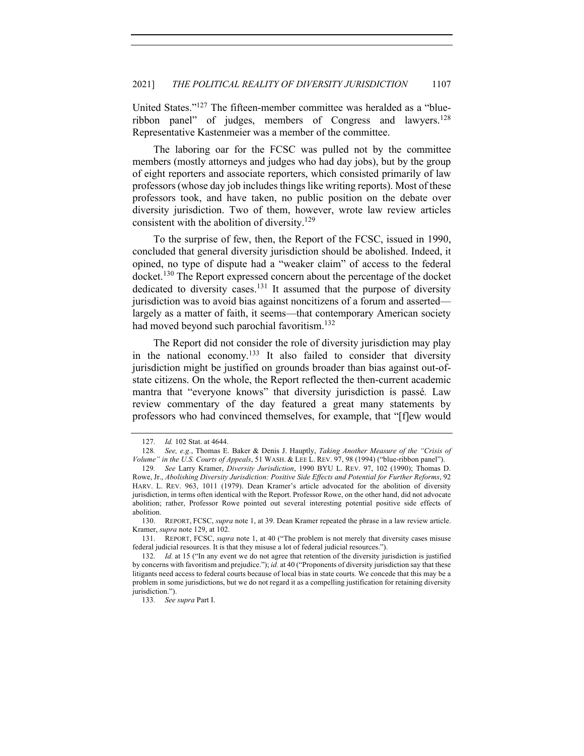United States."[127] The fifteen-member committee was heralded as a "blue-ribbon panel" of judges, members of Congress and lawyers.[128] Representative Kastenmeier was a member of the committee.

The laboring oar for the FCSC was pulled not by the committee members (mostly attorneys and judges who had day jobs), but by the group of eight reporters and associate reporters, which consisted primarily of law professors (whose day job includes things like writing reports). Most of these professors took, and have taken, no public position on the debate over diversity jurisdiction. Two of them, however, wrote law review articles consistent with the abolition of diversity.[129]

To the surprise of few, then, the Report of the FCSC, issued in 1990, concluded that general diversity jurisdiction should be abolished. Indeed, it opined, no type of dispute had a "weaker claim" of access to the federal docket.[130] The Report expressed concern about the percentage of the docket dedicated to diversity cases.[131] It assumed that the purpose of diversity jurisdiction was to avoid bias against noncitizens of a forum and asserted—largely as a matter of faith, it seems—that contemporary American society had moved beyond such parochial favoritism.[132]

The Report did not consider the role of diversity jurisdiction may play in the national economy.[133] It also failed to consider that diversity jurisdiction might be justified on grounds broader than bias against out-of-state citizens. On the whole, the Report reflected the then-current academic mantra that "everyone knows" that diversity jurisdiction is passé. Law review commentary of the day featured a great many statements by professors who had convinced themselves, for example, that "[f]ew would

---

127. *Id.* 102 Stat. at 4644.

128. *See, e.g.*, Thomas E. Baker & Denis J. Hauptly, *Taking Another Measure of the "Crisis of Volume" in the U.S. Courts of Appeals*, 51 WASH. & LEE L. REV. 97, 98 (1994) ("blue-ribbon panel").

129. *See* Larry Kramer, *Diversity Jurisdiction*, 1990 BYU L. REV. 97, 102 (1990); Thomas D. Rowe, Jr., *Abolishing Diversity Jurisdiction: Positive Side Effects and Potential for Further Reforms*, 92 HARV. L. REV. 963, 1011 (1979). Dean Kramer's article advocated for the abolition of diversity jurisdiction, in terms often identical with the Report. Professor Rowe, on the other hand, did not advocate abolition; rather, Professor Rowe pointed out several interesting potential positive side effects of abolition.

130. REPORT, FCSC, *supra* note 1, at 39. Dean Kramer repeated the phrase in a law review article. Kramer, *supra* note 129, at 102.

131. REPORT, FCSC, *supra* note 1, at 40 ("The problem is not merely that diversity cases misuse federal judicial resources. It is that they misuse a lot of federal judicial resources.").

132. *Id.* at 15 ("In any event we do not agree that retention of the diversity jurisdiction is justified by concerns with favoritism and prejudice."); *id.* at 40 ("Proponents of diversity jurisdiction say that these litigants need access to federal courts because of local bias in state courts. We concede that this may be a problem in some jurisdictions, but we do not regard it as a compelling justification for retaining diversity jurisdiction.").

133. *See supra* Part I.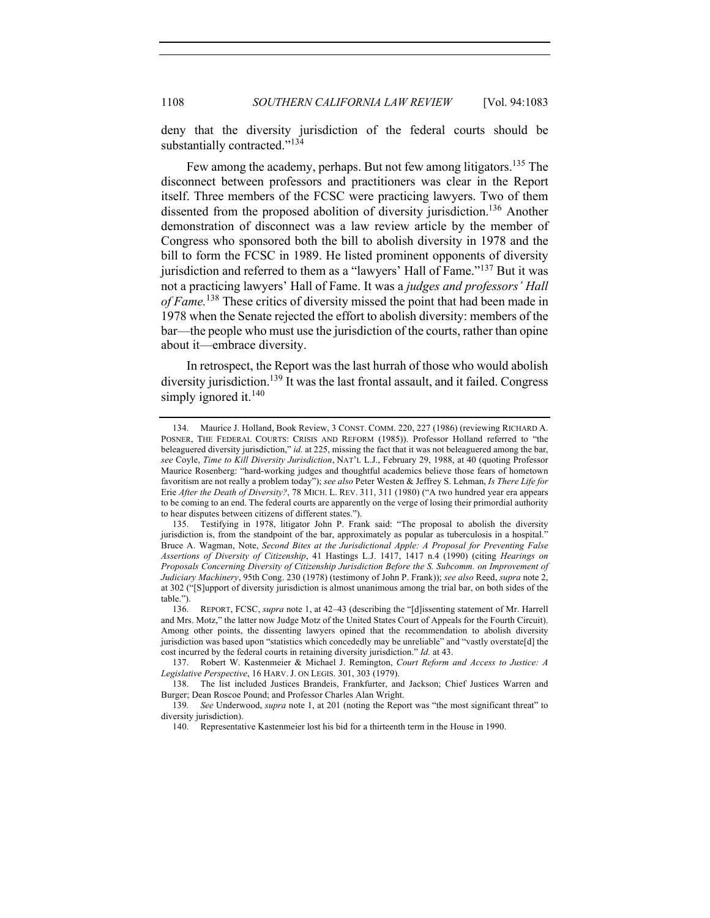deny that the diversity jurisdiction of the federal courts should be substantially contracted."[134]

Few among the academy, perhaps. But not few among litigators.[135] The disconnect between professors and practitioners was clear in the Report itself. Three members of the FCSC were practicing lawyers. Two of them dissented from the proposed abolition of diversity jurisdiction.[136] Another demonstration of disconnect was a law review article by the member of Congress who sponsored both the bill to abolish diversity in 1978 and the bill to form the FCSC in 1989. He listed prominent opponents of diversity jurisdiction and referred to them as a "lawyers' Hall of Fame."[137] But it was not a practicing lawyers' Hall of Fame. It was a *judges and professors' Hall of Fame.*[138] These critics of diversity missed the point that had been made in 1978 when the Senate rejected the effort to abolish diversity: members of the bar—the people who must use the jurisdiction of the courts, rather than opine about it—embrace diversity.

In retrospect, the Report was the last hurrah of those who would abolish diversity jurisdiction.[139] It was the last frontal assault, and it failed. Congress simply ignored it.[140]

---

134. Maurice J. Holland, Book Review, 3 CONST. COMM. 220, 227 (1986) (reviewing RICHARD A. POSNER, THE FEDERAL COURTS: CRISIS AND REFORM (1985)). Professor Holland referred to "the beleaguered diversity jurisdiction," *id.* at 225, missing the fact that it was not beleaguered among the bar, *see* Coyle, *Time to Kill Diversity Jurisdiction*, NAT'L L.J., February 29, 1988, at 40 (quoting Professor Maurice Rosenberg: "hard-working judges and thoughtful academics believe those fears of hometown favoritism are not really a problem today"); *see also* Peter Westen & Jeffrey S. Lehman, *Is There Life for* Erie *After the Death of Diversity?*, 78 MICH. L. REV. 311, 311 (1980) ("A two hundred year era appears to be coming to an end. The federal courts are apparently on the verge of losing their primordial authority to hear disputes between citizens of different states.").

135. Testifying in 1978, litigator John P. Frank said: "The proposal to abolish the diversity jurisdiction is, from the standpoint of the bar, approximately as popular as tuberculosis in a hospital." Bruce A. Wagman, Note, *Second Bites at the Jurisdictional Apple: A Proposal for Preventing False Assertions of Diversity of Citizenship*, 41 Hastings L.J. 1417, 1417 n.4 (1990) (citing *Hearings on Proposals Concerning Diversity of Citizenship Jurisdiction Before the S. Subcomm. on Improvement of Judiciary Machinery*, 95th Cong. 230 (1978) (testimony of John P. Frank)); *see also* Reed, *supra* note 2, at 302 ("[S]upport of diversity jurisdiction is almost unanimous among the trial bar, on both sides of the table.").

136. REPORT, FCSC, *supra* note 1, at 42–43 (describing the "[d]issenting statement of Mr. Harrell and Mrs. Motz," the latter now Judge Motz of the United States Court of Appeals for the Fourth Circuit). Among other points, the dissenting lawyers opined that the recommendation to abolish diversity jurisdiction was based upon "statistics which concededly may be unreliable" and "vastly overstate[d] the cost incurred by the federal courts in retaining diversity jurisdiction." *Id.* at 43.

137. Robert W. Kastenmeier & Michael J. Remington, *Court Reform and Access to Justice: A Legislative Perspective*, 16 HARV. J. ON LEGIS. 301, 303 (1979).

138. The list included Justices Brandeis, Frankfurter, and Jackson; Chief Justices Warren and Burger; Dean Roscoe Pound; and Professor Charles Alan Wright.

139. *See* Underwood, *supra* note 1, at 201 (noting the Report was "the most significant threat" to diversity jurisdiction).

140. Representative Kastenmeier lost his bid for a thirteenth term in the House in 1990.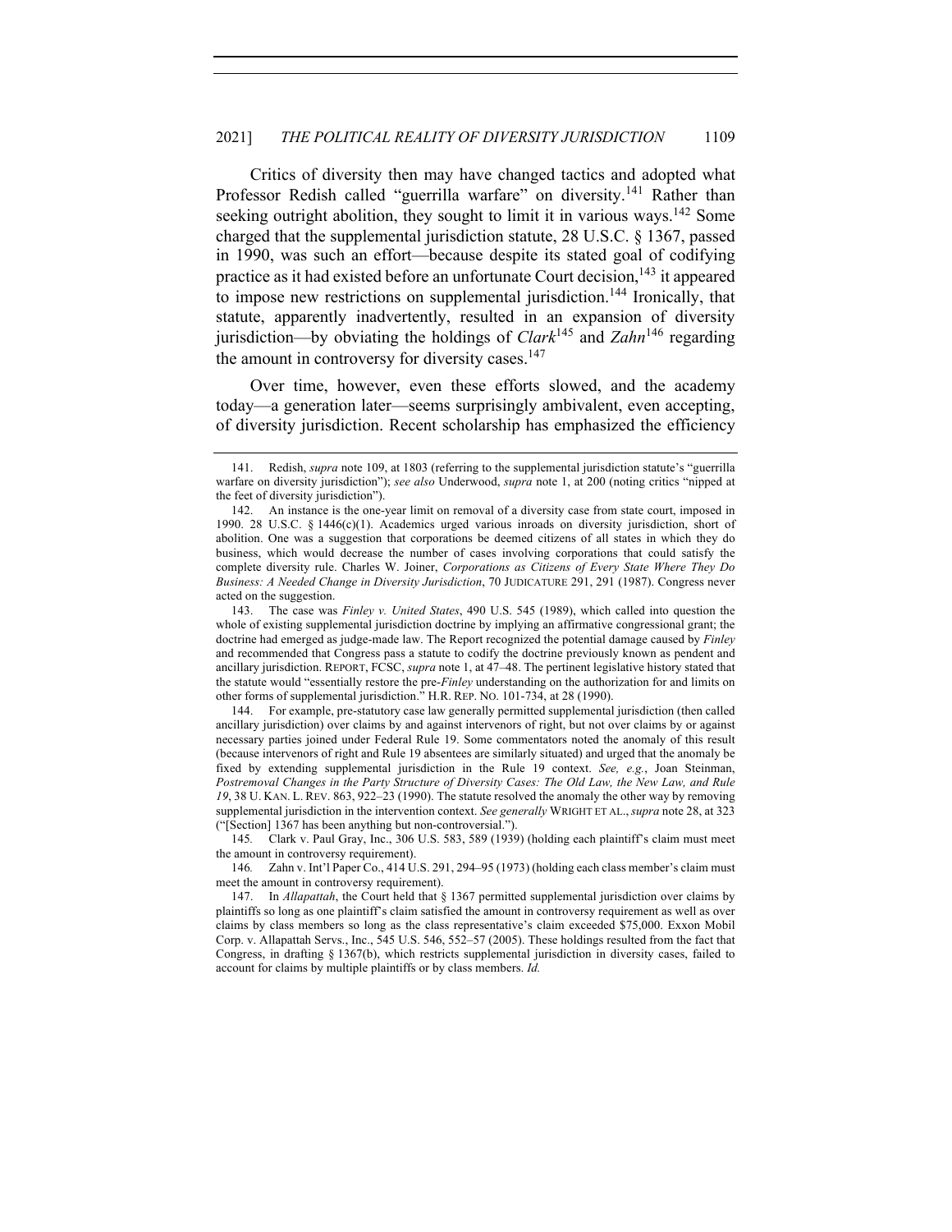Critics of diversity then may have changed tactics and adopted what Professor Redish called "guerrilla warfare" on diversity.[141] Rather than seeking outright abolition, they sought to limit it in various ways.[142] Some charged that the supplemental jurisdiction statute, 28 U.S.C. § 1367, passed in 1990, was such an effort—because despite its stated goal of codifying practice as it had existed before an unfortunate Court decision,[143] it appeared to impose new restrictions on supplemental jurisdiction.[144] Ironically, that statute, apparently inadvertently, resulted in an expansion of diversity jurisdiction—by obviating the holdings of *Clark*[145] and *Zahn*[146] regarding the amount in controversy for diversity cases.[147]

Over time, however, even these efforts slowed, and the academy today—a generation later—seems surprisingly ambivalent, even accepting, of diversity jurisdiction. Recent scholarship has emphasized the efficiency

---

141. Redish, *supra* note 109, at 1803 (referring to the supplemental jurisdiction statute's "guerrilla warfare on diversity jurisdiction"); *see also* Underwood, *supra* note 1, at 200 (noting critics "nipped at the feet of diversity jurisdiction").

142. An instance is the one-year limit on removal of a diversity case from state court, imposed in 1990. 28 U.S.C. § 1446(c)(1). Academics urged various inroads on diversity jurisdiction, short of abolition. One was a suggestion that corporations be deemed citizens of all states in which they do business, which would decrease the number of cases involving corporations that could satisfy the complete diversity rule. Charles W. Joiner, *Corporations as Citizens of Every State Where They Do Business: A Needed Change in Diversity Jurisdiction*, 70 JUDICATURE 291, 291 (1987). Congress never acted on the suggestion.

143. The case was *Finley v. United States*, 490 U.S. 545 (1989), which called into question the whole of existing supplemental jurisdiction doctrine by implying an affirmative congressional grant; the doctrine had emerged as judge-made law. The Report recognized the potential damage caused by *Finley* and recommended that Congress pass a statute to codify the doctrine previously known as pendent and ancillary jurisdiction. REPORT, FCSC, *supra* note 1, at 47–48. The pertinent legislative history stated that the statute would "essentially restore the pre-*Finley* understanding on the authorization for and limits on other forms of supplemental jurisdiction." H.R. REP. NO. 101-734, at 28 (1990).

144. For example, pre-statutory case law generally permitted supplemental jurisdiction (then called ancillary jurisdiction) over claims by and against intervenors of right, but not over claims by or against necessary parties joined under Federal Rule 19. Some commentators noted the anomaly of this result (because intervenors of right and Rule 19 absentees are similarly situated) and urged that the anomaly be fixed by extending supplemental jurisdiction in the Rule 19 context. *See, e.g.*, Joan Steinman, *Postremoval Changes in the Party Structure of Diversity Cases: The Old Law, the New Law, and Rule 19*, 38 U. KAN. L. REV. 863, 922–23 (1990). The statute resolved the anomaly the other way by removing supplemental jurisdiction in the intervention context. *See generally* WRIGHT ET AL., *supra* note 28, at 323 ("[Section] 1367 has been anything but non-controversial.").

145. Clark v. Paul Gray, Inc., 306 U.S. 583, 589 (1939) (holding each plaintiff's claim must meet the amount in controversy requirement).

146. Zahn v. Int'l Paper Co., 414 U.S. 291, 294–95 (1973) (holding each class member's claim must meet the amount in controversy requirement).

147. In *Allapattah*, the Court held that § 1367 permitted supplemental jurisdiction over claims by plaintiffs so long as one plaintiff's claim satisfied the amount in controversy requirement as well as over claims by class members so long as the class representative's claim exceeded $75,000. Exxon Mobil Corp. v. Allapattah Servs., Inc., 545 U.S. 546, 552–57 (2005). These holdings resulted from the fact that Congress, in drafting § 1367(b), which restricts supplemental jurisdiction in diversity cases, failed to account for claims by multiple plaintiffs or by class members. *Id.*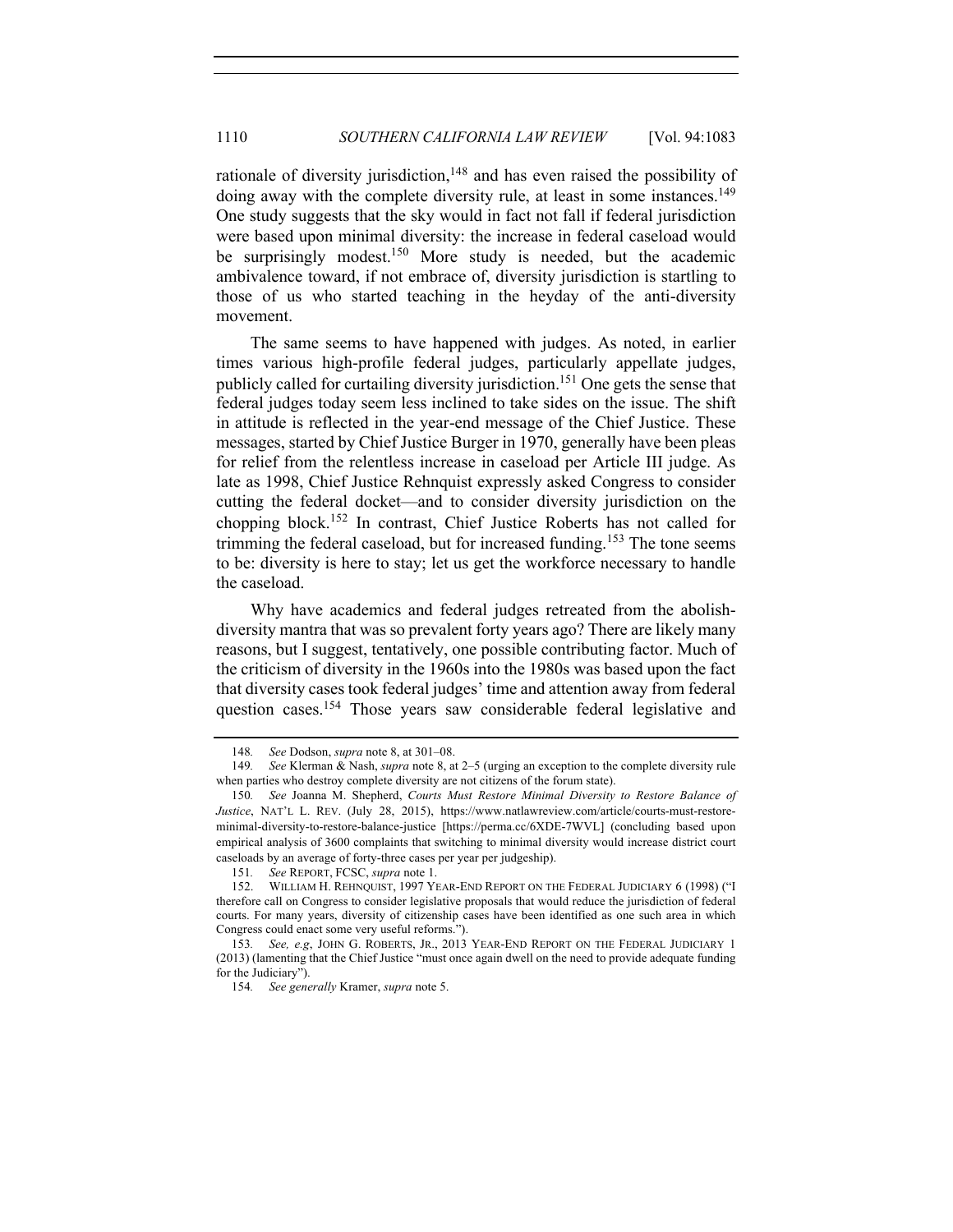rationale of diversity jurisdiction,[148] and has even raised the possibility of doing away with the complete diversity rule, at least in some instances.[149] One study suggests that the sky would in fact not fall if federal jurisdiction were based upon minimal diversity: the increase in federal caseload would be surprisingly modest.[150] More study is needed, but the academic ambivalence toward, if not embrace of, diversity jurisdiction is startling to those of us who started teaching in the heyday of the anti-diversity movement.

The same seems to have happened with judges. As noted, in earlier times various high-profile federal judges, particularly appellate judges, publicly called for curtailing diversity jurisdiction.[151] One gets the sense that federal judges today seem less inclined to take sides on the issue. The shift in attitude is reflected in the year-end message of the Chief Justice. These messages, started by Chief Justice Burger in 1970, generally have been pleas for relief from the relentless increase in caseload per Article III judge. As late as 1998, Chief Justice Rehnquist expressly asked Congress to consider cutting the federal docket—and to consider diversity jurisdiction on the chopping block.[152] In contrast, Chief Justice Roberts has not called for trimming the federal caseload, but for increased funding.[153] The tone seems to be: diversity is here to stay; let us get the workforce necessary to handle the caseload.

Why have academics and federal judges retreated from the abolish-diversity mantra that was so prevalent forty years ago? There are likely many reasons, but I suggest, tentatively, one possible contributing factor. Much of the criticism of diversity in the 1960s into the 1980s was based upon the fact that diversity cases took federal judges' time and attention away from federal question cases.[154] Those years saw considerable federal legislative and

---

148. *See* Dodson, *supra* note 8, at 301–08.

149. *See* Klerman & Nash, *supra* note 8, at 2–5 (urging an exception to the complete diversity rule when parties who destroy complete diversity are not citizens of the forum state).

150. *See* Joanna M. Shepherd, *Courts Must Restore Minimal Diversity to Restore Balance of Justice*, NAT'L L. REV. (July 28, 2015), https://www.natlawreview.com/article/courts-must-restore-minimal-diversity-to-restore-balance-justice [https://perma.cc/6XDE-7WVL] (concluding based upon empirical analysis of 3600 complaints that switching to minimal diversity would increase district court caseloads by an average of forty-three cases per year per judgeship).

151. *See* REPORT, FCSC, *supra* note 1.

152. WILLIAM H. REHNQUIST, 1997 YEAR-END REPORT ON THE FEDERAL JUDICIARY 6 (1998) ("I therefore call on Congress to consider legislative proposals that would reduce the jurisdiction of federal courts. For many years, diversity of citizenship cases have been identified as one such area in which Congress could enact some very useful reforms.").

153. *See, e.g*, JOHN G. ROBERTS, JR., 2013 YEAR-END REPORT ON THE FEDERAL JUDICIARY 1 (2013) (lamenting that the Chief Justice "must once again dwell on the need to provide adequate funding for the Judiciary").

154. *See generally* Kramer, *supra* note 5.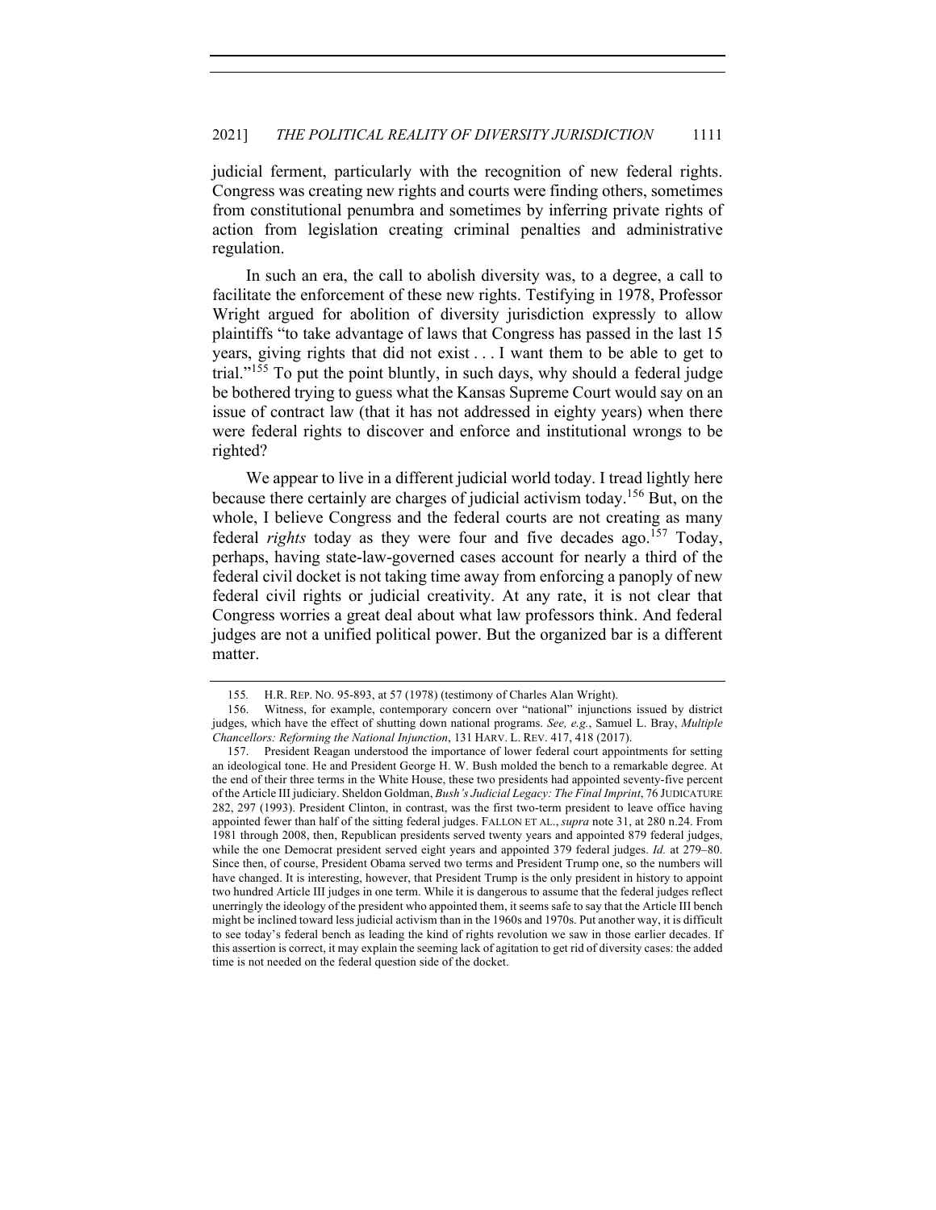judicial ferment, particularly with the recognition of new federal rights. Congress was creating new rights and courts were finding others, sometimes from constitutional penumbra and sometimes by inferring private rights of action from legislation creating criminal penalties and administrative regulation.

In such an era, the call to abolish diversity was, to a degree, a call to facilitate the enforcement of these new rights. Testifying in 1978, Professor Wright argued for abolition of diversity jurisdiction expressly to allow plaintiffs "to take advantage of laws that Congress has passed in the last 15 years, giving rights that did not exist . . . I want them to be able to get to trial."[155] To put the point bluntly, in such days, why should a federal judge be bothered trying to guess what the Kansas Supreme Court would say on an issue of contract law (that it has not addressed in eighty years) when there were federal rights to discover and enforce and institutional wrongs to be righted?

We appear to live in a different judicial world today. I tread lightly here because there certainly are charges of judicial activism today.[156] But, on the whole, I believe Congress and the federal courts are not creating as many federal *rights* today as they were four and five decades ago.[157] Today, perhaps, having state-law-governed cases account for nearly a third of the federal civil docket is not taking time away from enforcing a panoply of new federal civil rights or judicial creativity. At any rate, it is not clear that Congress worries a great deal about what law professors think. And federal judges are not a unified political power. But the organized bar is a different matter.

---

155. H.R. REP. NO. 95-893, at 57 (1978) (testimony of Charles Alan Wright).

156. Witness, for example, contemporary concern over "national" injunctions issued by district judges, which have the effect of shutting down national programs. *See, e.g.*, Samuel L. Bray, *Multiple Chancellors: Reforming the National Injunction*, 131 HARV. L. REV. 417, 418 (2017).

157. President Reagan understood the importance of lower federal court appointments for setting an ideological tone. He and President George H. W. Bush molded the bench to a remarkable degree. At the end of their three terms in the White House, these two presidents had appointed seventy-five percent of the Article III judiciary. Sheldon Goldman, *Bush's Judicial Legacy: The Final Imprint*, 76 JUDICATURE 282, 297 (1993). President Clinton, in contrast, was the first two-term president to leave office having appointed fewer than half of the sitting federal judges. FALLON ET AL., *supra* note 31, at 280 n.24. From 1981 through 2008, then, Republican presidents served twenty years and appointed 879 federal judges, while the one Democrat president served eight years and appointed 379 federal judges. *Id.* at 279–80. Since then, of course, President Obama served two terms and President Trump one, so the numbers will have changed. It is interesting, however, that President Trump is the only president in history to appoint two hundred Article III judges in one term. While it is dangerous to assume that the federal judges reflect unerringly the ideology of the president who appointed them, it seems safe to say that the Article III bench might be inclined toward less judicial activism than in the 1960s and 1970s. Put another way, it is difficult to see today's federal bench as leading the kind of rights revolution we saw in those earlier decades. If this assertion is correct, it may explain the seeming lack of agitation to get rid of diversity cases: the added time is not needed on the federal question side of the docket.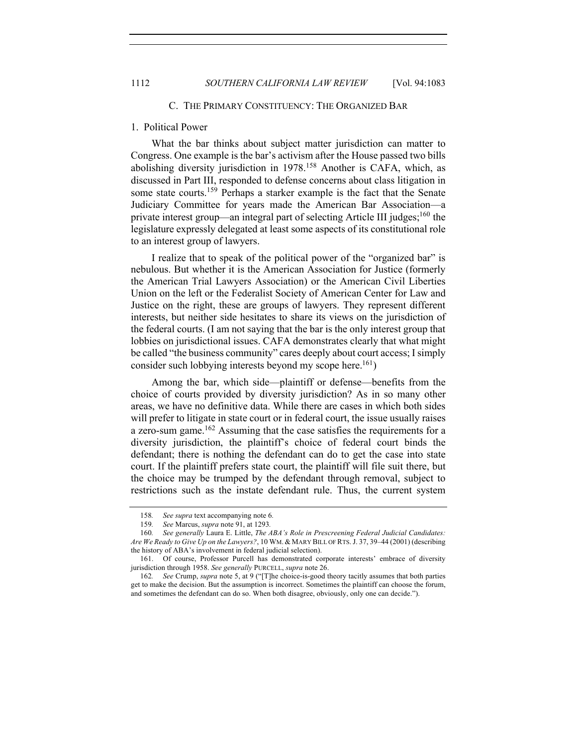### C. THE PRIMARY CONSTITUENCY: THE ORGANIZED BAR

#### 1. Political Power

What the bar thinks about subject matter jurisdiction can matter to Congress. One example is the bar's activism after the House passed two bills abolishing diversity jurisdiction in 1978.[158] Another is CAFA, which, as discussed in Part III, responded to defense concerns about class litigation in some state courts.[159] Perhaps a starker example is the fact that the Senate Judiciary Committee for years made the American Bar Association—a private interest group—an integral part of selecting Article III judges;[160] the legislature expressly delegated at least some aspects of its constitutional role to an interest group of lawyers.

I realize that to speak of the political power of the "organized bar" is nebulous. But whether it is the American Association for Justice (formerly the American Trial Lawyers Association) or the American Civil Liberties Union on the left or the Federalist Society of American Center for Law and Justice on the right, these are groups of lawyers. They represent different interests, but neither side hesitates to share its views on the jurisdiction of the federal courts. (I am not saying that the bar is the only interest group that lobbies on jurisdictional issues. CAFA demonstrates clearly that what might be called "the business community" cares deeply about court access; I simply consider such lobbying interests beyond my scope here.[161])

Among the bar, which side—plaintiff or defense—benefits from the choice of courts provided by diversity jurisdiction? As in so many other areas, we have no definitive data. While there are cases in which both sides will prefer to litigate in state court or in federal court, the issue usually raises a zero-sum game.[162] Assuming that the case satisfies the requirements for a diversity jurisdiction, the plaintiff's choice of federal court binds the defendant; there is nothing the defendant can do to get the case into state court. If the plaintiff prefers state court, the plaintiff will file suit there, but the choice may be trumped by the defendant through removal, subject to restrictions such as the instate defendant rule. Thus, the current system

---

158. *See supra* text accompanying note 6.

159. *See* Marcus, *supra* note 91, at 1293.

160. *See generally* Laura E. Little, *The ABA's Role in Prescreening Federal Judicial Candidates: Are We Ready to Give Up on the Lawyers?*, 10 WM. & MARY BILL OF RTS. J. 37, 39–44 (2001) (describing the history of ABA's involvement in federal judicial selection).

161. Of course, Professor Purcell has demonstrated corporate interests' embrace of diversity jurisdiction through 1958. *See generally* PURCELL, *supra* note 26.

162. *See* Crump, *supra* note 5, at 9 ("[T]he choice-is-good theory tacitly assumes that both parties get to make the decision. But the assumption is incorrect. Sometimes the plaintiff can choose the forum, and sometimes the defendant can do so. When both disagree, obviously, only one can decide.").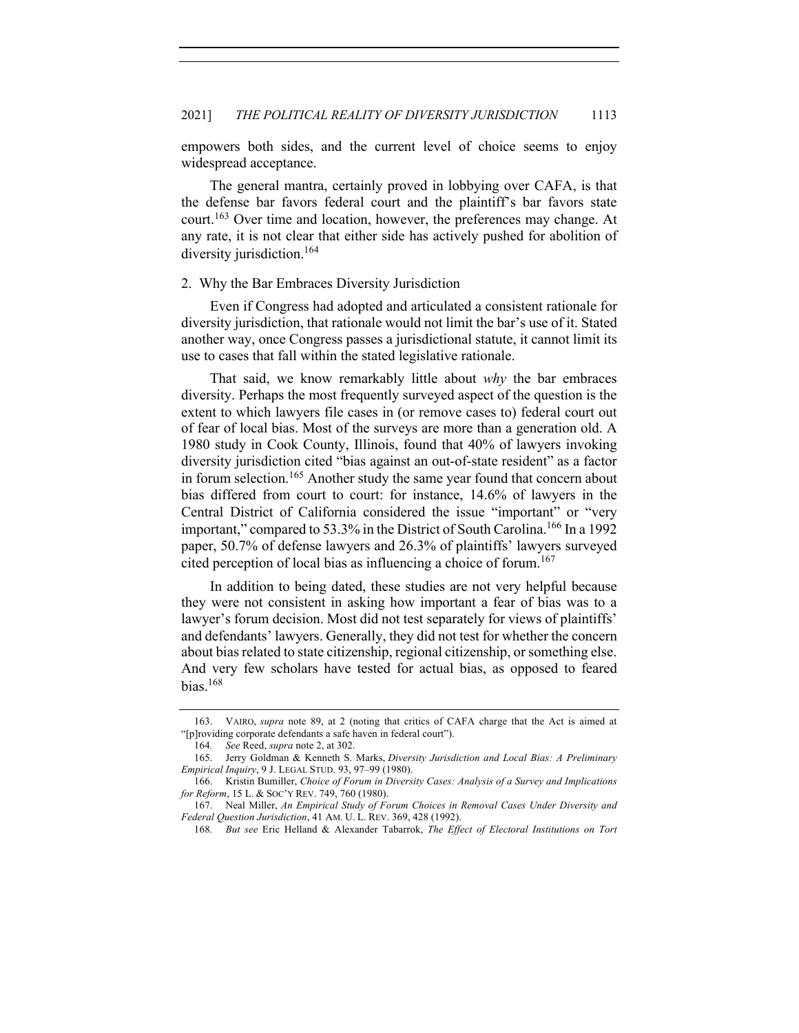empowers both sides, and the current level of choice seems to enjoy widespread acceptance.

The general mantra, certainly proved in lobbying over CAFA, is that the defense bar favors federal court and the plaintiff's bar favors state court.[163] Over time and location, however, the preferences may change. At any rate, it is not clear that either side has actively pushed for abolition of diversity jurisdiction.[164]

### 2. Why the Bar Embraces Diversity Jurisdiction

Even if Congress had adopted and articulated a consistent rationale for diversity jurisdiction, that rationale would not limit the bar's use of it. Stated another way, once Congress passes a jurisdictional statute, it cannot limit its use to cases that fall within the stated legislative rationale.

That said, we know remarkably little about *why* the bar embraces diversity. Perhaps the most frequently surveyed aspect of the question is the extent to which lawyers file cases in (or remove cases to) federal court out of fear of local bias. Most of the surveys are more than a generation old. A 1980 study in Cook County, Illinois, found that 40% of lawyers invoking diversity jurisdiction cited "bias against an out-of-state resident" as a factor in forum selection.[165] Another study the same year found that concern about bias differed from court to court: for instance, 14.6% of lawyers in the Central District of California considered the issue "important" or "very important," compared to 53.3% in the District of South Carolina.[166] In a 1992 paper, 50.7% of defense lawyers and 26.3% of plaintiffs' lawyers surveyed cited perception of local bias as influencing a choice of forum.[167]

In addition to being dated, these studies are not very helpful because they were not consistent in asking how important a fear of bias was to a lawyer's forum decision. Most did not test separately for views of plaintiffs' and defendants' lawyers. Generally, they did not test for whether the concern about bias related to state citizenship, regional citizenship, or something else. And very few scholars have tested for actual bias, as opposed to feared bias.[168]

---

163. VAIRO, *supra* note 89, at 2 (noting that critics of CAFA charge that the Act is aimed at "[p]roviding corporate defendants a safe haven in federal court").

164. *See* Reed, *supra* note 2, at 302.

165. Jerry Goldman & Kenneth S. Marks, *Diversity Jurisdiction and Local Bias: A Preliminary Empirical Inquiry*, 9 J. LEGAL STUD. 93, 97–99 (1980).

166. Kristin Bumiller, *Choice of Forum in Diversity Cases: Analysis of a Survey and Implications for Reform*, 15 L. & SOC'Y REV. 749, 760 (1980).

167. Neal Miller, *An Empirical Study of Forum Choices in Removal Cases Under Diversity and Federal Question Jurisdiction*, 41 AM. U. L. REV. 369, 428 (1992).

168. *But see* Eric Helland & Alexander Tabarrok, *The Effect of Electoral Institutions on Tort*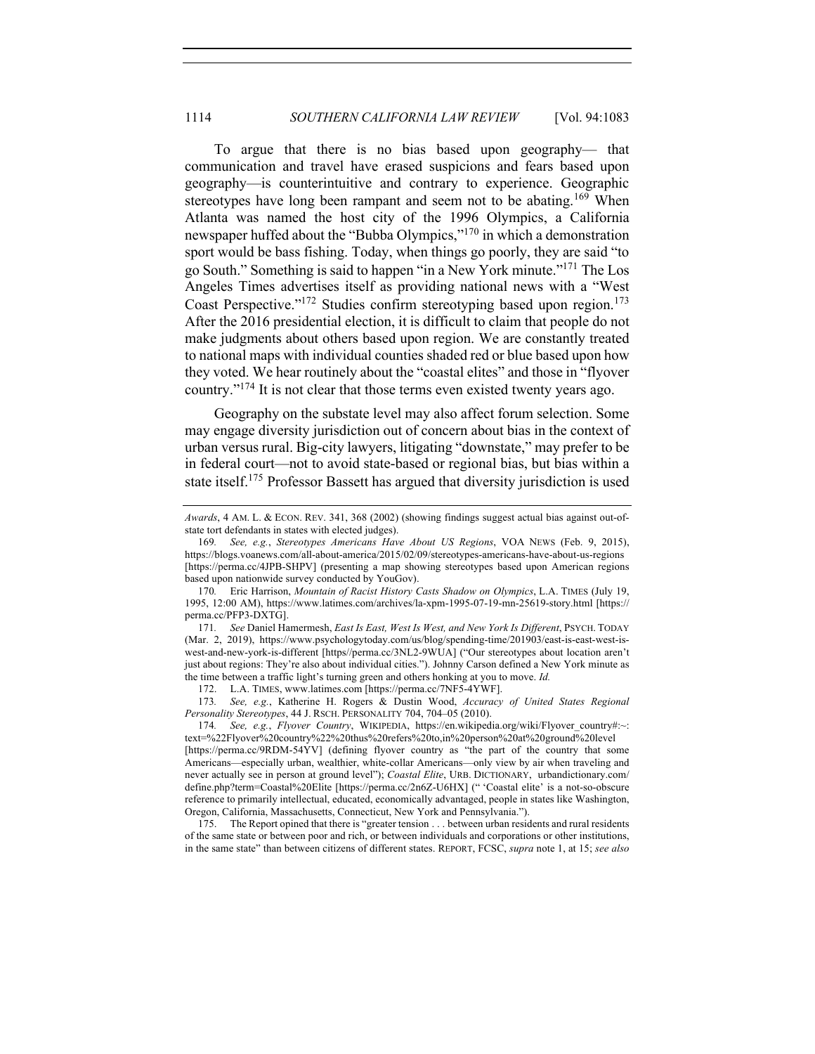To argue that there is no bias based upon geography— that communication and travel have erased suspicions and fears based upon geography—is counterintuitive and contrary to experience. Geographic stereotypes have long been rampant and seem not to be abating.[169] When Atlanta was named the host city of the 1996 Olympics, a California newspaper huffed about the "Bubba Olympics,"[170] in which a demonstration sport would be bass fishing. Today, when things go poorly, they are said "to go South." Something is said to happen "in a New York minute."[171] The Los Angeles Times advertises itself as providing national news with a "West Coast Perspective."[172] Studies confirm stereotyping based upon region.[173] After the 2016 presidential election, it is difficult to claim that people do not make judgments about others based upon region. We are constantly treated to national maps with individual counties shaded red or blue based upon how they voted. We hear routinely about the "coastal elites" and those in "flyover country."[174] It is not clear that those terms even existed twenty years ago.

Geography on the substate level may also affect forum selection. Some may engage diversity jurisdiction out of concern about bias in the context of urban versus rural. Big-city lawyers, litigating "downstate," may prefer to be in federal court—not to avoid state-based or regional bias, but bias within a state itself.[175] Professor Bassett has argued that diversity jurisdiction is used

---

*Awards*, 4 AM. L. & ECON. REV. 341, 368 (2002) (showing findings suggest actual bias against out-of-state tort defendants in states with elected judges).

169. *See, e.g.*, *Stereotypes Americans Have About US Regions*, VOA NEWS (Feb. 9, 2015), https://blogs.voanews.com/all-about-america/2015/02/09/stereotypes-americans-have-about-us-regions [https://perma.cc/4JPB-SHPV] (presenting a map showing stereotypes based upon American regions based upon nationwide survey conducted by YouGov).

170. Eric Harrison, *Mountain of Racist History Casts Shadow on Olympics*, L.A. TIMES (July 19, 1995, 12:00 AM), https://www.latimes.com/archives/la-xpm-1995-07-19-mn-25619-story.html [https://perma.cc/PFP3-DXTG].

171. *See* Daniel Hamermesh, *East Is East, West Is West, and New York Is Different*, PSYCH. TODAY (Mar. 2, 2019), https://www.psychologytoday.com/us/blog/spending-time/201903/east-is-east-west-is-west-and-new-york-is-different [https//perma.cc/3NL2-9WUA] ("Our stereotypes about location aren't just about regions: They're also about individual cities."). Johnny Carson defined a New York minute as the time between a traffic light's turning green and others honking at you to move. *Id.*

172. L.A. TIMES, www.latimes.com [https://perma.cc/7NF5-4YWF].

173. *See, e.g.*, Katherine H. Rogers & Dustin Wood, *Accuracy of United States Regional Personality Stereotypes*, 44 J. RSCH. PERSONALITY 704, 704–05 (2010).

174. *See, e.g.*, *Flyover Country*, WIKIPEDIA, https://en.wikipedia.org/wiki/Flyover_country#:~:text=%22Flyover%20country%22%20thus%20refers%20to,in%20person%20at%20ground%20level [https://perma.cc/9RDM-54YV] (defining flyover country as "the part of the country that some Americans—especially urban, wealthier, white-collar Americans—only view by air when traveling and never actually see in person at ground level"); *Coastal Elite*, URB. DICTIONARY, urbandictionary.com/define.php?term=Coastal%20Elite [https://perma.cc/2n6Z-U6HX] (" 'Coastal elite' is a not-so-obscure reference to primarily intellectual, educated, economically advantaged, people in states like Washington, Oregon, California, Massachusetts, Connecticut, New York and Pennsylvania.").

175. The Report opined that there is "greater tension . . . between urban residents and rural residents of the same state or between poor and rich, or between individuals and corporations or other institutions, in the same state" than between citizens of different states. REPORT, FCSC, *supra* note 1, at 15; *see also*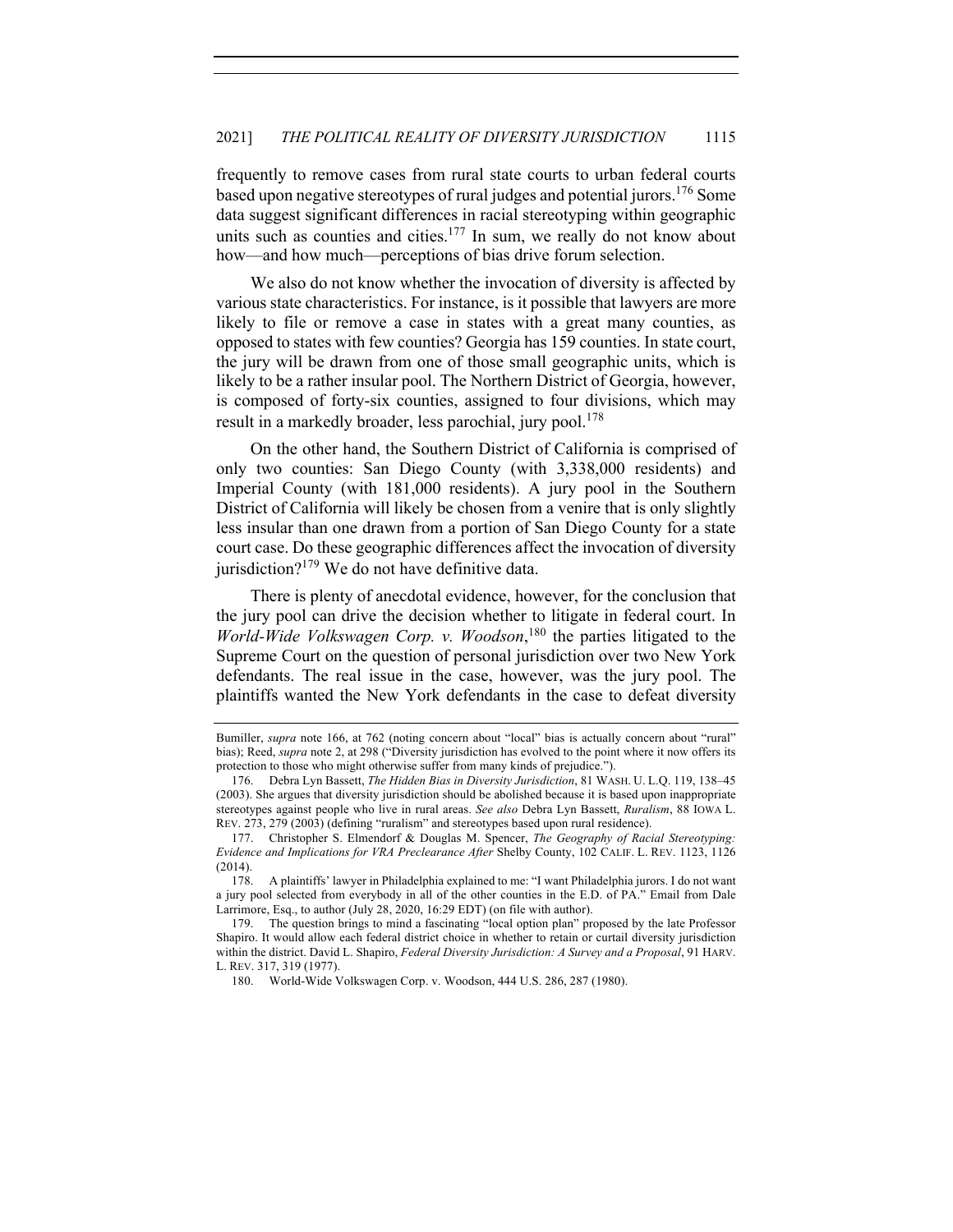frequently to remove cases from rural state courts to urban federal courts based upon negative stereotypes of rural judges and potential jurors.[176] Some data suggest significant differences in racial stereotyping within geographic units such as counties and cities.[177] In sum, we really do not know about how—and how much—perceptions of bias drive forum selection.

We also do not know whether the invocation of diversity is affected by various state characteristics. For instance, is it possible that lawyers are more likely to file or remove a case in states with a great many counties, as opposed to states with few counties? Georgia has 159 counties. In state court, the jury will be drawn from one of those small geographic units, which is likely to be a rather insular pool. The Northern District of Georgia, however, is composed of forty-six counties, assigned to four divisions, which may result in a markedly broader, less parochial, jury pool.[178]

On the other hand, the Southern District of California is comprised of only two counties: San Diego County (with 3,338,000 residents) and Imperial County (with 181,000 residents). A jury pool in the Southern District of California will likely be chosen from a venire that is only slightly less insular than one drawn from a portion of San Diego County for a state court case. Do these geographic differences affect the invocation of diversity jurisdiction?[179] We do not have definitive data.

There is plenty of anecdotal evidence, however, for the conclusion that the jury pool can drive the decision whether to litigate in federal court. In *World-Wide Volkswagen Corp. v. Woodson*,[180] the parties litigated to the Supreme Court on the question of personal jurisdiction over two New York defendants. The real issue in the case, however, was the jury pool. The plaintiffs wanted the New York defendants in the case to defeat diversity

---

Bumiller, *supra* note 166, at 762 (noting concern about "local" bias is actually concern about "rural" bias); Reed, *supra* note 2, at 298 ("Diversity jurisdiction has evolved to the point where it now offers its protection to those who might otherwise suffer from many kinds of prejudice.").

176. Debra Lyn Bassett, *The Hidden Bias in Diversity Jurisdiction*, 81 WASH. U. L.Q. 119, 138–45 (2003). She argues that diversity jurisdiction should be abolished because it is based upon inappropriate stereotypes against people who live in rural areas. *See also* Debra Lyn Bassett, *Ruralism*, 88 IOWA L. REV. 273, 279 (2003) (defining "ruralism" and stereotypes based upon rural residence).

177. Christopher S. Elmendorf & Douglas M. Spencer, *The Geography of Racial Stereotyping: Evidence and Implications for VRA Preclearance After* Shelby County, 102 CALIF. L. REV. 1123, 1126 (2014).

178. A plaintiffs' lawyer in Philadelphia explained to me: "I want Philadelphia jurors. I do not want a jury pool selected from everybody in all of the other counties in the E.D. of PA." Email from Dale Larrimore, Esq., to author (July 28, 2020, 16:29 EDT) (on file with author).

179. The question brings to mind a fascinating "local option plan" proposed by the late Professor Shapiro. It would allow each federal district choice in whether to retain or curtail diversity jurisdiction within the district. David L. Shapiro, *Federal Diversity Jurisdiction: A Survey and a Proposal*, 91 HARV. L. REV. 317, 319 (1977).

180. World-Wide Volkswagen Corp. v. Woodson, 444 U.S. 286, 287 (1980).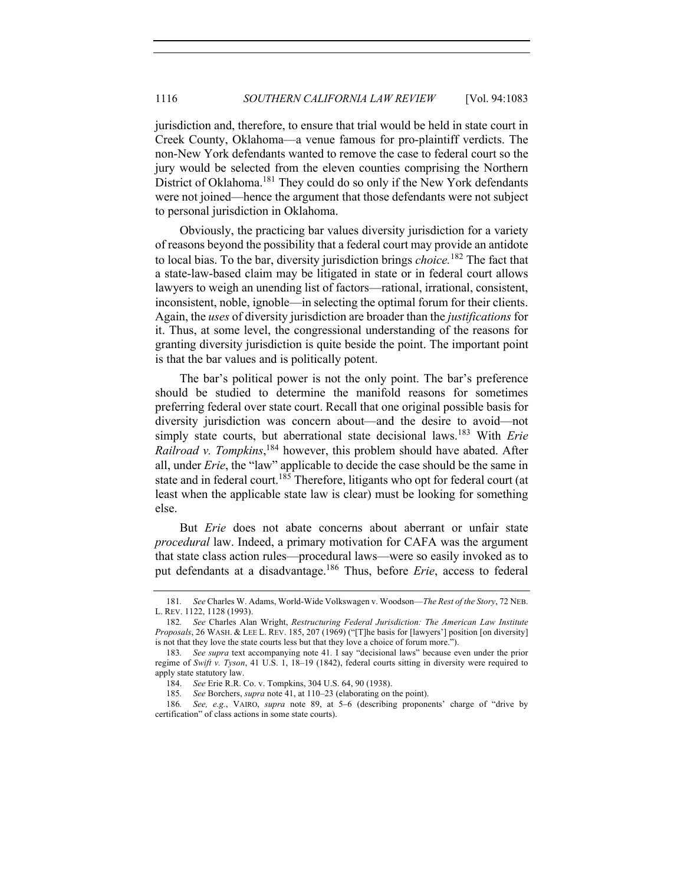jurisdiction and, therefore, to ensure that trial would be held in state court in Creek County, Oklahoma—a venue famous for pro-plaintiff verdicts. The non-New York defendants wanted to remove the case to federal court so the jury would be selected from the eleven counties comprising the Northern District of Oklahoma.[181] They could do so only if the New York defendants were not joined—hence the argument that those defendants were not subject to personal jurisdiction in Oklahoma.

Obviously, the practicing bar values diversity jurisdiction for a variety of reasons beyond the possibility that a federal court may provide an antidote to local bias. To the bar, diversity jurisdiction brings *choice.*[182] The fact that a state-law-based claim may be litigated in state or in federal court allows lawyers to weigh an unending list of factors—rational, irrational, consistent, inconsistent, noble, ignoble—in selecting the optimal forum for their clients. Again, the *uses* of diversity jurisdiction are broader than the *justifications* for it. Thus, at some level, the congressional understanding of the reasons for granting diversity jurisdiction is quite beside the point. The important point is that the bar values and is politically potent.

The bar's political power is not the only point. The bar's preference should be studied to determine the manifold reasons for sometimes preferring federal over state court. Recall that one original possible basis for diversity jurisdiction was concern about—and the desire to avoid—not simply state courts, but aberrational state decisional laws.[183] With *Erie Railroad v. Tompkins*,[184] however, this problem should have abated. After all, under *Erie*, the "law" applicable to decide the case should be the same in state and in federal court.[185] Therefore, litigants who opt for federal court (at least when the applicable state law is clear) must be looking for something else.

But *Erie* does not abate concerns about aberrant or unfair state *procedural* law. Indeed, a primary motivation for CAFA was the argument that state class action rules—procedural laws—were so easily invoked as to put defendants at a disadvantage.[186] Thus, before *Erie*, access to federal

181. *See* Charles W. Adams, World-Wide Volkswagen v. Woodson—*The Rest of the Story*, 72 NEB. L. REV. 1122, 1128 (1993).

182. *See* Charles Alan Wright, *Restructuring Federal Jurisdiction: The American Law Institute Proposals*, 26 WASH. & LEE L. REV. 185, 207 (1969) ("[T]he basis for [lawyers'] position [on diversity] is not that they love the state courts less but that they love a choice of forum more.").

183. *See supra* text accompanying note 41. I say "decisional laws" because even under the prior regime of *Swift v. Tyson*, 41 U.S. 1, 18–19 (1842), federal courts sitting in diversity were required to apply state statutory law.

184. *See* Erie R.R. Co. v. Tompkins, 304 U.S. 64, 90 (1938).

185. *See* Borchers, *supra* note 41, at 110–23 (elaborating on the point).

186. *See, e.g.*, VAIRO, *supra* note 89, at 5–6 (describing proponents' charge of "drive by certification" of class actions in some state courts).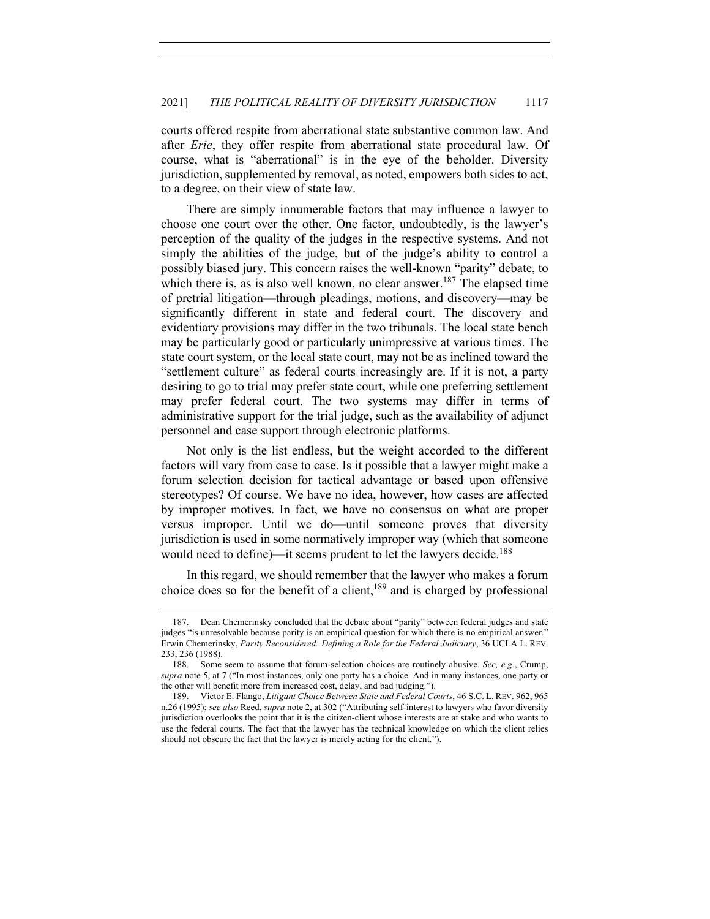courts offered respite from aberrational state substantive common law. And after *Erie*, they offer respite from aberrational state procedural law. Of course, what is "aberrational" is in the eye of the beholder. Diversity jurisdiction, supplemented by removal, as noted, empowers both sides to act, to a degree, on their view of state law.

There are simply innumerable factors that may influence a lawyer to choose one court over the other. One factor, undoubtedly, is the lawyer's perception of the quality of the judges in the respective systems. And not simply the abilities of the judge, but of the judge's ability to control a possibly biased jury. This concern raises the well-known "parity" debate, to which there is, as is also well known, no clear answer.[187] The elapsed time of pretrial litigation—through pleadings, motions, and discovery—may be significantly different in state and federal court. The discovery and evidentiary provisions may differ in the two tribunals. The local state bench may be particularly good or particularly unimpressive at various times. The state court system, or the local state court, may not be as inclined toward the "settlement culture" as federal courts increasingly are. If it is not, a party desiring to go to trial may prefer state court, while one preferring settlement may prefer federal court. The two systems may differ in terms of administrative support for the trial judge, such as the availability of adjunct personnel and case support through electronic platforms.

Not only is the list endless, but the weight accorded to the different factors will vary from case to case. Is it possible that a lawyer might make a forum selection decision for tactical advantage or based upon offensive stereotypes? Of course. We have no idea, however, how cases are affected by improper motives. In fact, we have no consensus on what are proper versus improper. Until we do—until someone proves that diversity jurisdiction is used in some normatively improper way (which that someone would need to define)—it seems prudent to let the lawyers decide.[188]

In this regard, we should remember that the lawyer who makes a forum choice does so for the benefit of a client,[189] and is charged by professional

---

187. Dean Chemerinsky concluded that the debate about "parity" between federal judges and state judges "is unresolvable because parity is an empirical question for which there is no empirical answer." Erwin Chemerinsky, *Parity Reconsidered: Defining a Role for the Federal Judiciary*, 36 UCLA L. REV. 233, 236 (1988).

188. Some seem to assume that forum-selection choices are routinely abusive. *See, e.g.*, Crump, *supra* note 5, at 7 ("In most instances, only one party has a choice. And in many instances, one party or the other will benefit more from increased cost, delay, and bad judging.").

189. Victor E. Flango, *Litigant Choice Between State and Federal Courts*, 46 S.C. L. REV. 962, 965 n.26 (1995); *see also* Reed, *supra* note 2, at 302 ("Attributing self-interest to lawyers who favor diversity jurisdiction overlooks the point that it is the citizen-client whose interests are at stake and who wants to use the federal courts. The fact that the lawyer has the technical knowledge on which the client relies should not obscure the fact that the lawyer is merely acting for the client.").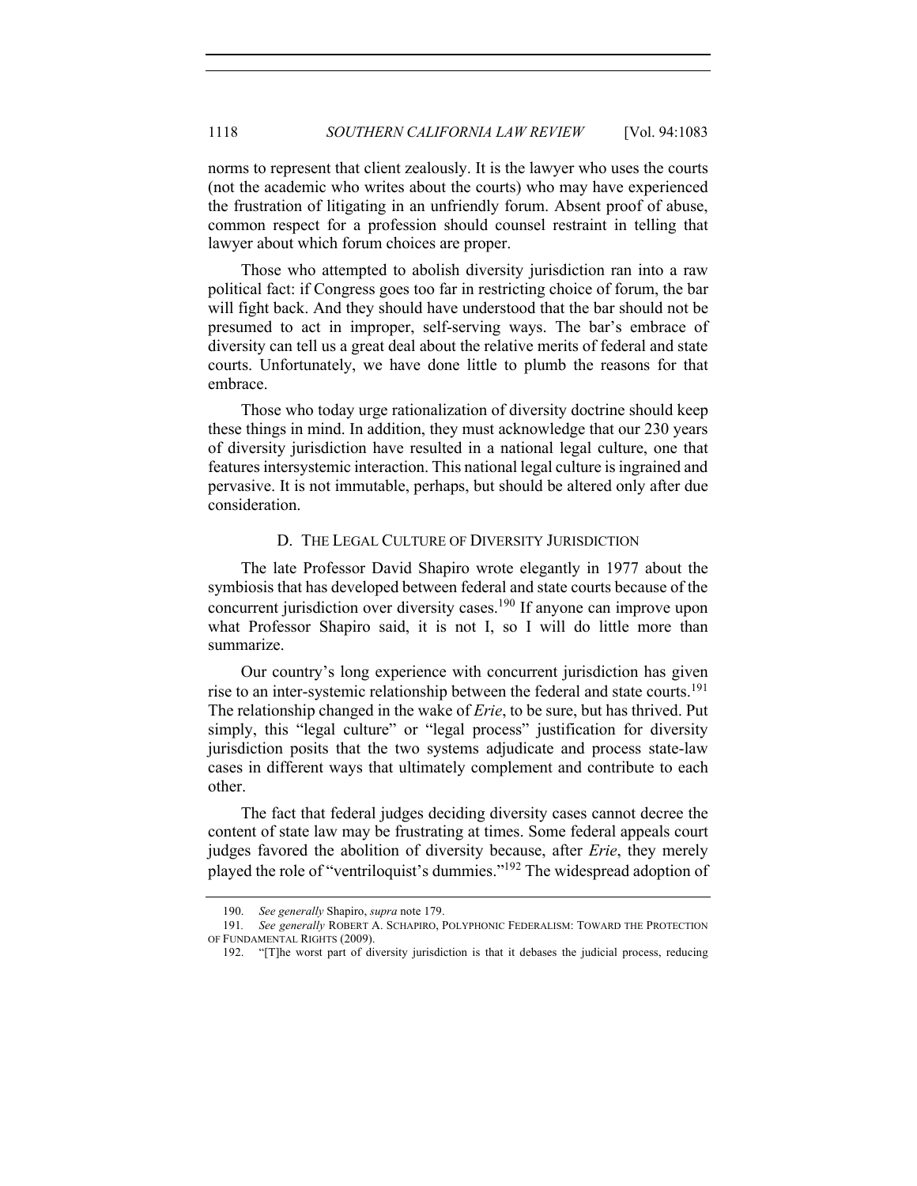norms to represent that client zealously. It is the lawyer who uses the courts (not the academic who writes about the courts) who may have experienced the frustration of litigating in an unfriendly forum. Absent proof of abuse, common respect for a profession should counsel restraint in telling that lawyer about which forum choices are proper.

Those who attempted to abolish diversity jurisdiction ran into a raw political fact: if Congress goes too far in restricting choice of forum, the bar will fight back. And they should have understood that the bar should not be presumed to act in improper, self-serving ways. The bar's embrace of diversity can tell us a great deal about the relative merits of federal and state courts. Unfortunately, we have done little to plumb the reasons for that embrace.

Those who today urge rationalization of diversity doctrine should keep these things in mind. In addition, they must acknowledge that our 230 years of diversity jurisdiction have resulted in a national legal culture, one that features intersystemic interaction. This national legal culture is ingrained and pervasive. It is not immutable, perhaps, but should be altered only after due consideration.

### D. THE LEGAL CULTURE OF DIVERSITY JURISDICTION

The late Professor David Shapiro wrote elegantly in 1977 about the symbiosis that has developed between federal and state courts because of the concurrent jurisdiction over diversity cases.[190] If anyone can improve upon what Professor Shapiro said, it is not I, so I will do little more than summarize.

Our country's long experience with concurrent jurisdiction has given rise to an inter-systemic relationship between the federal and state courts.[191] The relationship changed in the wake of *Erie*, to be sure, but has thrived. Put simply, this "legal culture" or "legal process" justification for diversity jurisdiction posits that the two systems adjudicate and process state-law cases in different ways that ultimately complement and contribute to each other.

The fact that federal judges deciding diversity cases cannot decree the content of state law may be frustrating at times. Some federal appeals court judges favored the abolition of diversity because, after *Erie*, they merely played the role of "ventriloquist's dummies."[192] The widespread adoption of

---

190. *See generally* Shapiro, *supra* note 179.

191. *See generally* ROBERT A. SCHAPIRO, POLYPHONIC FEDERALISM: TOWARD THE PROTECTION OF FUNDAMENTAL RIGHTS (2009).

192. "[T]he worst part of diversity jurisdiction is that it debases the judicial process, reducing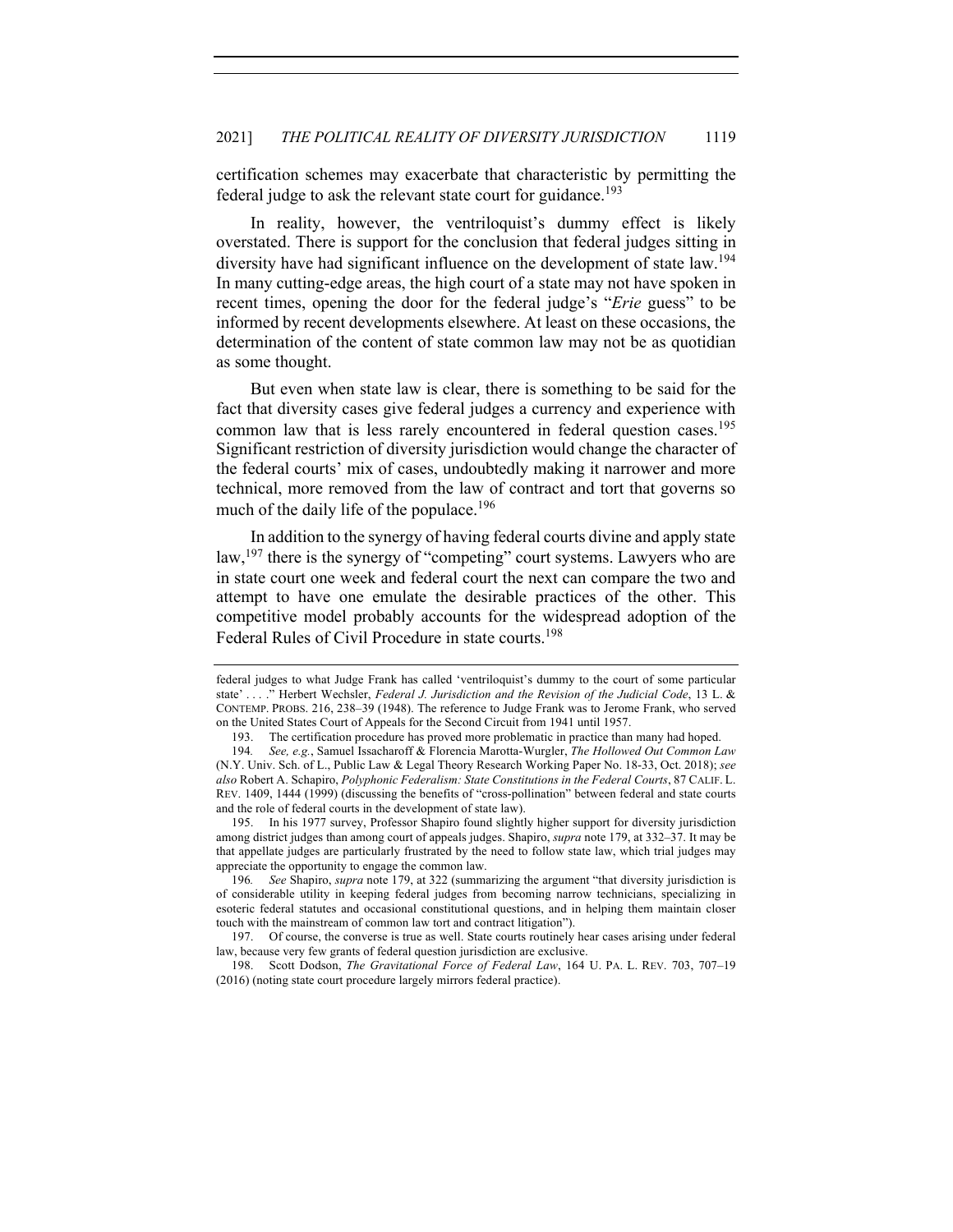certification schemes may exacerbate that characteristic by permitting the federal judge to ask the relevant state court for guidance.[193]

In reality, however, the ventriloquist's dummy effect is likely overstated. There is support for the conclusion that federal judges sitting in diversity have had significant influence on the development of state law.[194] In many cutting-edge areas, the high court of a state may not have spoken in recent times, opening the door for the federal judge's "*Erie* guess" to be informed by recent developments elsewhere. At least on these occasions, the determination of the content of state common law may not be as quotidian as some thought.

But even when state law is clear, there is something to be said for the fact that diversity cases give federal judges a currency and experience with common law that is less rarely encountered in federal question cases.[195] Significant restriction of diversity jurisdiction would change the character of the federal courts' mix of cases, undoubtedly making it narrower and more technical, more removed from the law of contract and tort that governs so much of the daily life of the populace.[196]

In addition to the synergy of having federal courts divine and apply state law,[197] there is the synergy of "competing" court systems. Lawyers who are in state court one week and federal court the next can compare the two and attempt to have one emulate the desirable practices of the other. This competitive model probably accounts for the widespread adoption of the Federal Rules of Civil Procedure in state courts.[198]

---

federal judges to what Judge Frank has called 'ventriloquist's dummy to the court of some particular state' . . . ." Herbert Wechsler, *Federal J. Jurisdiction and the Revision of the Judicial Code*, 13 L. & CONTEMP. PROBS. 216, 238–39 (1948). The reference to Judge Frank was to Jerome Frank, who served on the United States Court of Appeals for the Second Circuit from 1941 until 1957.

193. The certification procedure has proved more problematic in practice than many had hoped.

194. *See, e.g.*, Samuel Issacharoff & Florencia Marotta-Wurgler, *The Hollowed Out Common Law* (N.Y. Univ. Sch. of L., Public Law & Legal Theory Research Working Paper No. 18-33, Oct. 2018); *see also* Robert A. Schapiro, *Polyphonic Federalism: State Constitutions in the Federal Courts*, 87 CALIF. L. REV. 1409, 1444 (1999) (discussing the benefits of "cross-pollination" between federal and state courts and the role of federal courts in the development of state law).

195. In his 1977 survey, Professor Shapiro found slightly higher support for diversity jurisdiction among district judges than among court of appeals judges. Shapiro, *supra* note 179, at 332–37. It may be that appellate judges are particularly frustrated by the need to follow state law, which trial judges may appreciate the opportunity to engage the common law.

196. *See* Shapiro, *supra* note 179, at 322 (summarizing the argument "that diversity jurisdiction is of considerable utility in keeping federal judges from becoming narrow technicians, specializing in esoteric federal statutes and occasional constitutional questions, and in helping them maintain closer touch with the mainstream of common law tort and contract litigation").

197. Of course, the converse is true as well. State courts routinely hear cases arising under federal law, because very few grants of federal question jurisdiction are exclusive.

198. Scott Dodson, *The Gravitational Force of Federal Law*, 164 U. PA. L. REV. 703, 707–19 (2016) (noting state court procedure largely mirrors federal practice).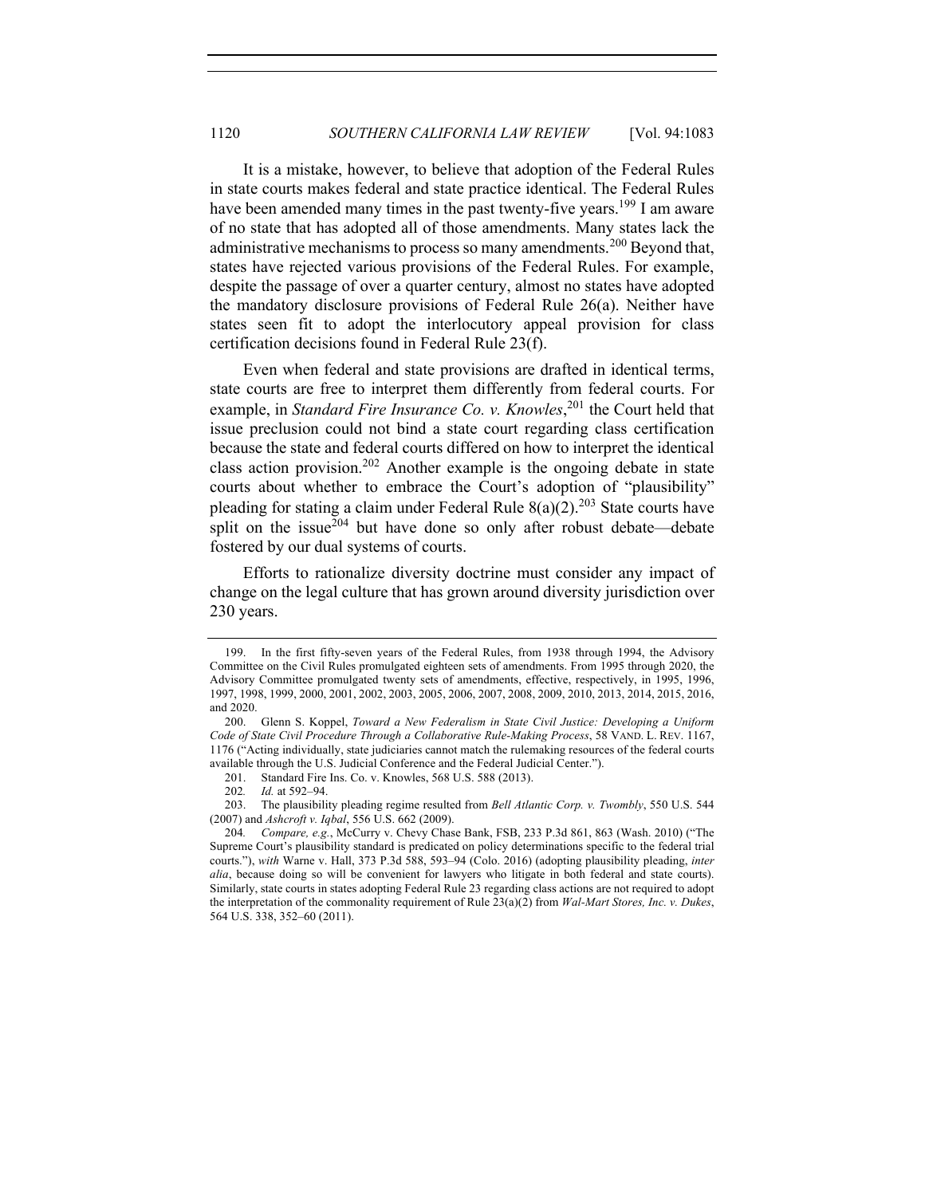It is a mistake, however, to believe that adoption of the Federal Rules in state courts makes federal and state practice identical. The Federal Rules have been amended many times in the past twenty-five years.[199] I am aware of no state that has adopted all of those amendments. Many states lack the administrative mechanisms to process so many amendments.[200] Beyond that, states have rejected various provisions of the Federal Rules. For example, despite the passage of over a quarter century, almost no states have adopted the mandatory disclosure provisions of Federal Rule 26(a). Neither have states seen fit to adopt the interlocutory appeal provision for class certification decisions found in Federal Rule 23(f).

Even when federal and state provisions are drafted in identical terms, state courts are free to interpret them differently from federal courts. For example, in *Standard Fire Insurance Co. v. Knowles*,[201] the Court held that issue preclusion could not bind a state court regarding class certification because the state and federal courts differed on how to interpret the identical class action provision.[202] Another example is the ongoing debate in state courts about whether to embrace the Court's adoption of "plausibility" pleading for stating a claim under Federal Rule 8(a)(2).[203] State courts have split on the issue[204] but have done so only after robust debate—debate fostered by our dual systems of courts.

Efforts to rationalize diversity doctrine must consider any impact of change on the legal culture that has grown around diversity jurisdiction over 230 years.

---

199. In the first fifty-seven years of the Federal Rules, from 1938 through 1994, the Advisory Committee on the Civil Rules promulgated eighteen sets of amendments. From 1995 through 2020, the Advisory Committee promulgated twenty sets of amendments, effective, respectively, in 1995, 1996, 1997, 1998, 1999, 2000, 2001, 2002, 2003, 2005, 2006, 2007, 2008, 2009, 2010, 2013, 2014, 2015, 2016, and 2020.

200. Glenn S. Koppel, *Toward a New Federalism in State Civil Justice: Developing a Uniform Code of State Civil Procedure Through a Collaborative Rule-Making Process*, 58 VAND. L. REV. 1167, 1176 ("Acting individually, state judiciaries cannot match the rulemaking resources of the federal courts available through the U.S. Judicial Conference and the Federal Judicial Center.").

201. Standard Fire Ins. Co. v. Knowles, 568 U.S. 588 (2013).

202. *Id.* at 592–94.

203. The plausibility pleading regime resulted from *Bell Atlantic Corp. v. Twombly*, 550 U.S. 544 (2007) and *Ashcroft v. Iqbal*, 556 U.S. 662 (2009).

204. *Compare, e.g.*, McCurry v. Chevy Chase Bank, FSB, 233 P.3d 861, 863 (Wash. 2010) ("The Supreme Court's plausibility standard is predicated on policy determinations specific to the federal trial courts."), *with* Warne v. Hall, 373 P.3d 588, 593–94 (Colo. 2016) (adopting plausibility pleading, *inter alia*, because doing so will be convenient for lawyers who litigate in both federal and state courts). Similarly, state courts in states adopting Federal Rule 23 regarding class actions are not required to adopt the interpretation of the commonality requirement of Rule 23(a)(2) from *Wal-Mart Stores, Inc. v. Dukes*, 564 U.S. 338, 352–60 (2011).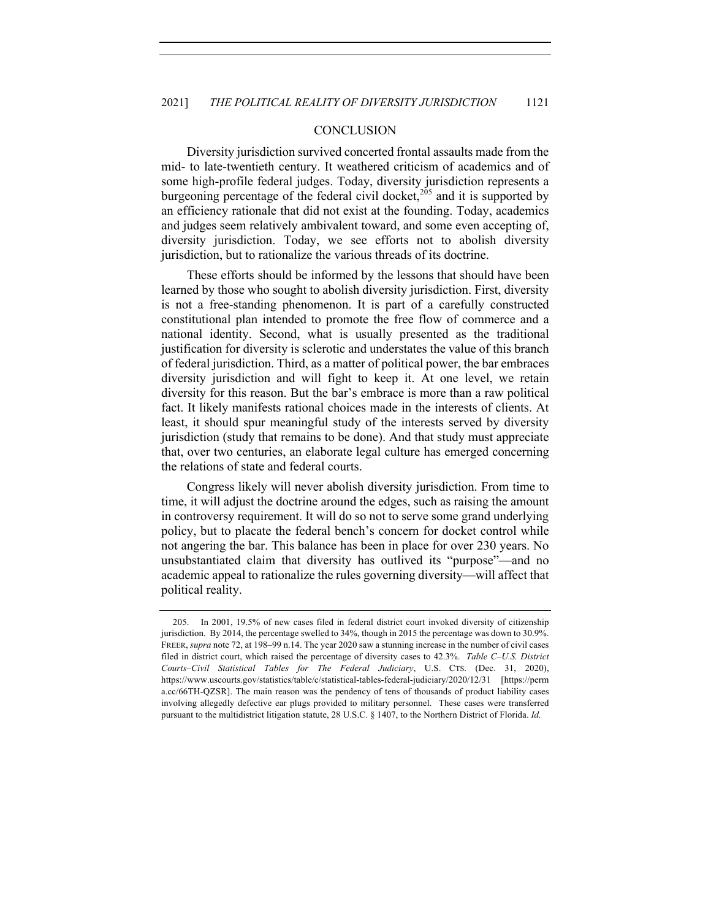## CONCLUSION

Diversity jurisdiction survived concerted frontal assaults made from the mid- to late-twentieth century. It weathered criticism of academics and of some high-profile federal judges. Today, diversity jurisdiction represents a burgeoning percentage of the federal civil docket,[205] and it is supported by an efficiency rationale that did not exist at the founding. Today, academics and judges seem relatively ambivalent toward, and some even accepting of, diversity jurisdiction. Today, we see efforts not to abolish diversity jurisdiction, but to rationalize the various threads of its doctrine.

These efforts should be informed by the lessons that should have been learned by those who sought to abolish diversity jurisdiction. First, diversity is not a free-standing phenomenon. It is part of a carefully constructed constitutional plan intended to promote the free flow of commerce and a national identity. Second, what is usually presented as the traditional justification for diversity is sclerotic and understates the value of this branch of federal jurisdiction. Third, as a matter of political power, the bar embraces diversity jurisdiction and will fight to keep it. At one level, we retain diversity for this reason. But the bar's embrace is more than a raw political fact. It likely manifests rational choices made in the interests of clients. At least, it should spur meaningful study of the interests served by diversity jurisdiction (study that remains to be done). And that study must appreciate that, over two centuries, an elaborate legal culture has emerged concerning the relations of state and federal courts.

Congress likely will never abolish diversity jurisdiction. From time to time, it will adjust the doctrine around the edges, such as raising the amount in controversy requirement. It will do so not to serve some grand underlying policy, but to placate the federal bench's concern for docket control while not angering the bar. This balance has been in place for over 230 years. No unsubstantiated claim that diversity has outlived its "purpose"—and no academic appeal to rationalize the rules governing diversity—will affect that political reality.

---

205. In 2001, 19.5% of new cases filed in federal district court invoked diversity of citizenship jurisdiction. By 2014, the percentage swelled to 34%, though in 2015 the percentage was down to 30.9%. FREER, *supra* note 72, at 198–99 n.14. The year 2020 saw a stunning increase in the number of civil cases filed in district court, which raised the percentage of diversity cases to 42.3%. *Table C–U.S. District Courts–Civil Statistical Tables for The Federal Judiciary*, U.S. CTS. (Dec. 31, 2020), https://www.uscourts.gov/statistics/table/c/statistical-tables-federal-judiciary/2020/12/31 [https://perma.cc/66TH-QZSR]. The main reason was the pendency of tens of thousands of product liability cases involving allegedly defective ear plugs provided to military personnel. These cases were transferred pursuant to the multidistrict litigation statute, 28 U.S.C. § 1407, to the Northern District of Florida. *Id.*